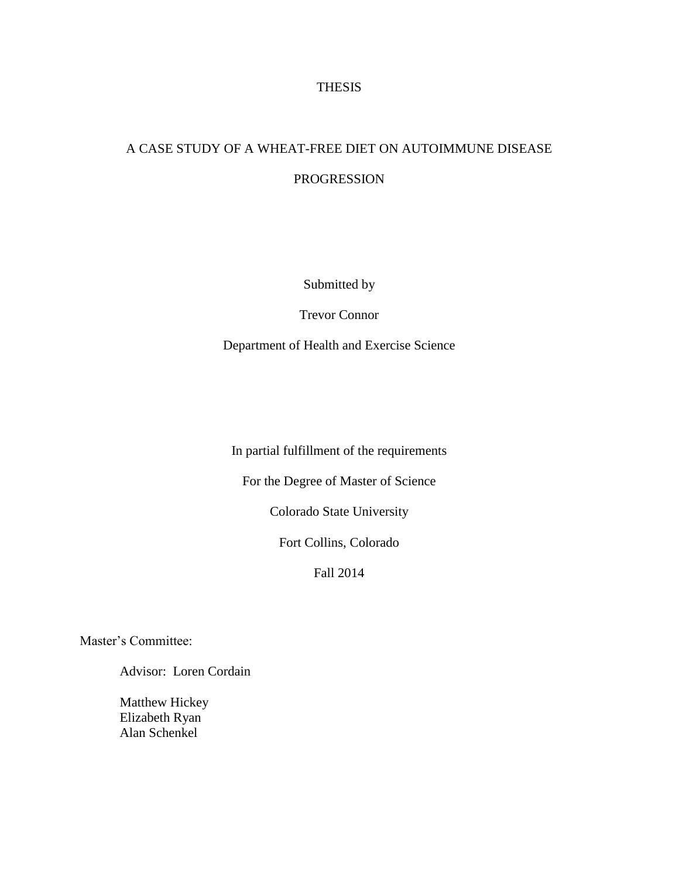THESIS

# A CASE STUDY OF A WHEAT-FREE DIET ON AUTOIMMUNE DISEASE PROGRESSION

Submitted by

Trevor Connor

Department of Health and Exercise Science

In partial fulfillment of the requirements

For the Degree of Master of Science

Colorado State University

Fort Collins, Colorado

Fall 2014

Master's Committee:

Advisor: Loren Cordain

Matthew Hickey
Elizabeth Ryan
Alan Schenkel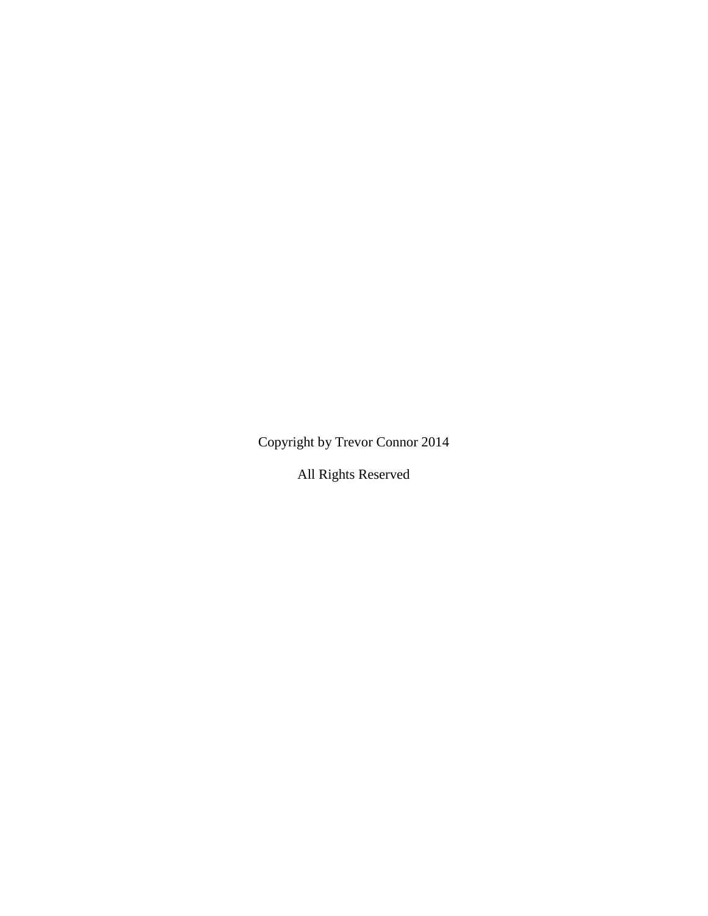Copyright by Trevor Connor 2014

All Rights Reserved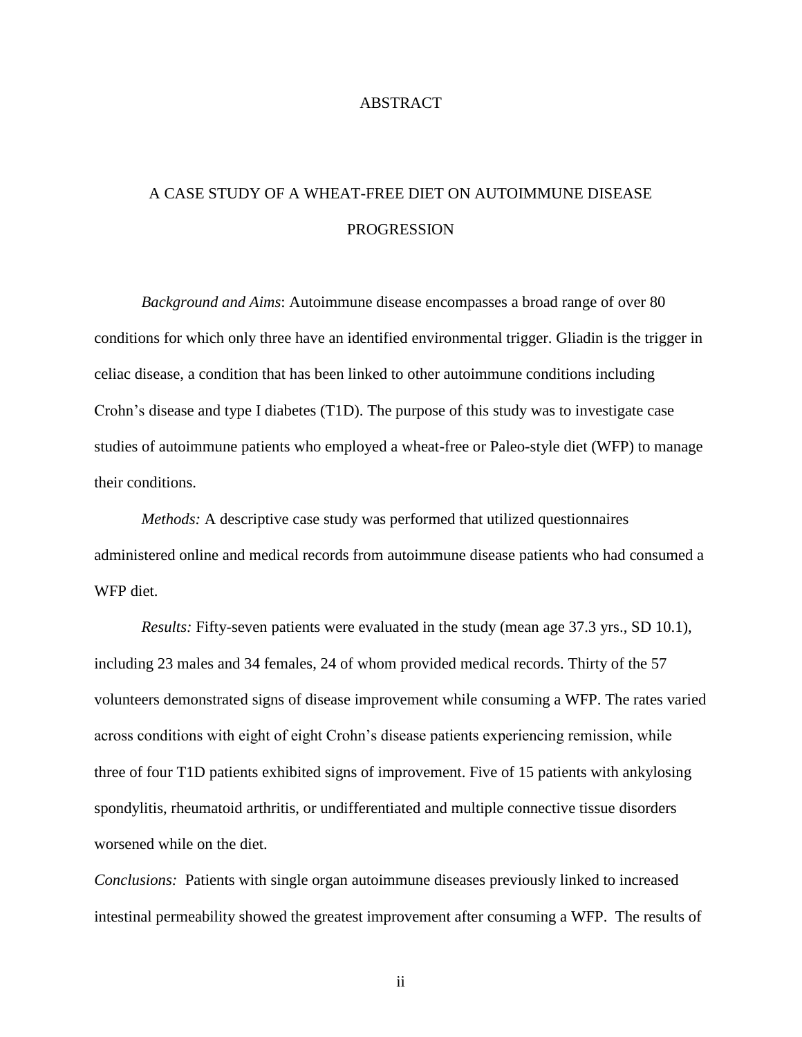# ABSTRACT

## A CASE STUDY OF A WHEAT-FREE DIET ON AUTOIMMUNE DISEASE PROGRESSION

*Background and Aims*: Autoimmune disease encompasses a broad range of over 80 conditions for which only three have an identified environmental trigger. Gliadin is the trigger in celiac disease, a condition that has been linked to other autoimmune conditions including Crohn's disease and type I diabetes (T1D). The purpose of this study was to investigate case studies of autoimmune patients who employed a wheat-free or Paleo-style diet (WFP) to manage their conditions.

*Methods:* A descriptive case study was performed that utilized questionnaires administered online and medical records from autoimmune disease patients who had consumed a WFP diet.

*Results:* Fifty-seven patients were evaluated in the study (mean age 37.3 yrs., SD 10.1), including 23 males and 34 females, 24 of whom provided medical records. Thirty of the 57 volunteers demonstrated signs of disease improvement while consuming a WFP. The rates varied across conditions with eight of eight Crohn's disease patients experiencing remission, while three of four T1D patients exhibited signs of improvement. Five of 15 patients with ankylosing spondylitis, rheumatoid arthritis, or undifferentiated and multiple connective tissue disorders worsened while on the diet.

*Conclusions:* Patients with single organ autoimmune diseases previously linked to increased intestinal permeability showed the greatest improvement after consuming a WFP. The results of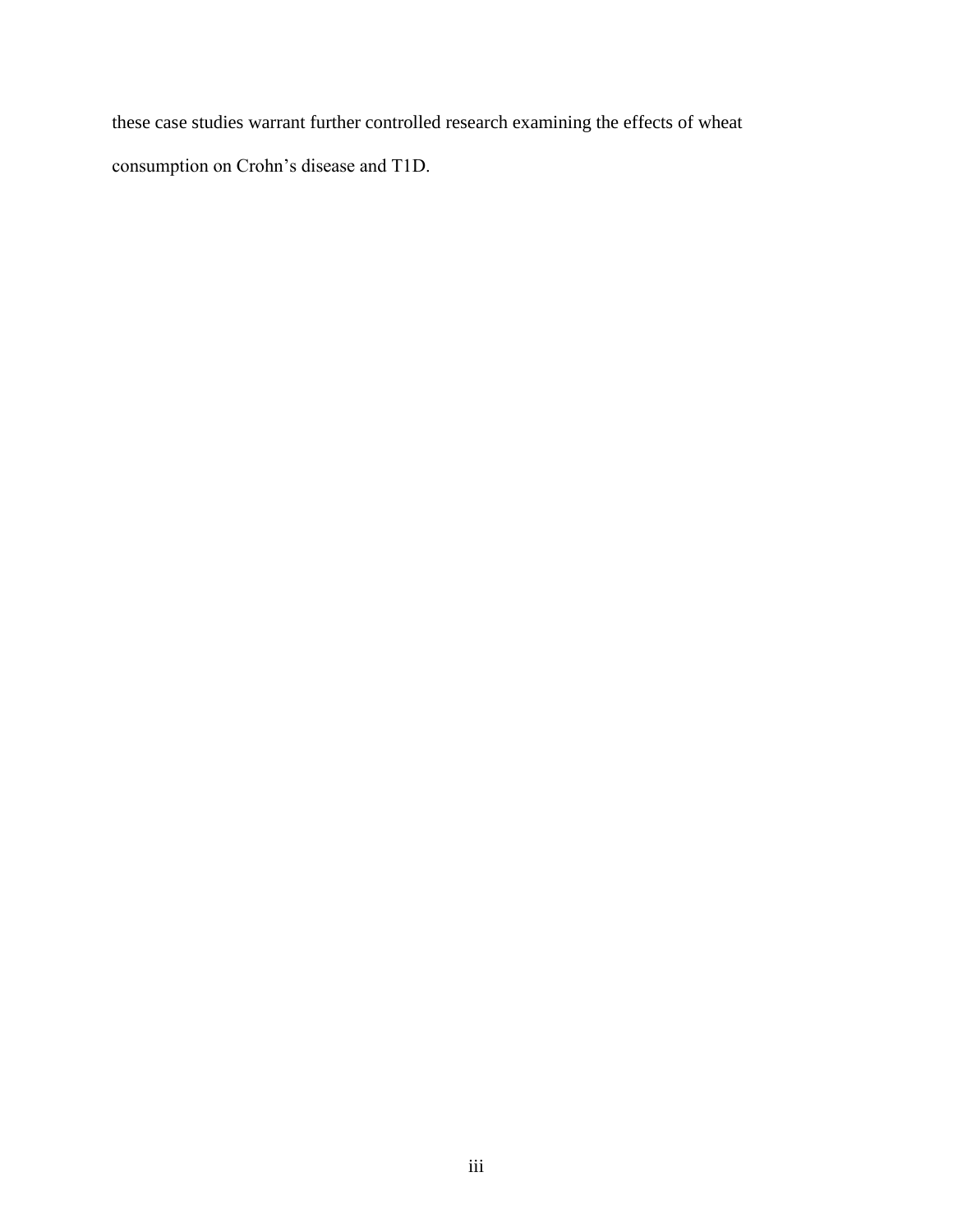these case studies warrant further controlled research examining the effects of wheat consumption on Crohn’s disease and T1D.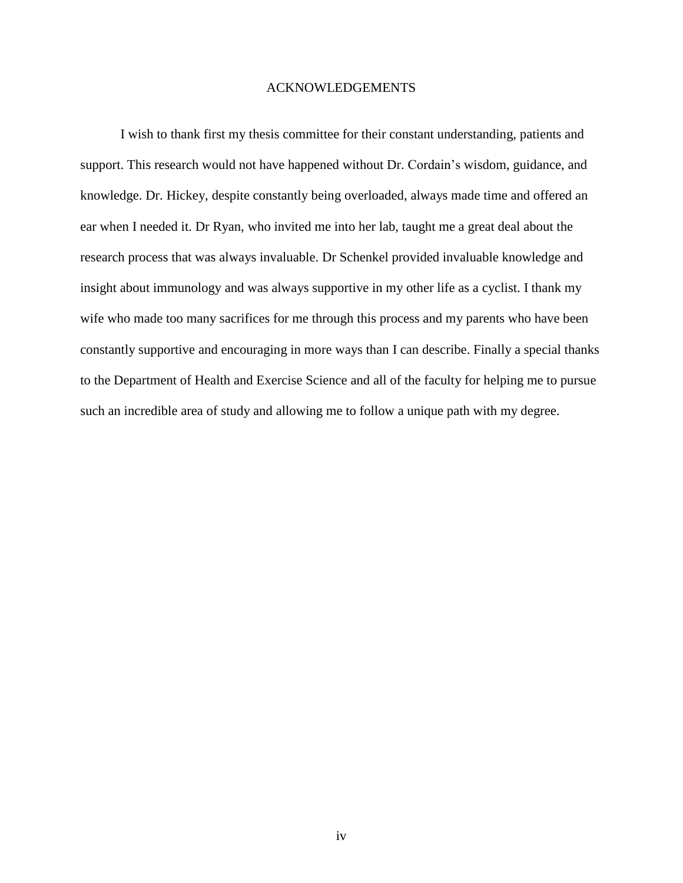# ACKNOWLEDGEMENTS

I wish to thank first my thesis committee for their constant understanding, patients and support. This research would not have happened without Dr. Cordain's wisdom, guidance, and knowledge. Dr. Hickey, despite constantly being overloaded, always made time and offered an ear when I needed it. Dr Ryan, who invited me into her lab, taught me a great deal about the research process that was always invaluable. Dr Schenkel provided invaluable knowledge and insight about immunology and was always supportive in my other life as a cyclist. I thank my wife who made too many sacrifices for me through this process and my parents who have been constantly supportive and encouraging in more ways than I can describe. Finally a special thanks to the Department of Health and Exercise Science and all of the faculty for helping me to pursue such an incredible area of study and allowing me to follow a unique path with my degree.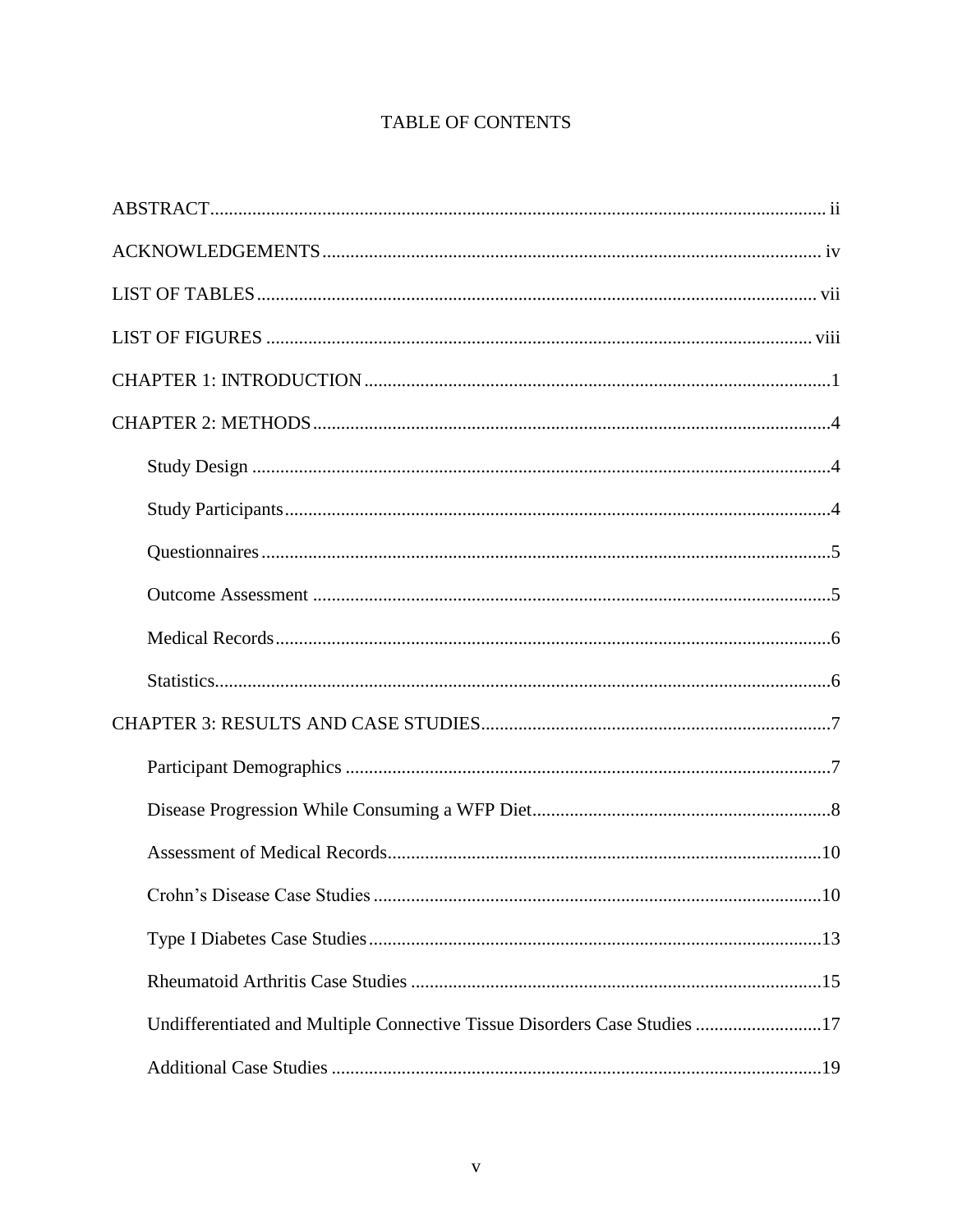# TABLE OF CONTENTS

ABSTRACT ..... ii

ACKNOWLEDGEMENTS ..... iv

LIST OF TABLES ..... vii

LIST OF FIGURES ..... viii

CHAPTER 1: INTRODUCTION ..... 1

CHAPTER 2: METHODS ..... 4

- Study Design ..... 4
- Study Participants ..... 4
- Questionnaires ..... 5
- Outcome Assessment ..... 5
- Medical Records ..... 6
- Statistics ..... 6

CHAPTER 3: RESULTS AND CASE STUDIES ..... 7

- Participant Demographics ..... 7
- Disease Progression While Consuming a WFP Diet ..... 8
- Assessment of Medical Records ..... 10
- Crohn's Disease Case Studies ..... 10
- Type I Diabetes Case Studies ..... 13
- Rheumatoid Arthritis Case Studies ..... 15
- Undifferentiated and Multiple Connective Tissue Disorders Case Studies ..... 17
- Additional Case Studies ..... 19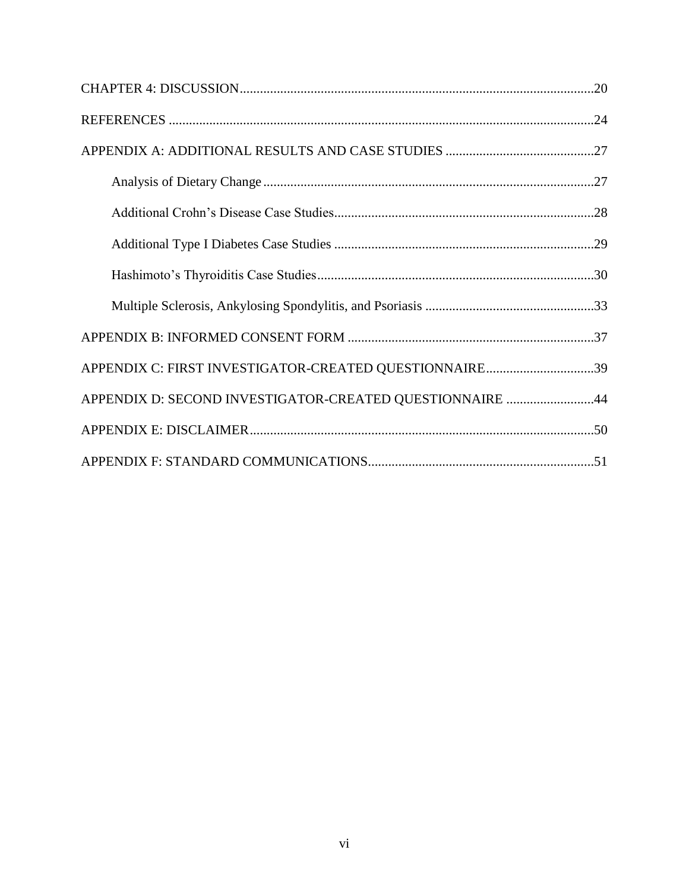CHAPTER 4: DISCUSSION........................................................................................................20

REFERENCES ............................................................................................................................24

APPENDIX A: ADDITIONAL RESULTS AND CASE STUDIES ............................................27

    Analysis of Dietary Change .................................................................................................27

    Additional Crohn's Disease Case Studies.............................................................................28

    Additional Type I Diabetes Case Studies .............................................................................29

    Hashimoto's Thyroiditis Case Studies.................................................................................30

    Multiple Sclerosis, Ankylosing Spondylitis, and Psoriasis ..................................................33

APPENDIX B: INFORMED CONSENT FORM .........................................................................37

APPENDIX C: FIRST INVESTIGATOR-CREATED QUESTIONNAIRE................................39

APPENDIX D: SECOND INVESTIGATOR-CREATED QUESTIONNAIRE ..........................44

APPENDIX E: DISCLAIMER.....................................................................................................50

APPENDIX F: STANDARD COMMUNICATIONS..................................................................51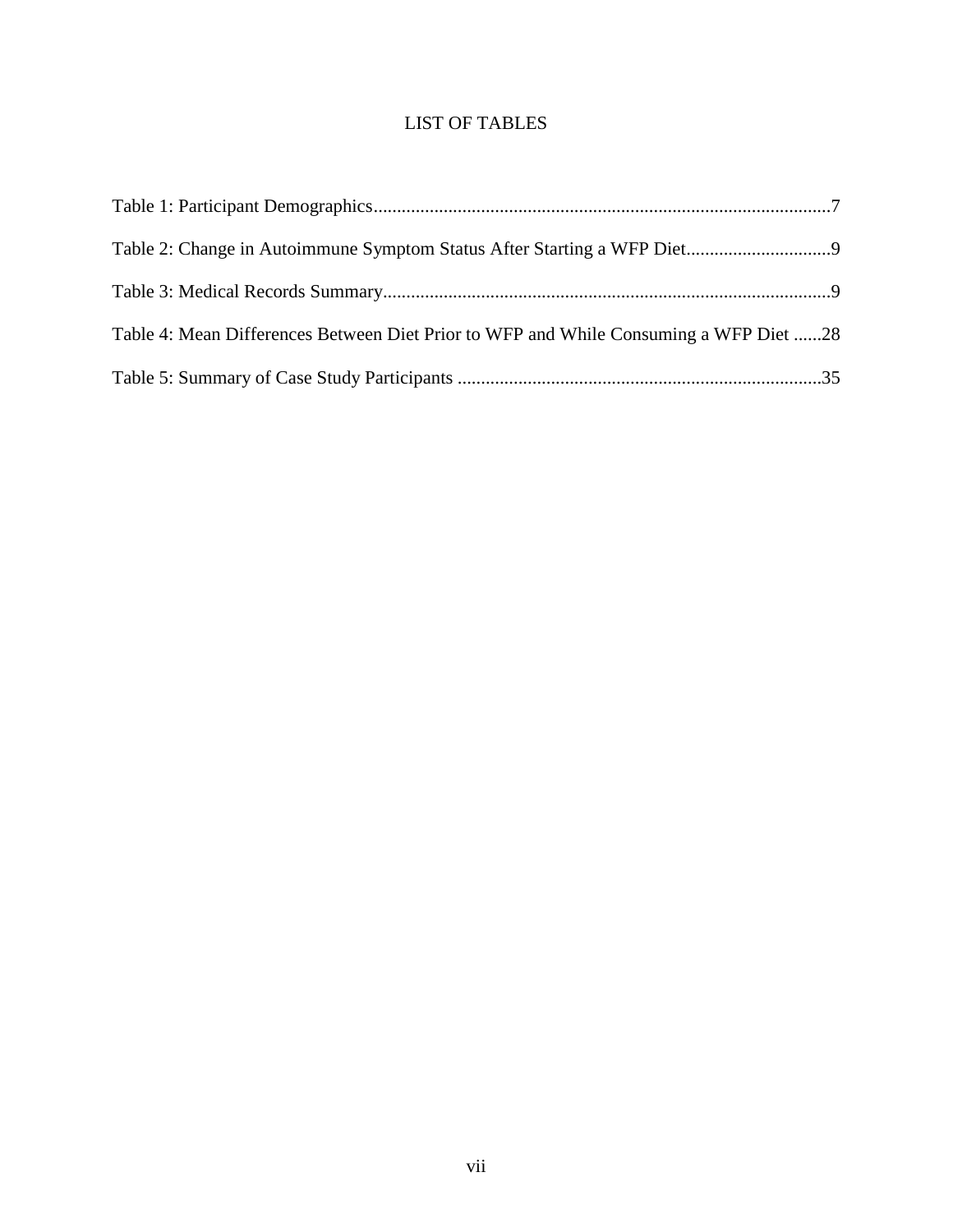# LIST OF TABLES

Table 1: Participant Demographics..................................................................................................7

Table 2: Change in Autoimmune Symptom Status After Starting a WFP Diet...............................9

Table 3: Medical Records Summary................................................................................................9

Table 4: Mean Differences Between Diet Prior to WFP and While Consuming a WFP Diet ......28

Table 5: Summary of Case Study Participants ..............................................................................35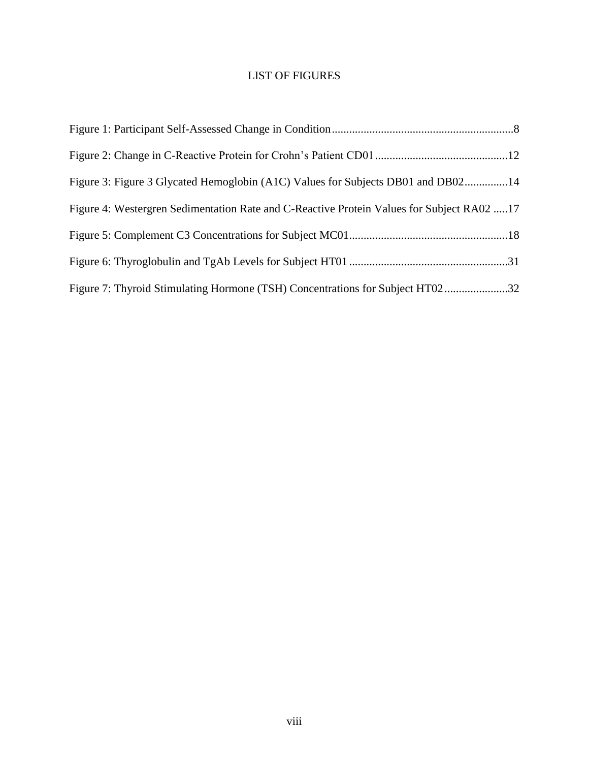# LIST OF FIGURES

Figure 1: Participant Self-Assessed Change in Condition ..... 8

Figure 2: Change in C-Reactive Protein for Crohn's Patient CD01 ..... 12

Figure 3: Figure 3 Glycated Hemoglobin (A1C) Values for Subjects DB01 and DB02 ..... 14

Figure 4: Westergren Sedimentation Rate and C-Reactive Protein Values for Subject RA02 ..... 17

Figure 5: Complement C3 Concentrations for Subject MC01 ..... 18

Figure 6: Thyroglobulin and TgAb Levels for Subject HT01 ..... 31

Figure 7: Thyroid Stimulating Hormone (TSH) Concentrations for Subject HT02 ..... 32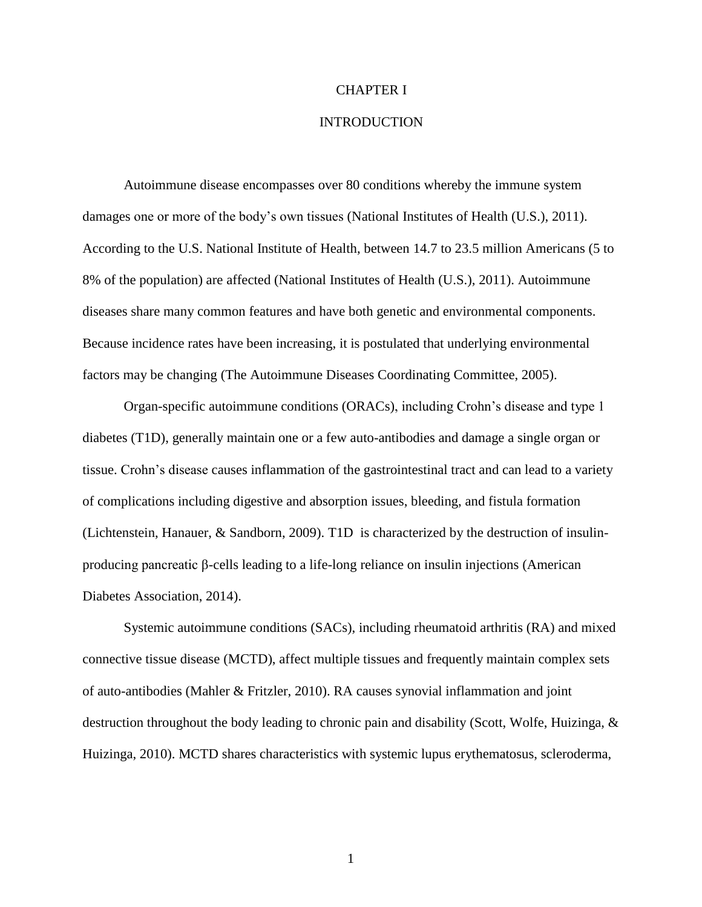# CHAPTER I

## INTRODUCTION

Autoimmune disease encompasses over 80 conditions whereby the immune system damages one or more of the body's own tissues (National Institutes of Health (U.S.), 2011). According to the U.S. National Institute of Health, between 14.7 to 23.5 million Americans (5 to 8% of the population) are affected (National Institutes of Health (U.S.), 2011). Autoimmune diseases share many common features and have both genetic and environmental components. Because incidence rates have been increasing, it is postulated that underlying environmental factors may be changing (The Autoimmune Diseases Coordinating Committee, 2005).

Organ-specific autoimmune conditions (ORACs), including Crohn's disease and type 1 diabetes (T1D), generally maintain one or a few auto-antibodies and damage a single organ or tissue. Crohn's disease causes inflammation of the gastrointestinal tract and can lead to a variety of complications including digestive and absorption issues, bleeding, and fistula formation (Lichtenstein, Hanauer, & Sandborn, 2009). T1D is characterized by the destruction of insulin-producing pancreatic β-cells leading to a life-long reliance on insulin injections (American Diabetes Association, 2014).

Systemic autoimmune conditions (SACs), including rheumatoid arthritis (RA) and mixed connective tissue disease (MCTD), affect multiple tissues and frequently maintain complex sets of auto-antibodies (Mahler & Fritzler, 2010). RA causes synovial inflammation and joint destruction throughout the body leading to chronic pain and disability (Scott, Wolfe, Huizinga, & Huizinga, 2010). MCTD shares characteristics with systemic lupus erythematosus, scleroderma,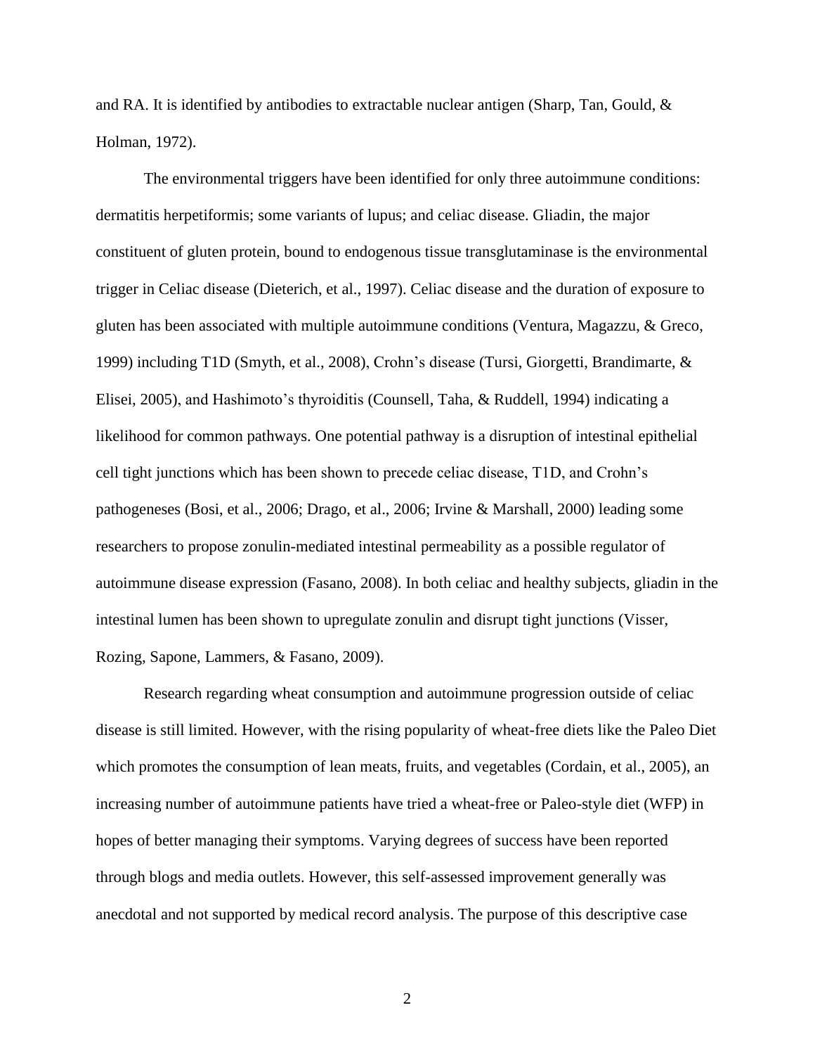and RA. It is identified by antibodies to extractable nuclear antigen (Sharp, Tan, Gould, & Holman, 1972).

The environmental triggers have been identified for only three autoimmune conditions: dermatitis herpetiformis; some variants of lupus; and celiac disease. Gliadin, the major constituent of gluten protein, bound to endogenous tissue transglutaminase is the environmental trigger in Celiac disease (Dieterich, et al., 1997). Celiac disease and the duration of exposure to gluten has been associated with multiple autoimmune conditions (Ventura, Magazzu, & Greco, 1999) including T1D (Smyth, et al., 2008), Crohn's disease (Tursi, Giorgetti, Brandimarte, & Elisei, 2005), and Hashimoto's thyroiditis (Counsell, Taha, & Ruddell, 1994) indicating a likelihood for common pathways. One potential pathway is a disruption of intestinal epithelial cell tight junctions which has been shown to precede celiac disease, T1D, and Crohn's pathogeneses (Bosi, et al., 2006; Drago, et al., 2006; Irvine & Marshall, 2000) leading some researchers to propose zonulin-mediated intestinal permeability as a possible regulator of autoimmune disease expression (Fasano, 2008). In both celiac and healthy subjects, gliadin in the intestinal lumen has been shown to upregulate zonulin and disrupt tight junctions (Visser, Rozing, Sapone, Lammers, & Fasano, 2009).

Research regarding wheat consumption and autoimmune progression outside of celiac disease is still limited. However, with the rising popularity of wheat-free diets like the Paleo Diet which promotes the consumption of lean meats, fruits, and vegetables (Cordain, et al., 2005), an increasing number of autoimmune patients have tried a wheat-free or Paleo-style diet (WFP) in hopes of better managing their symptoms. Varying degrees of success have been reported through blogs and media outlets. However, this self-assessed improvement generally was anecdotal and not supported by medical record analysis. The purpose of this descriptive case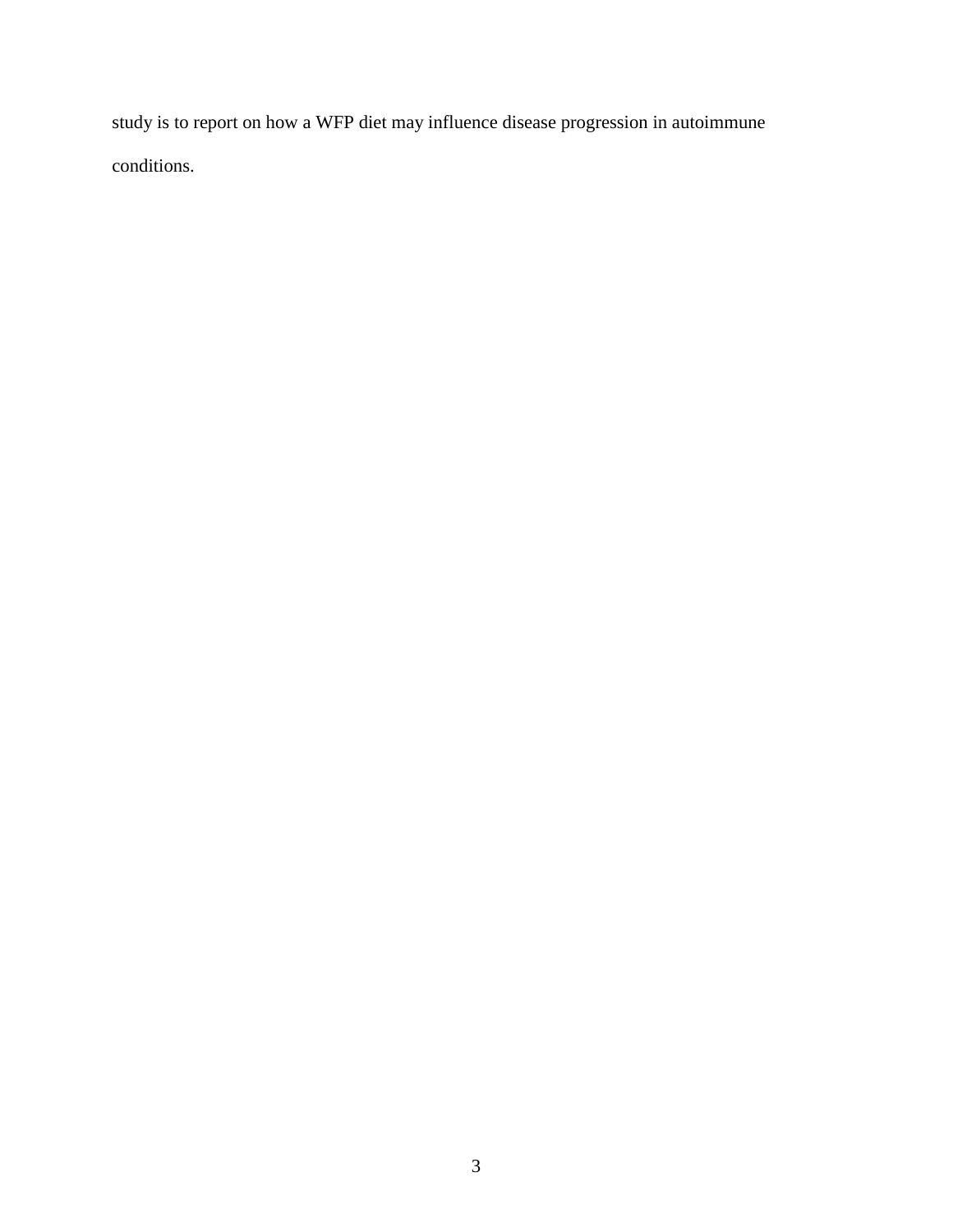study is to report on how a WFP diet may influence disease progression in autoimmune conditions.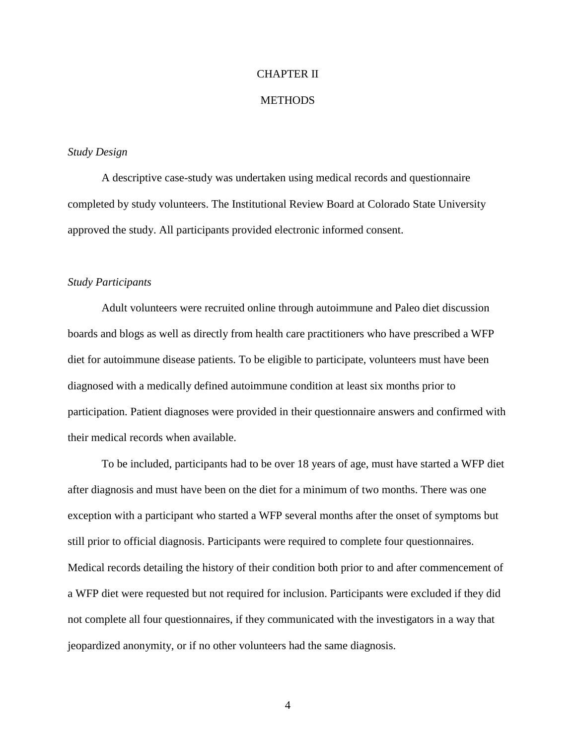# CHAPTER II

# METHODS

*Study Design*

A descriptive case-study was undertaken using medical records and questionnaire completed by study volunteers. The Institutional Review Board at Colorado State University approved the study. All participants provided electronic informed consent.

*Study Participants*

Adult volunteers were recruited online through autoimmune and Paleo diet discussion boards and blogs as well as directly from health care practitioners who have prescribed a WFP diet for autoimmune disease patients. To be eligible to participate, volunteers must have been diagnosed with a medically defined autoimmune condition at least six months prior to participation. Patient diagnoses were provided in their questionnaire answers and confirmed with their medical records when available.

To be included, participants had to be over 18 years of age, must have started a WFP diet after diagnosis and must have been on the diet for a minimum of two months. There was one exception with a participant who started a WFP several months after the onset of symptoms but still prior to official diagnosis. Participants were required to complete four questionnaires. Medical records detailing the history of their condition both prior to and after commencement of a WFP diet were requested but not required for inclusion. Participants were excluded if they did not complete all four questionnaires, if they communicated with the investigators in a way that jeopardized anonymity, or if no other volunteers had the same diagnosis.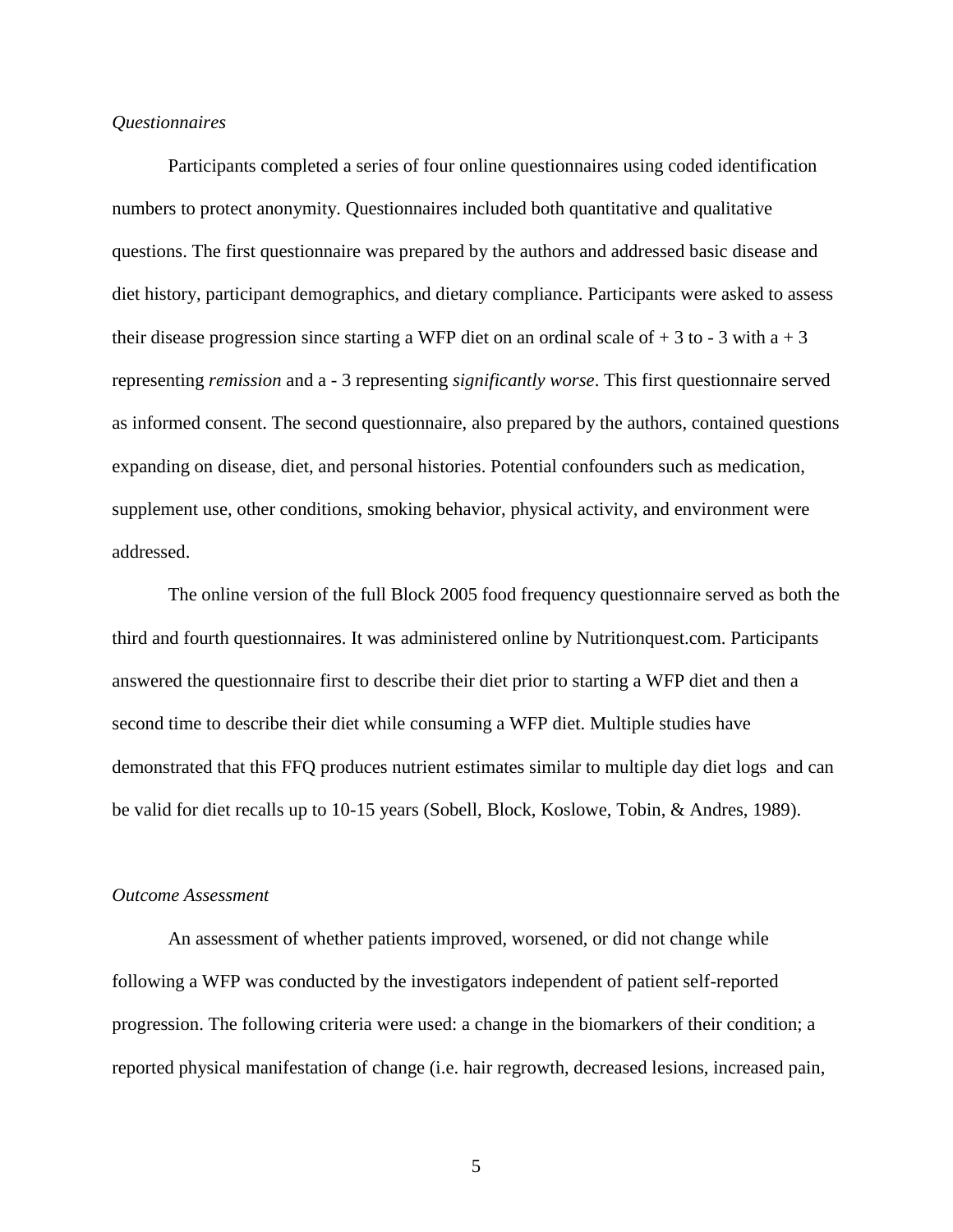*Questionnaires*

Participants completed a series of four online questionnaires using coded identification numbers to protect anonymity. Questionnaires included both quantitative and qualitative questions. The first questionnaire was prepared by the authors and addressed basic disease and diet history, participant demographics, and dietary compliance. Participants were asked to assess their disease progression since starting a WFP diet on an ordinal scale of + 3 to - 3 with a + 3 representing *remission* and a - 3 representing *significantly worse*. This first questionnaire served as informed consent. The second questionnaire, also prepared by the authors, contained questions expanding on disease, diet, and personal histories. Potential confounders such as medication, supplement use, other conditions, smoking behavior, physical activity, and environment were addressed.

The online version of the full Block 2005 food frequency questionnaire served as both the third and fourth questionnaires. It was administered online by Nutritionquest.com. Participants answered the questionnaire first to describe their diet prior to starting a WFP diet and then a second time to describe their diet while consuming a WFP diet. Multiple studies have demonstrated that this FFQ produces nutrient estimates similar to multiple day diet logs and can be valid for diet recalls up to 10-15 years (Sobell, Block, Koslowe, Tobin, & Andres, 1989).

*Outcome Assessment*

An assessment of whether patients improved, worsened, or did not change while following a WFP was conducted by the investigators independent of patient self-reported progression. The following criteria were used: a change in the biomarkers of their condition; a reported physical manifestation of change (i.e. hair regrowth, decreased lesions, increased pain,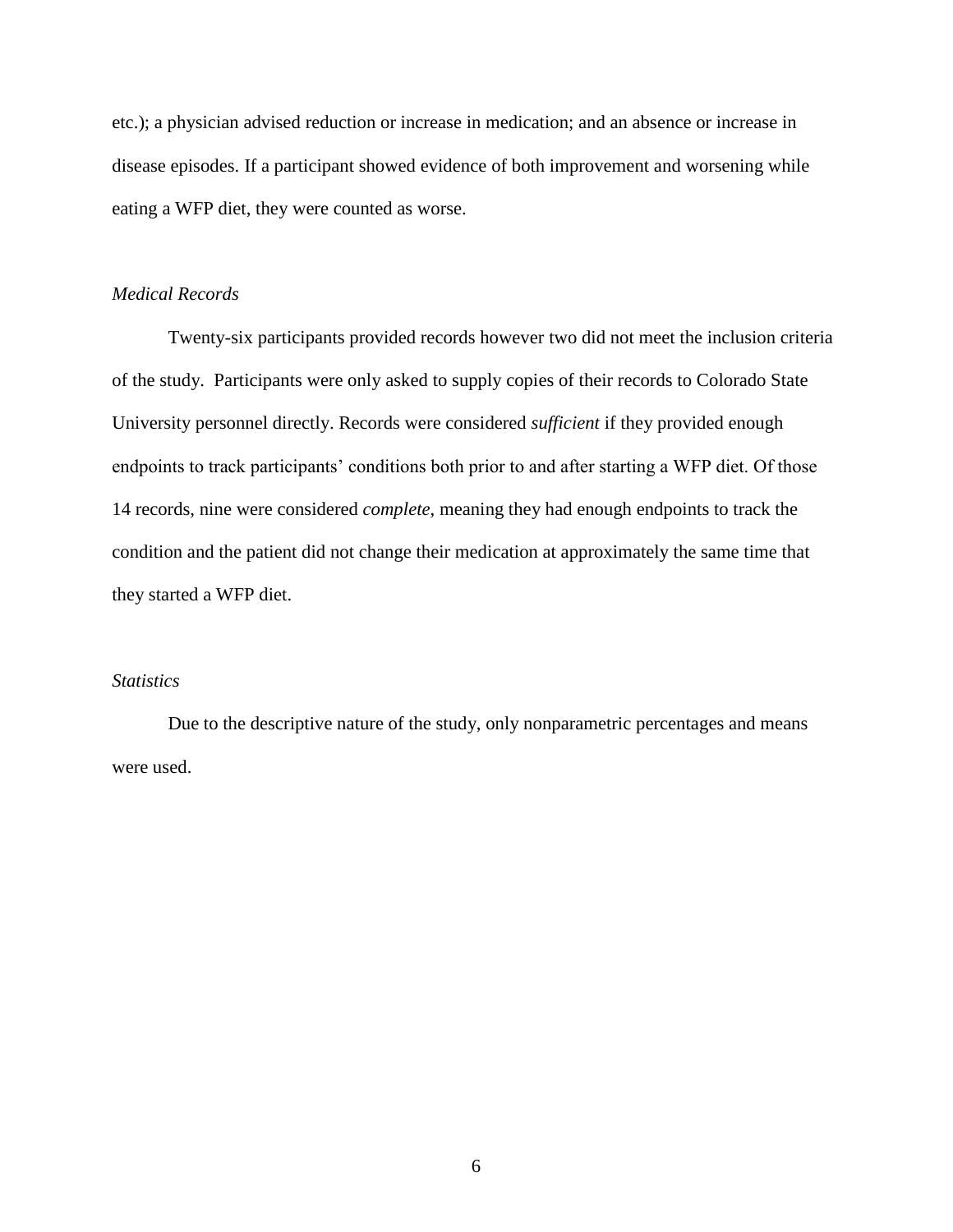etc.); a physician advised reduction or increase in medication; and an absence or increase in disease episodes. If a participant showed evidence of both improvement and worsening while eating a WFP diet, they were counted as worse.

### *Medical Records*

Twenty-six participants provided records however two did not meet the inclusion criteria of the study. Participants were only asked to supply copies of their records to Colorado State University personnel directly. Records were considered *sufficient* if they provided enough endpoints to track participants' conditions both prior to and after starting a WFP diet. Of those 14 records, nine were considered *complete*, meaning they had enough endpoints to track the condition and the patient did not change their medication at approximately the same time that they started a WFP diet.

### *Statistics*

Due to the descriptive nature of the study, only nonparametric percentages and means were used.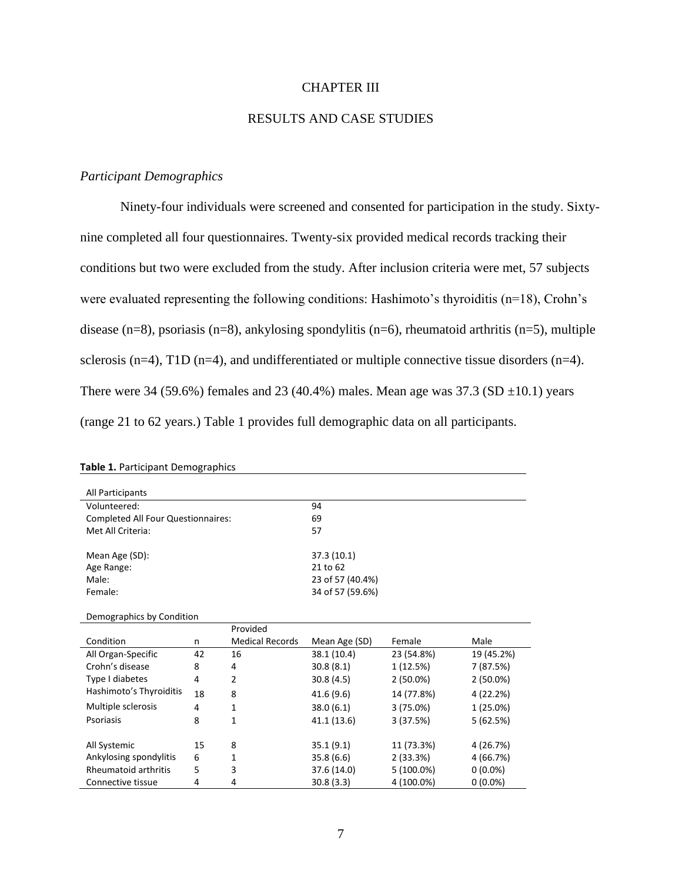# CHAPTER III

## RESULTS AND CASE STUDIES

### *Participant Demographics*

Ninety-four individuals were screened and consented for participation in the study. Sixty-nine completed all four questionnaires. Twenty-six provided medical records tracking their conditions but two were excluded from the study. After inclusion criteria were met, 57 subjects were evaluated representing the following conditions: Hashimoto's thyroiditis (n=18), Crohn's disease (n=8), psoriasis (n=8), ankylosing spondylitis (n=6), rheumatoid arthritis (n=5), multiple sclerosis (n=4), T1D (n=4), and undifferentiated or multiple connective tissue disorders (n=4). There were 34 (59.6%) females and 23 (40.4%) males. Mean age was 37.3 (SD ±10.1) years (range 21 to 62 years.) Table 1 provides full demographic data on all participants.

**Table 1.** Participant Demographics

| All Participants | |
|---|---|
| Volunteered: | 94 |
| Completed All Four Questionnaires: | 69 |
| Met All Criteria: | 57 |
| | |
| Mean Age (SD): | 37.3 (10.1) |
| Age Range: | 21 to 62 |
| Male: | 23 of 57 (40.4%) |
| Female: | 34 of 57 (59.6%) |

Demographics by Condition

| Condition | n | Provided Medical Records | Mean Age (SD) | Female | Male |
|---|---|---|---|---|---|
| All Organ-Specific | 42 | 16 | 38.1 (10.4) | 23 (54.8%) | 19 (45.2%) |
| Crohn's disease | 8 | 4 | 30.8 (8.1) | 1 (12.5%) | 7 (87.5%) |
| Type I diabetes | 4 | 2 | 30.8 (4.5) | 2 (50.0%) | 2 (50.0%) |
| Hashimoto's Thyroiditis | 18 | 8 | 41.6 (9.6) | 14 (77.8%) | 4 (22.2%) |
| Multiple sclerosis | 4 | 1 | 38.0 (6.1) | 3 (75.0%) | 1 (25.0%) |
| Psoriasis | 8 | 1 | 41.1 (13.6) | 3 (37.5%) | 5 (62.5%) |
| | | | | | |
| All Systemic | 15 | 8 | 35.1 (9.1) | 11 (73.3%) | 4 (26.7%) |
| Ankylosing spondylitis | 6 | 1 | 35.8 (6.6) | 2 (33.3%) | 4 (66.7%) |
| Rheumatoid arthritis | 5 | 3 | 37.6 (14.0) | 5 (100.0%) | 0 (0.0%) |
| Connective tissue | 4 | 4 | 30.8 (3.3) | 4 (100.0%) | 0 (0.0%) |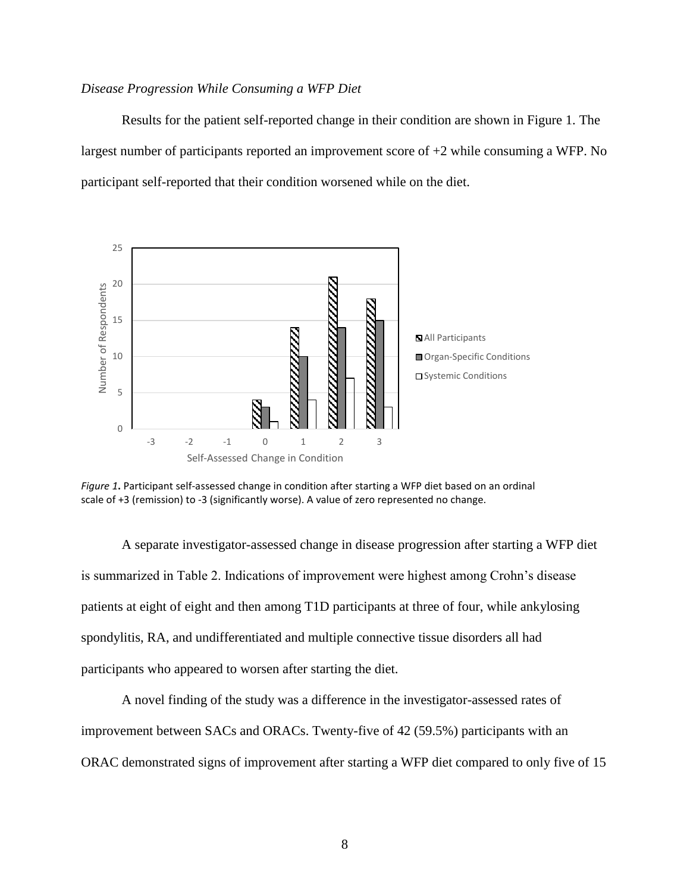*Disease Progression While Consuming a WFP Diet*

Results for the patient self-reported change in their condition are shown in Figure 1. The largest number of participants reported an improvement score of +2 while consuming a WFP. No participant self-reported that their condition worsened while on the diet.

*Figure 1*. Participant self-assessed change in condition after starting a WFP diet based on an ordinal scale of +3 (remission) to -3 (significantly worse). A value of zero represented no change.

A separate investigator-assessed change in disease progression after starting a WFP diet is summarized in Table 2. Indications of improvement were highest among Crohn's disease patients at eight of eight and then among T1D participants at three of four, while ankylosing spondylitis, RA, and undifferentiated and multiple connective tissue disorders all had participants who appeared to worsen after starting the diet.

A novel finding of the study was a difference in the investigator-assessed rates of improvement between SACs and ORACs. Twenty-five of 42 (59.5%) participants with an ORAC demonstrated signs of improvement after starting a WFP diet compared to only five of 15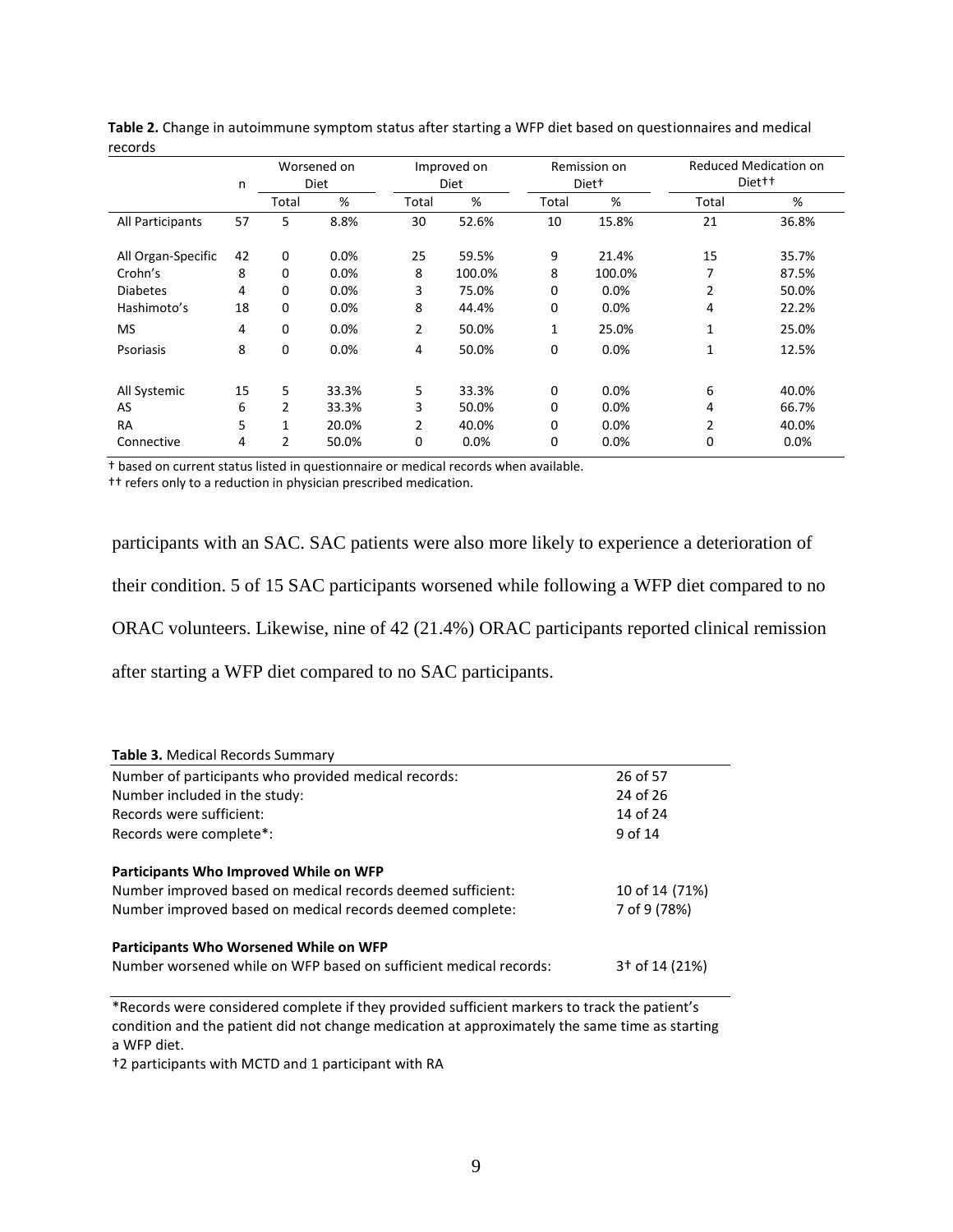**Table 2.** Change in autoimmune symptom status after starting a WFP diet based on questionnaires and medical records

| | n | Worsened on Diet | | Improved on Diet | | Remission on Diet† | | Reduced Medication on Diet†† | |
|---|---|---|---|---|---|---|---|---|---|
| | | Total | % | Total | % | Total | % | Total | % |
| All Participants | 57 | 5 | 8.8% | 30 | 52.6% | 10 | 15.8% | 21 | 36.8% |
| All Organ-Specific | 42 | 0 | 0.0% | 25 | 59.5% | 9 | 21.4% | 15 | 35.7% |
| Crohn's | 8 | 0 | 0.0% | 8 | 100.0% | 8 | 100.0% | 7 | 87.5% |
| Diabetes | 4 | 0 | 0.0% | 3 | 75.0% | 0 | 0.0% | 2 | 50.0% |
| Hashimoto's | 18 | 0 | 0.0% | 8 | 44.4% | 0 | 0.0% | 4 | 22.2% |
| MS | 4 | 0 | 0.0% | 2 | 50.0% | 1 | 25.0% | 1 | 25.0% |
| Psoriasis | 8 | 0 | 0.0% | 4 | 50.0% | 0 | 0.0% | 1 | 12.5% |
| All Systemic | 15 | 5 | 33.3% | 5 | 33.3% | 0 | 0.0% | 6 | 40.0% |
| AS | 6 | 2 | 33.3% | 3 | 50.0% | 0 | 0.0% | 4 | 66.7% |
| RA | 5 | 1 | 20.0% | 2 | 40.0% | 0 | 0.0% | 2 | 40.0% |
| Connective | 4 | 2 | 50.0% | 0 | 0.0% | 0 | 0.0% | 0 | 0.0% |

† based on current status listed in questionnaire or medical records when available.
†† refers only to a reduction in physician prescribed medication.

participants with an SAC. SAC patients were also more likely to experience a deterioration of their condition. 5 of 15 SAC participants worsened while following a WFP diet compared to no ORAC volunteers. Likewise, nine of 42 (21.4%) ORAC participants reported clinical remission after starting a WFP diet compared to no SAC participants.

**Table 3.** Medical Records Summary

| | |
|---|---|
| Number of participants who provided medical records: | 26 of 57 |
| Number included in the study: | 24 of 26 |
| Records were sufficient: | 14 of 24 |
| Records were complete*: | 9 of 14 |
| **Participants Who Improved While on WFP** | |
| Number improved based on medical records deemed sufficient: | 10 of 14 (71%) |
| Number improved based on medical records deemed complete: | 7 of 9 (78%) |
| **Participants Who Worsened While on WFP** | |
| Number worsened while on WFP based on sufficient medical records: | 3† of 14 (21%) |

*Records were considered complete if they provided sufficient markers to track the patient's condition and the patient did not change medication at approximately the same time as starting a WFP diet.

†2 participants with MCTD and 1 participant with RA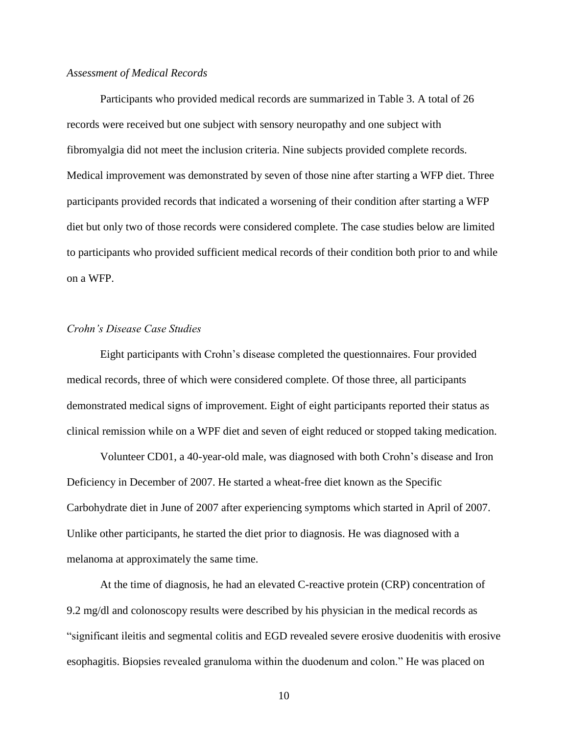*Assessment of Medical Records*

Participants who provided medical records are summarized in Table 3. A total of 26 records were received but one subject with sensory neuropathy and one subject with fibromyalgia did not meet the inclusion criteria. Nine subjects provided complete records. Medical improvement was demonstrated by seven of those nine after starting a WFP diet. Three participants provided records that indicated a worsening of their condition after starting a WFP diet but only two of those records were considered complete. The case studies below are limited to participants who provided sufficient medical records of their condition both prior to and while on a WFP.

*Crohn's Disease Case Studies*

Eight participants with Crohn's disease completed the questionnaires. Four provided medical records, three of which were considered complete. Of those three, all participants demonstrated medical signs of improvement. Eight of eight participants reported their status as clinical remission while on a WPF diet and seven of eight reduced or stopped taking medication.

Volunteer CD01, a 40-year-old male, was diagnosed with both Crohn's disease and Iron Deficiency in December of 2007. He started a wheat-free diet known as the Specific Carbohydrate diet in June of 2007 after experiencing symptoms which started in April of 2007. Unlike other participants, he started the diet prior to diagnosis. He was diagnosed with a melanoma at approximately the same time.

At the time of diagnosis, he had an elevated C-reactive protein (CRP) concentration of 9.2 mg/dl and colonoscopy results were described by his physician in the medical records as "significant ileitis and segmental colitis and EGD revealed severe erosive duodenitis with erosive esophagitis. Biopsies revealed granuloma within the duodenum and colon." He was placed on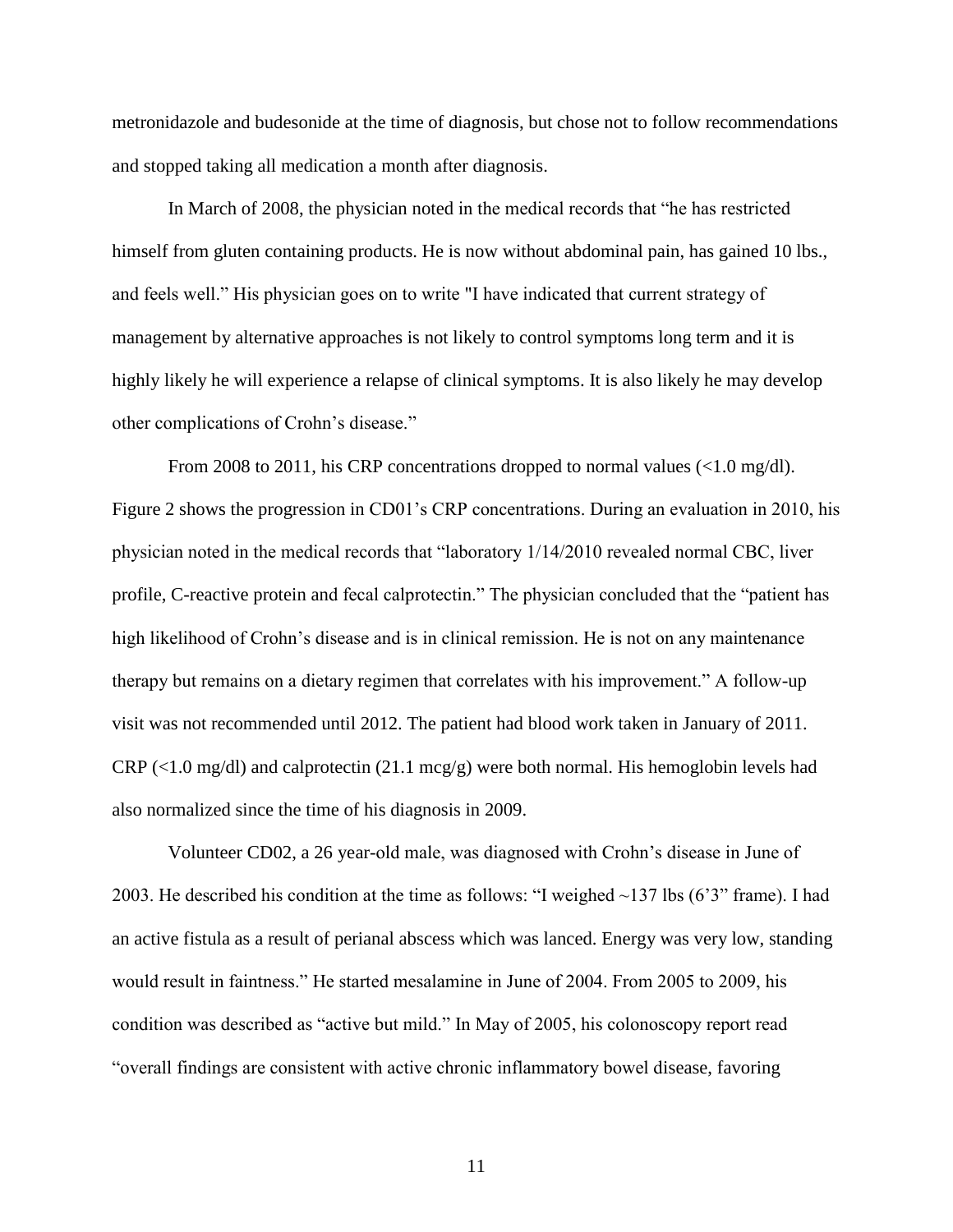metronidazole and budesonide at the time of diagnosis, but chose not to follow recommendations and stopped taking all medication a month after diagnosis.

In March of 2008, the physician noted in the medical records that "he has restricted himself from gluten containing products. He is now without abdominal pain, has gained 10 lbs., and feels well." His physician goes on to write "I have indicated that current strategy of management by alternative approaches is not likely to control symptoms long term and it is highly likely he will experience a relapse of clinical symptoms. It is also likely he may develop other complications of Crohn's disease."

From 2008 to 2011, his CRP concentrations dropped to normal values (<1.0 mg/dl). Figure 2 shows the progression in CD01's CRP concentrations. During an evaluation in 2010, his physician noted in the medical records that "laboratory 1/14/2010 revealed normal CBC, liver profile, C-reactive protein and fecal calprotectin." The physician concluded that the "patient has high likelihood of Crohn's disease and is in clinical remission. He is not on any maintenance therapy but remains on a dietary regimen that correlates with his improvement." A follow-up visit was not recommended until 2012. The patient had blood work taken in January of 2011. CRP (<1.0 mg/dl) and calprotectin (21.1 mcg/g) were both normal. His hemoglobin levels had also normalized since the time of his diagnosis in 2009.

Volunteer CD02, a 26 year-old male, was diagnosed with Crohn's disease in June of 2003. He described his condition at the time as follows: "I weighed ~137 lbs (6'3" frame). I had an active fistula as a result of perianal abscess which was lanced. Energy was very low, standing would result in faintness." He started mesalamine in June of 2004. From 2005 to 2009, his condition was described as "active but mild." In May of 2005, his colonoscopy report read "overall findings are consistent with active chronic inflammatory bowel disease, favoring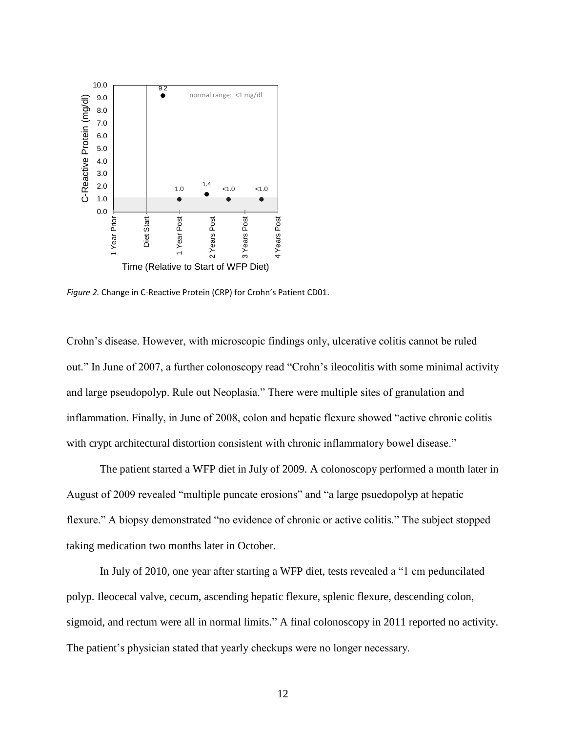*Figure 2.* Change in C-Reactive Protein (CRP) for Crohn's Patient CD01.

Crohn's disease. However, with microscopic findings only, ulcerative colitis cannot be ruled out." In June of 2007, a further colonoscopy read "Crohn's ileocolitis with some minimal activity and large pseudopolyp. Rule out Neoplasia." There were multiple sites of granulation and inflammation. Finally, in June of 2008, colon and hepatic flexure showed "active chronic colitis with crypt architectural distortion consistent with chronic inflammatory bowel disease."

The patient started a WFP diet in July of 2009. A colonoscopy performed a month later in August of 2009 revealed "multiple puncate erosions" and "a large psuedopolyp at hepatic flexure." A biopsy demonstrated "no evidence of chronic or active colitis." The subject stopped taking medication two months later in October.

In July of 2010, one year after starting a WFP diet, tests revealed a "1 cm peduncilated polyp. Ileocecal valve, cecum, ascending hepatic flexure, splenic flexure, descending colon, sigmoid, and rectum were all in normal limits." A final colonoscopy in 2011 reported no activity. The patient's physician stated that yearly checkups were no longer necessary.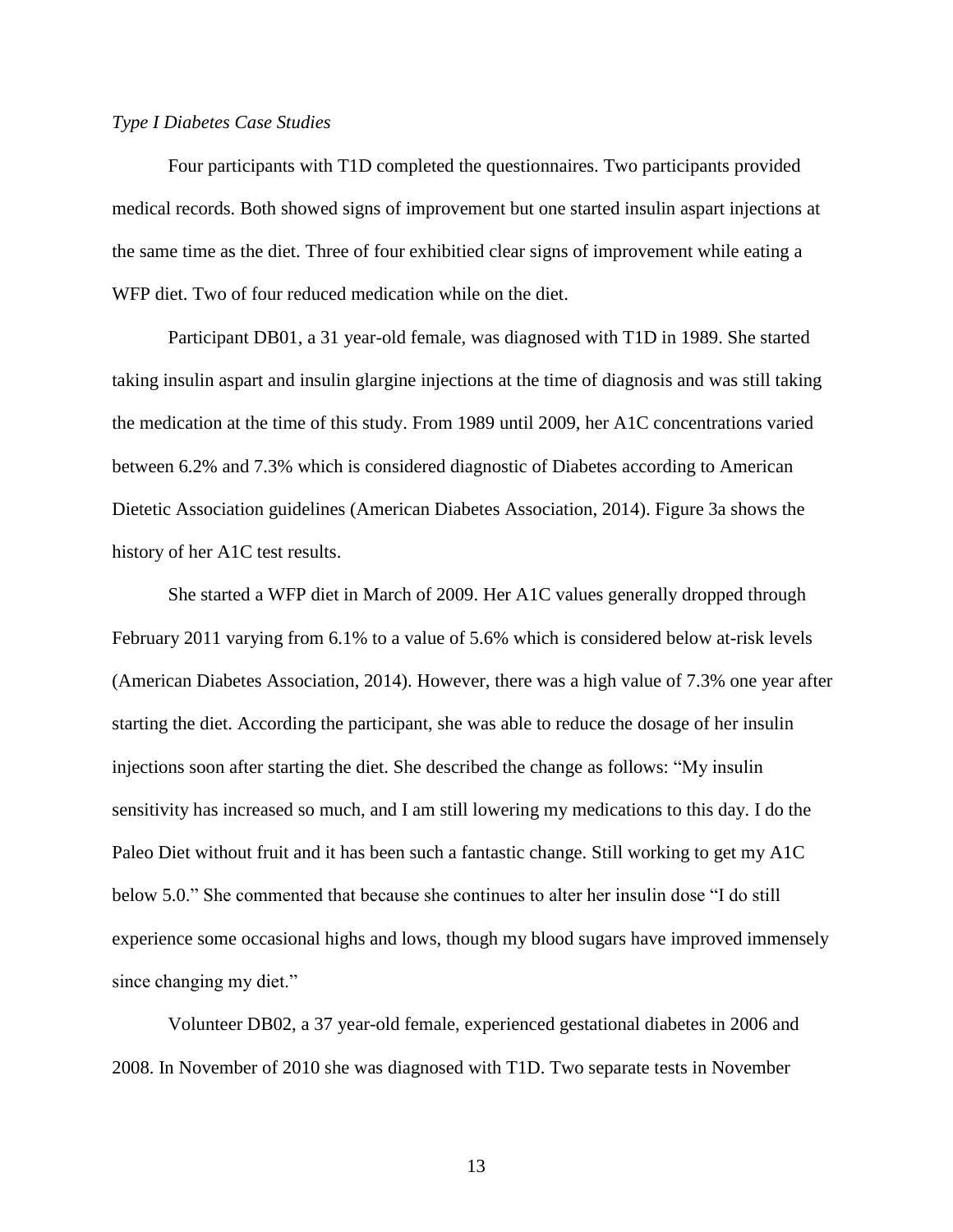*Type I Diabetes Case Studies*

Four participants with T1D completed the questionnaires. Two participants provided medical records. Both showed signs of improvement but one started insulin aspart injections at the same time as the diet. Three of four exhibitied clear signs of improvement while eating a WFP diet. Two of four reduced medication while on the diet.

Participant DB01, a 31 year-old female, was diagnosed with T1D in 1989. She started taking insulin aspart and insulin glargine injections at the time of diagnosis and was still taking the medication at the time of this study. From 1989 until 2009, her A1C concentrations varied between 6.2% and 7.3% which is considered diagnostic of Diabetes according to American Dietetic Association guidelines (American Diabetes Association, 2014). Figure 3a shows the history of her A1C test results.

She started a WFP diet in March of 2009. Her A1C values generally dropped through February 2011 varying from 6.1% to a value of 5.6% which is considered below at-risk levels (American Diabetes Association, 2014). However, there was a high value of 7.3% one year after starting the diet. According the participant, she was able to reduce the dosage of her insulin injections soon after starting the diet. She described the change as follows: "My insulin sensitivity has increased so much, and I am still lowering my medications to this day. I do the Paleo Diet without fruit and it has been such a fantastic change. Still working to get my A1C below 5.0." She commented that because she continues to alter her insulin dose "I do still experience some occasional highs and lows, though my blood sugars have improved immensely since changing my diet."

Volunteer DB02, a 37 year-old female, experienced gestational diabetes in 2006 and 2008. In November of 2010 she was diagnosed with T1D. Two separate tests in November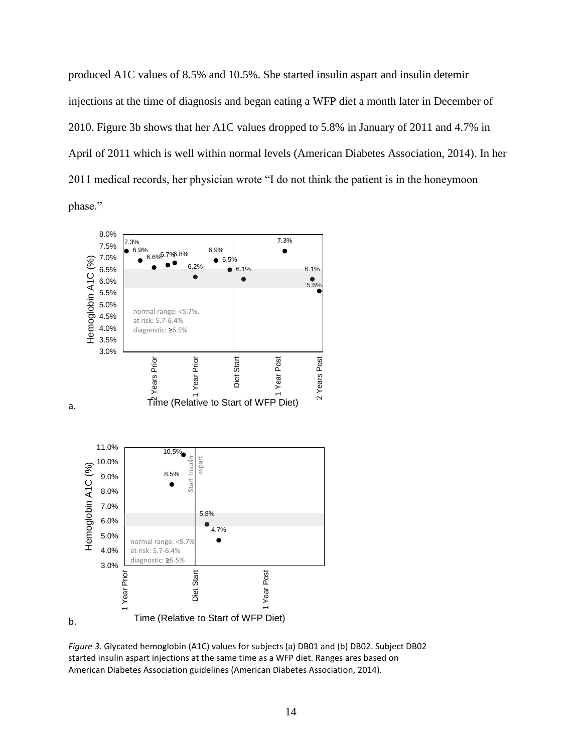produced A1C values of 8.5% and 10.5%. She started insulin aspart and insulin detemir injections at the time of diagnosis and began eating a WFP diet a month later in December of 2010. Figure 3b shows that her A1C values dropped to 5.8% in January of 2011 and 4.7% in April of 2011 which is well within normal levels (American Diabetes Association, 2014). In her 2011 medical records, her physician wrote "I do not think the patient is in the honeymoon phase."

*Figure 3.* Glycated hemoglobin (A1C) values for subjects (a) DB01 and (b) DB02. Subject DB02 started insulin aspart injections at the same time as a WFP diet. Ranges ares based on American Diabetes Association guidelines (American Diabetes Association, 2014).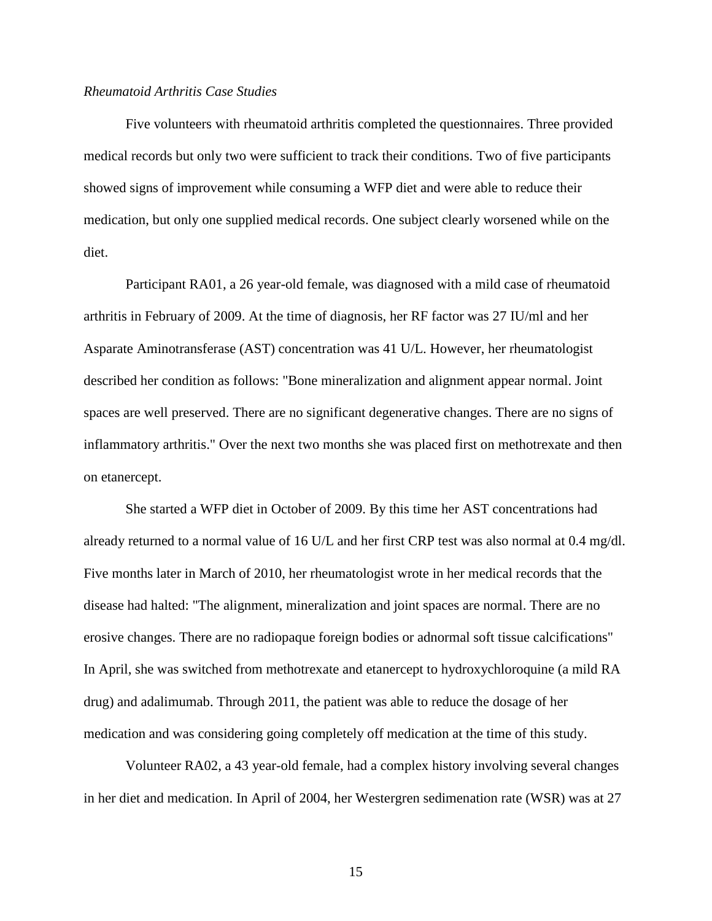*Rheumatoid Arthritis Case Studies*

Five volunteers with rheumatoid arthritis completed the questionnaires. Three provided medical records but only two were sufficient to track their conditions. Two of five participants showed signs of improvement while consuming a WFP diet and were able to reduce their medication, but only one supplied medical records. One subject clearly worsened while on the diet.

Participant RA01, a 26 year-old female, was diagnosed with a mild case of rheumatoid arthritis in February of 2009. At the time of diagnosis, her RF factor was 27 IU/ml and her Asparate Aminotransferase (AST) concentration was 41 U/L. However, her rheumatologist described her condition as follows: "Bone mineralization and alignment appear normal. Joint spaces are well preserved. There are no significant degenerative changes. There are no signs of inflammatory arthritis." Over the next two months she was placed first on methotrexate and then on etanercept.

She started a WFP diet in October of 2009. By this time her AST concentrations had already returned to a normal value of 16 U/L and her first CRP test was also normal at 0.4 mg/dl. Five months later in March of 2010, her rheumatologist wrote in her medical records that the disease had halted: "The alignment, mineralization and joint spaces are normal. There are no erosive changes. There are no radiopaque foreign bodies or adnormal soft tissue calcifications" In April, she was switched from methotrexate and etanercept to hydroxychloroquine (a mild RA drug) and adalimumab. Through 2011, the patient was able to reduce the dosage of her medication and was considering going completely off medication at the time of this study.

Volunteer RA02, a 43 year-old female, had a complex history involving several changes in her diet and medication. In April of 2004, her Westergren sedimenation rate (WSR) was at 27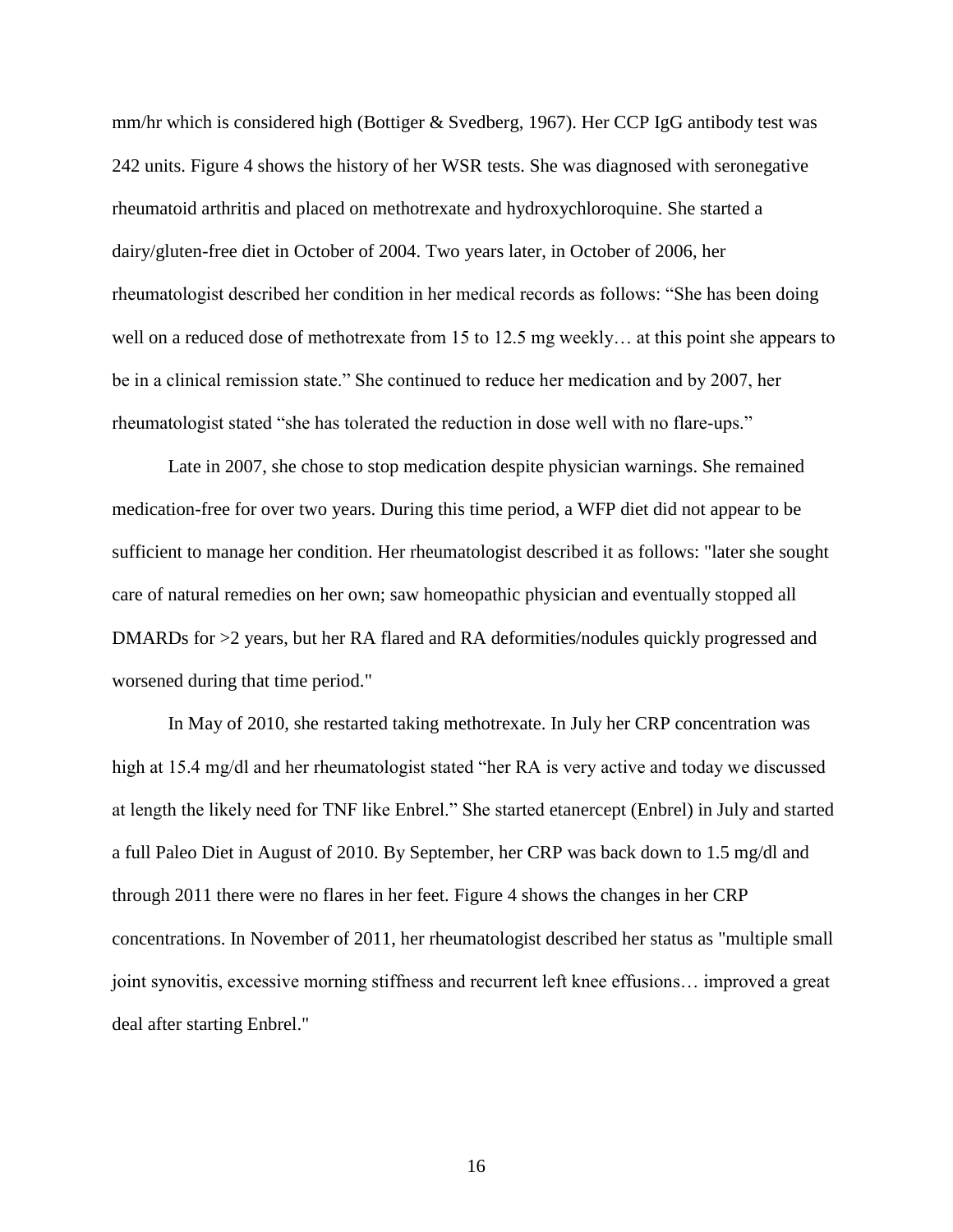mm/hr which is considered high (Bottiger & Svedberg, 1967). Her CCP IgG antibody test was 242 units. Figure 4 shows the history of her WSR tests. She was diagnosed with seronegative rheumatoid arthritis and placed on methotrexate and hydroxychloroquine. She started a dairy/gluten-free diet in October of 2004. Two years later, in October of 2006, her rheumatologist described her condition in her medical records as follows: "She has been doing well on a reduced dose of methotrexate from 15 to 12.5 mg weekly… at this point she appears to be in a clinical remission state." She continued to reduce her medication and by 2007, her rheumatologist stated "she has tolerated the reduction in dose well with no flare-ups."

Late in 2007, she chose to stop medication despite physician warnings. She remained medication-free for over two years. During this time period, a WFP diet did not appear to be sufficient to manage her condition. Her rheumatologist described it as follows: "later she sought care of natural remedies on her own; saw homeopathic physician and eventually stopped all DMARDs for >2 years, but her RA flared and RA deformities/nodules quickly progressed and worsened during that time period."

In May of 2010, she restarted taking methotrexate. In July her CRP concentration was high at 15.4 mg/dl and her rheumatologist stated "her RA is very active and today we discussed at length the likely need for TNF like Enbrel." She started etanercept (Enbrel) in July and started a full Paleo Diet in August of 2010. By September, her CRP was back down to 1.5 mg/dl and through 2011 there were no flares in her feet. Figure 4 shows the changes in her CRP concentrations. In November of 2011, her rheumatologist described her status as "multiple small joint synovitis, excessive morning stiffness and recurrent left knee effusions… improved a great deal after starting Enbrel."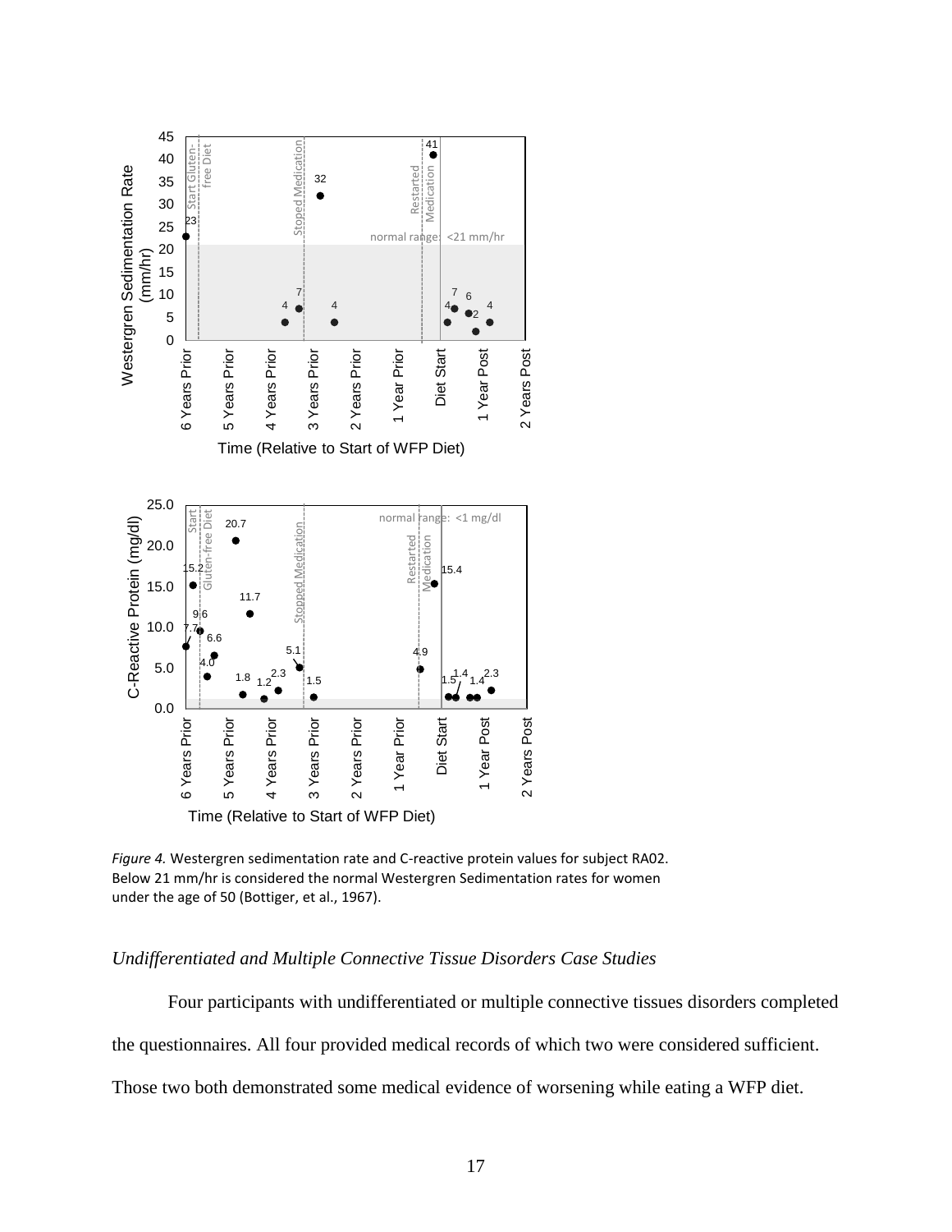*Figure 4.* Westergren sedimentation rate and C-reactive protein values for subject RA02. Below 21 mm/hr is considered the normal Westergren Sedimentation rates for women under the age of 50 (Bottiger, et al., 1967).

### *Undifferentiated and Multiple Connective Tissue Disorders Case Studies*

Four participants with undifferentiated or multiple connective tissues disorders completed the questionnaires. All four provided medical records of which two were considered sufficient. Those two both demonstrated some medical evidence of worsening while eating a WFP diet.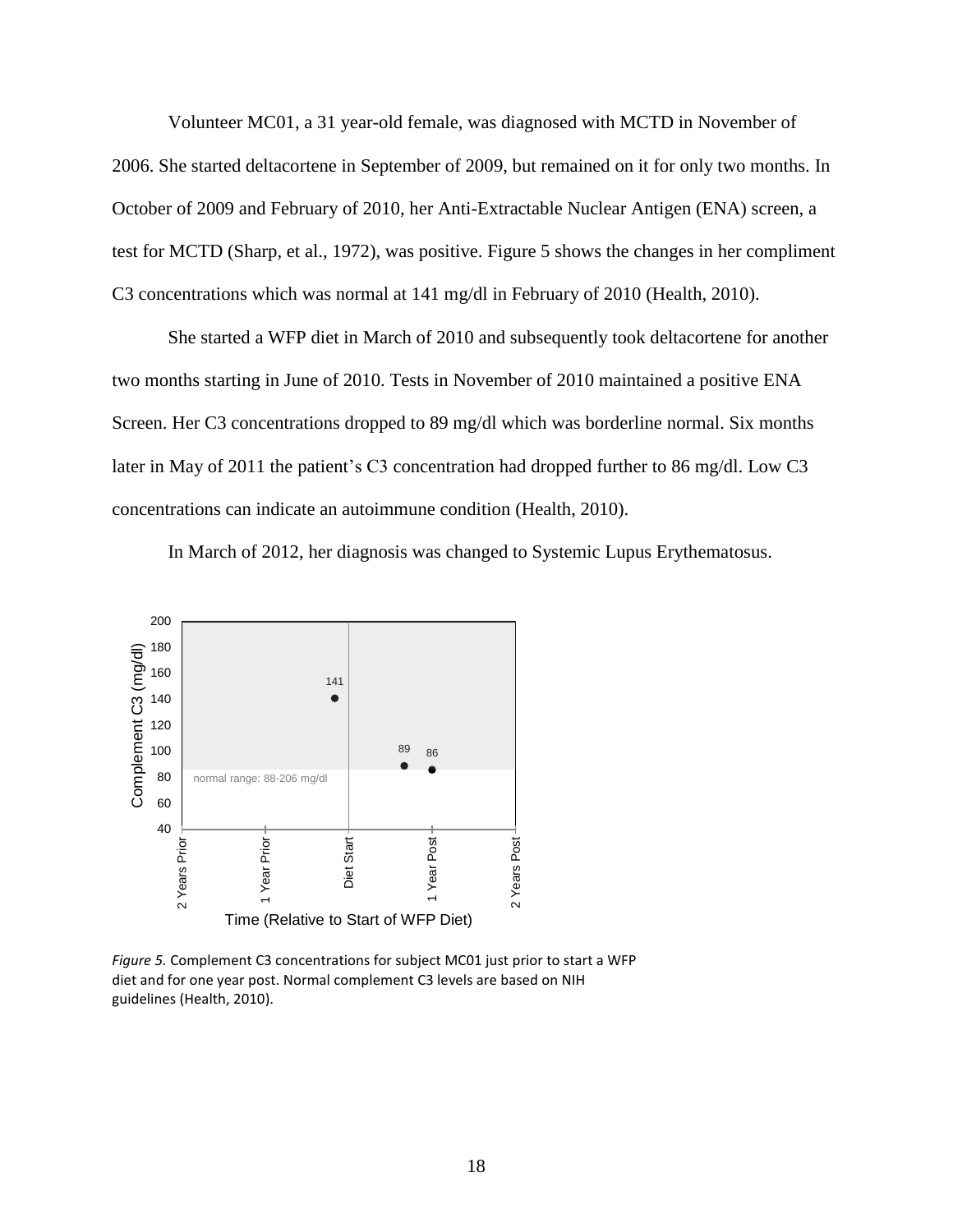Volunteer MC01, a 31 year-old female, was diagnosed with MCTD in November of 2006. She started deltacortene in September of 2009, but remained on it for only two months. In October of 2009 and February of 2010, her Anti-Extractable Nuclear Antigen (ENA) screen, a test for MCTD (Sharp, et al., 1972), was positive. Figure 5 shows the changes in her compliment C3 concentrations which was normal at 141 mg/dl in February of 2010 (Health, 2010).

She started a WFP diet in March of 2010 and subsequently took deltacortene for another two months starting in June of 2010. Tests in November of 2010 maintained a positive ENA Screen. Her C3 concentrations dropped to 89 mg/dl which was borderline normal. Six months later in May of 2011 the patient's C3 concentration had dropped further to 86 mg/dl. Low C3 concentrations can indicate an autoimmune condition (Health, 2010).

In March of 2012, her diagnosis was changed to Systemic Lupus Erythematosus.

*Figure 5.* Complement C3 concentrations for subject MC01 just prior to start a WFP diet and for one year post. Normal complement C3 levels are based on NIH guidelines (Health, 2010).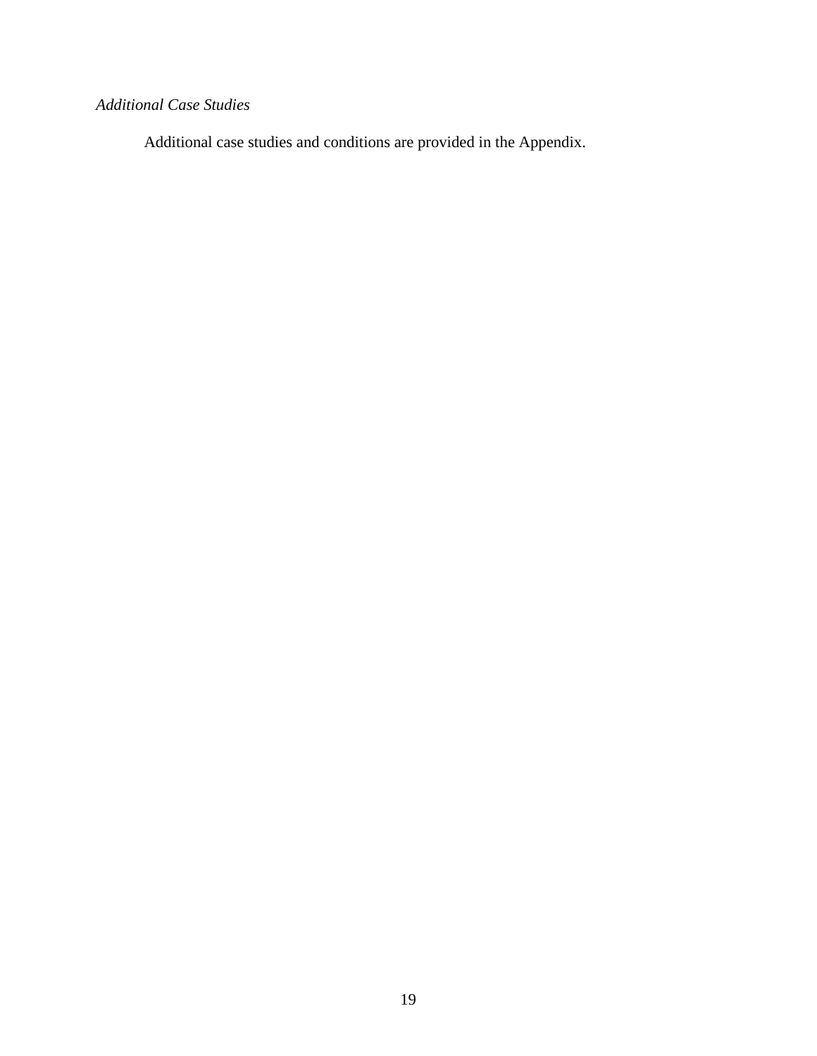*Additional Case Studies*

Additional case studies and conditions are provided in the Appendix.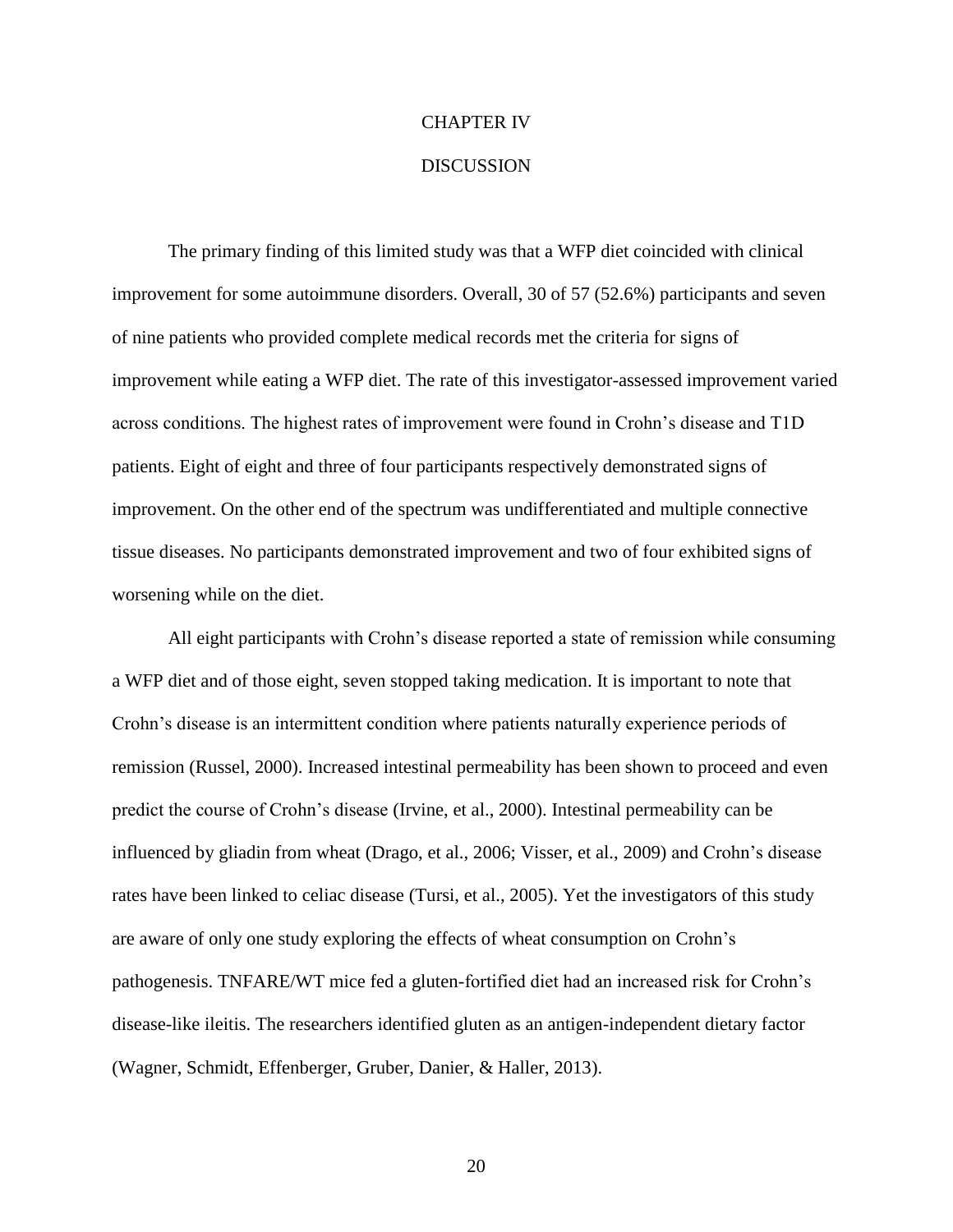# CHAPTER IV

# DISCUSSION

The primary finding of this limited study was that a WFP diet coincided with clinical improvement for some autoimmune disorders. Overall, 30 of 57 (52.6%) participants and seven of nine patients who provided complete medical records met the criteria for signs of improvement while eating a WFP diet. The rate of this investigator-assessed improvement varied across conditions. The highest rates of improvement were found in Crohn's disease and T1D patients. Eight of eight and three of four participants respectively demonstrated signs of improvement. On the other end of the spectrum was undifferentiated and multiple connective tissue diseases. No participants demonstrated improvement and two of four exhibited signs of worsening while on the diet.

All eight participants with Crohn's disease reported a state of remission while consuming a WFP diet and of those eight, seven stopped taking medication. It is important to note that Crohn's disease is an intermittent condition where patients naturally experience periods of remission (Russel, 2000). Increased intestinal permeability has been shown to proceed and even predict the course of Crohn's disease (Irvine, et al., 2000). Intestinal permeability can be influenced by gliadin from wheat (Drago, et al., 2006; Visser, et al., 2009) and Crohn's disease rates have been linked to celiac disease (Tursi, et al., 2005). Yet the investigators of this study are aware of only one study exploring the effects of wheat consumption on Crohn's pathogenesis. TNFARE/WT mice fed a gluten-fortified diet had an increased risk for Crohn's disease-like ileitis. The researchers identified gluten as an antigen-independent dietary factor (Wagner, Schmidt, Effenberger, Gruber, Danier, & Haller, 2013).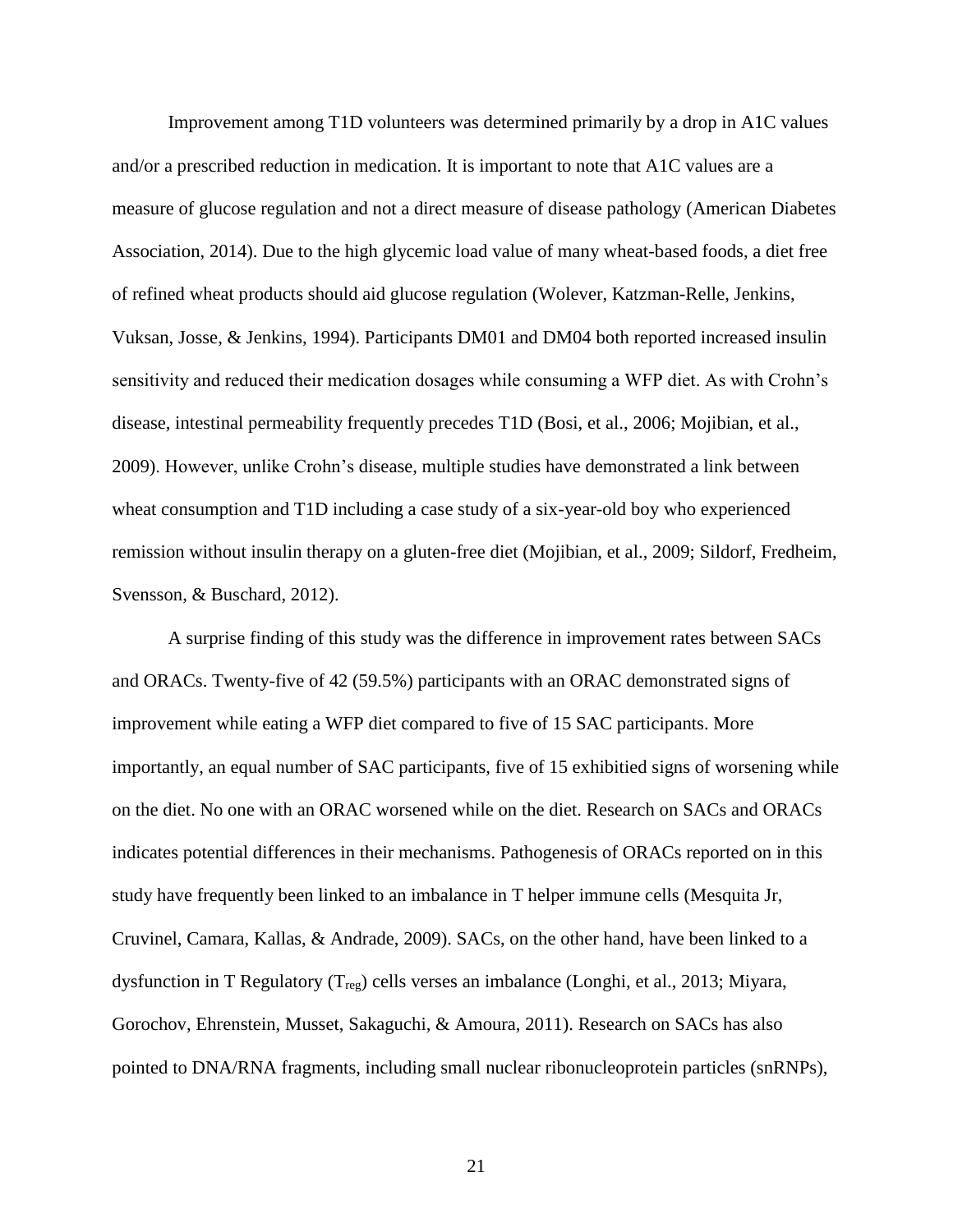Improvement among T1D volunteers was determined primarily by a drop in A1C values and/or a prescribed reduction in medication. It is important to note that A1C values are a measure of glucose regulation and not a direct measure of disease pathology (American Diabetes Association, 2014). Due to the high glycemic load value of many wheat-based foods, a diet free of refined wheat products should aid glucose regulation (Wolever, Katzman-Relle, Jenkins, Vuksan, Josse, & Jenkins, 1994). Participants DM01 and DM04 both reported increased insulin sensitivity and reduced their medication dosages while consuming a WFP diet. As with Crohn's disease, intestinal permeability frequently precedes T1D (Bosi, et al., 2006; Mojibian, et al., 2009). However, unlike Crohn's disease, multiple studies have demonstrated a link between wheat consumption and T1D including a case study of a six-year-old boy who experienced remission without insulin therapy on a gluten-free diet (Mojibian, et al., 2009; Sildorf, Fredheim, Svensson, & Buschard, 2012).

A surprise finding of this study was the difference in improvement rates between SACs and ORACs. Twenty-five of 42 (59.5%) participants with an ORAC demonstrated signs of improvement while eating a WFP diet compared to five of 15 SAC participants. More importantly, an equal number of SAC participants, five of 15 exhibitied signs of worsening while on the diet. No one with an ORAC worsened while on the diet. Research on SACs and ORACs indicates potential differences in their mechanisms. Pathogenesis of ORACs reported on in this study have frequently been linked to an imbalance in T helper immune cells (Mesquita Jr, Cruvinel, Camara, Kallas, & Andrade, 2009). SACs, on the other hand, have been linked to a dysfunction in T Regulatory ($T_{reg}$) cells verses an imbalance (Longhi, et al., 2013; Miyara, Gorochov, Ehrenstein, Musset, Sakaguchi, & Amoura, 2011). Research on SACs has also pointed to DNA/RNA fragments, including small nuclear ribonucleoprotein particles (snRNPs),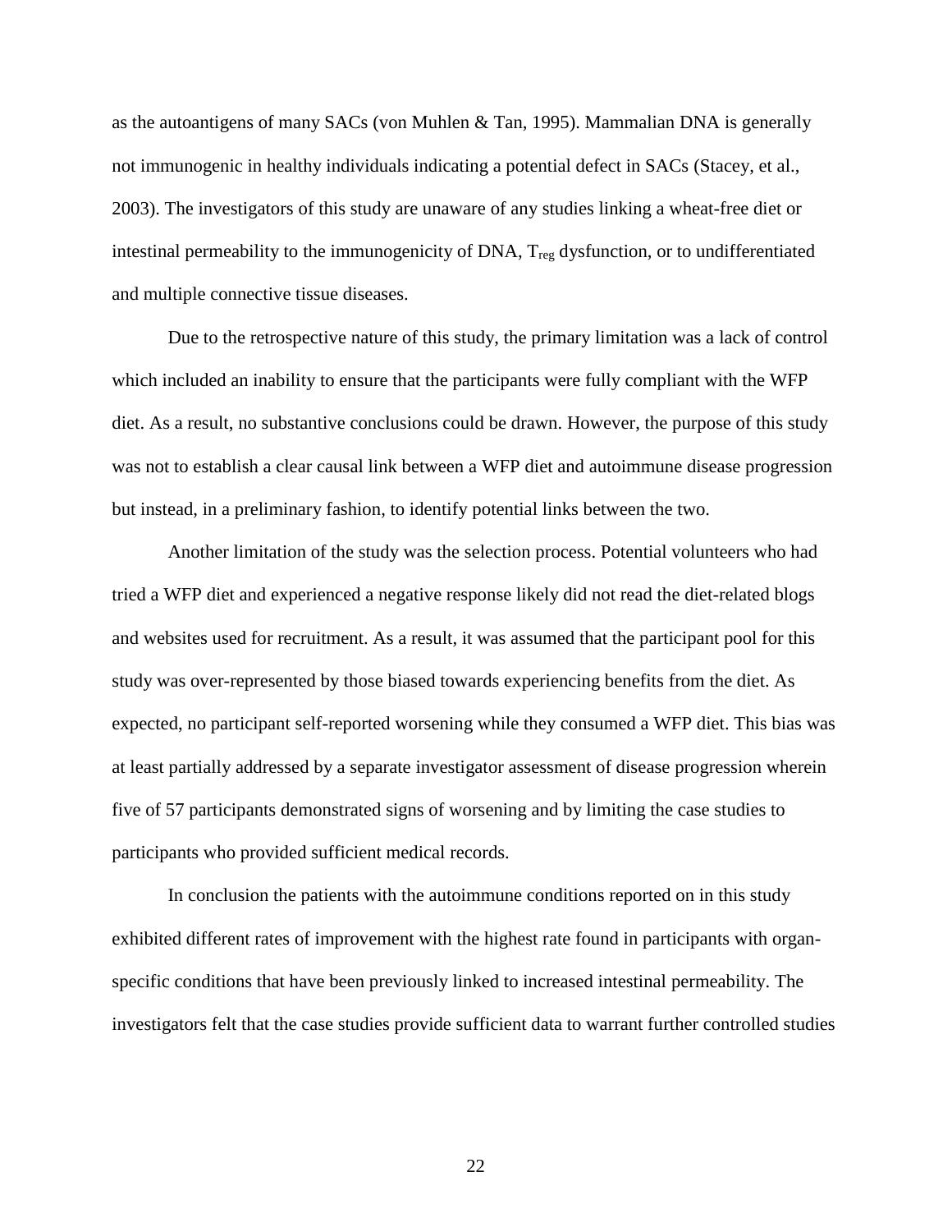as the autoantigens of many SACs (von Muhlen & Tan, 1995). Mammalian DNA is generally not immunogenic in healthy individuals indicating a potential defect in SACs (Stacey, et al., 2003). The investigators of this study are unaware of any studies linking a wheat-free diet or intestinal permeability to the immunogenicity of DNA, $T_{reg}$ dysfunction, or to undifferentiated and multiple connective tissue diseases.

Due to the retrospective nature of this study, the primary limitation was a lack of control which included an inability to ensure that the participants were fully compliant with the WFP diet. As a result, no substantive conclusions could be drawn. However, the purpose of this study was not to establish a clear causal link between a WFP diet and autoimmune disease progression but instead, in a preliminary fashion, to identify potential links between the two.

Another limitation of the study was the selection process. Potential volunteers who had tried a WFP diet and experienced a negative response likely did not read the diet-related blogs and websites used for recruitment. As a result, it was assumed that the participant pool for this study was over-represented by those biased towards experiencing benefits from the diet. As expected, no participant self-reported worsening while they consumed a WFP diet. This bias was at least partially addressed by a separate investigator assessment of disease progression wherein five of 57 participants demonstrated signs of worsening and by limiting the case studies to participants who provided sufficient medical records.

In conclusion the patients with the autoimmune conditions reported on in this study exhibited different rates of improvement with the highest rate found in participants with organ-specific conditions that have been previously linked to increased intestinal permeability. The investigators felt that the case studies provide sufficient data to warrant further controlled studies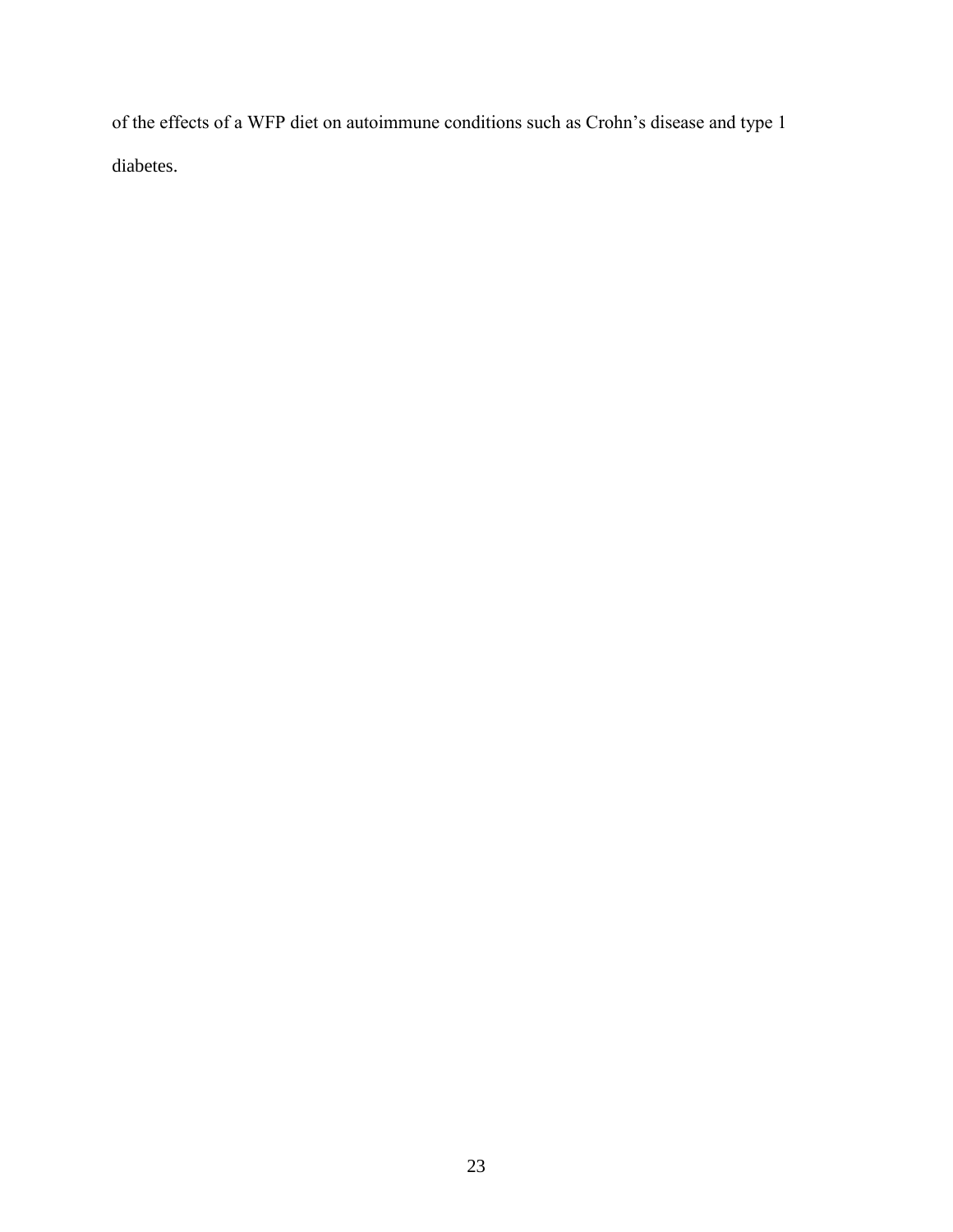of the effects of a WFP diet on autoimmune conditions such as Crohn’s disease and type 1 diabetes.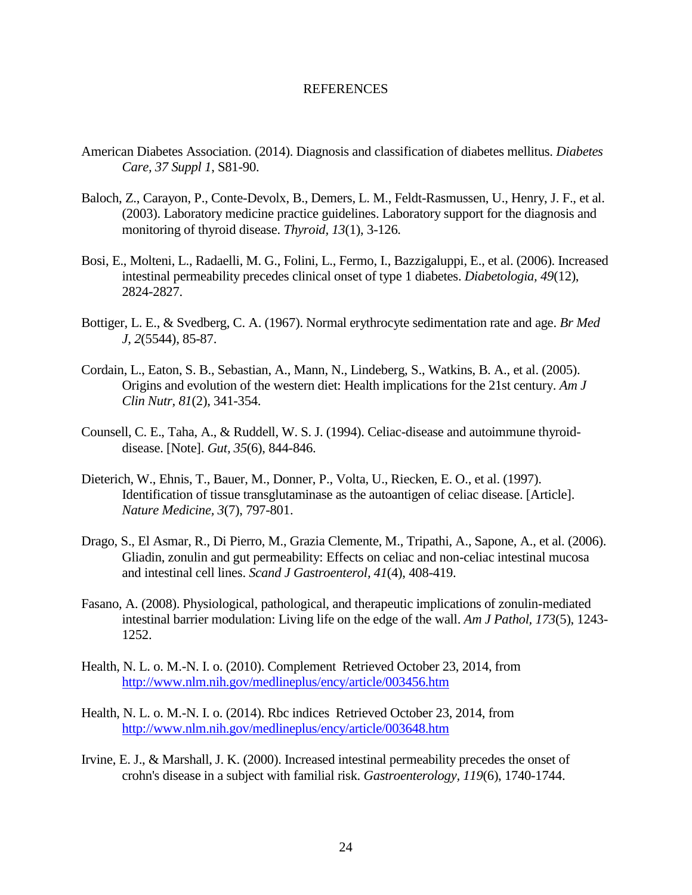# REFERENCES

American Diabetes Association. (2014). Diagnosis and classification of diabetes mellitus. *Diabetes Care, 37 Suppl 1*, S81-90.

Baloch, Z., Carayon, P., Conte-Devolx, B., Demers, L. M., Feldt-Rasmussen, U., Henry, J. F., et al. (2003). Laboratory medicine practice guidelines. Laboratory support for the diagnosis and monitoring of thyroid disease. *Thyroid, 13*(1), 3-126.

Bosi, E., Molteni, L., Radaelli, M. G., Folini, L., Fermo, I., Bazzigaluppi, E., et al. (2006). Increased intestinal permeability precedes clinical onset of type 1 diabetes. *Diabetologia, 49*(12), 2824-2827.

Bottiger, L. E., & Svedberg, C. A. (1967). Normal erythrocyte sedimentation rate and age. *Br Med J, 2*(5544), 85-87.

Cordain, L., Eaton, S. B., Sebastian, A., Mann, N., Lindeberg, S., Watkins, B. A., et al. (2005). Origins and evolution of the western diet: Health implications for the 21st century. *Am J Clin Nutr, 81*(2), 341-354.

Counsell, C. E., Taha, A., & Ruddell, W. S. J. (1994). Celiac-disease and autoimmune thyroid-disease. [Note]. *Gut, 35*(6), 844-846.

Dieterich, W., Ehnis, T., Bauer, M., Donner, P., Volta, U., Riecken, E. O., et al. (1997). Identification of tissue transglutaminase as the autoantigen of celiac disease. [Article]. *Nature Medicine, 3*(7), 797-801.

Drago, S., El Asmar, R., Di Pierro, M., Grazia Clemente, M., Tripathi, A., Sapone, A., et al. (2006). Gliadin, zonulin and gut permeability: Effects on celiac and non-celiac intestinal mucosa and intestinal cell lines. *Scand J Gastroenterol, 41*(4), 408-419.

Fasano, A. (2008). Physiological, pathological, and therapeutic implications of zonulin-mediated intestinal barrier modulation: Living life on the edge of the wall. *Am J Pathol, 173*(5), 1243-1252.

Health, N. L. o. M.-N. I. o. (2010). Complement Retrieved October 23, 2014, from http://www.nlm.nih.gov/medlineplus/ency/article/003456.htm

Health, N. L. o. M.-N. I. o. (2014). Rbc indices Retrieved October 23, 2014, from http://www.nlm.nih.gov/medlineplus/ency/article/003648.htm

Irvine, E. J., & Marshall, J. K. (2000). Increased intestinal permeability precedes the onset of crohn's disease in a subject with familial risk. *Gastroenterology, 119*(6), 1740-1744.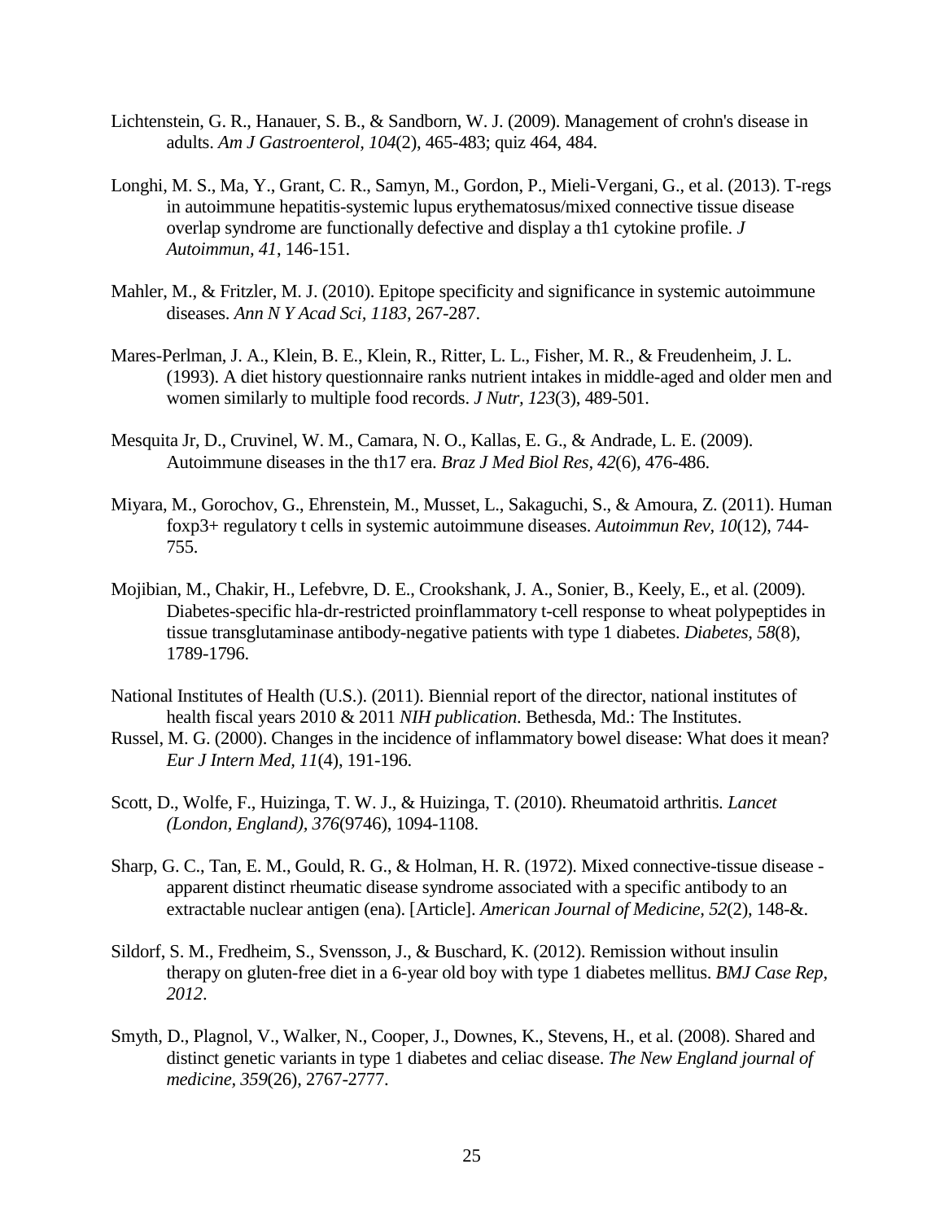Lichtenstein, G. R., Hanauer, S. B., & Sandborn, W. J. (2009). Management of crohn's disease in adults. *Am J Gastroenterol, 104*(2), 465-483; quiz 464, 484.

Longhi, M. S., Ma, Y., Grant, C. R., Samyn, M., Gordon, P., Mieli-Vergani, G., et al. (2013). T-regs in autoimmune hepatitis-systemic lupus erythematosus/mixed connective tissue disease overlap syndrome are functionally defective and display a th1 cytokine profile. *J Autoimmun, 41*, 146-151.

Mahler, M., & Fritzler, M. J. (2010). Epitope specificity and significance in systemic autoimmune diseases. *Ann N Y Acad Sci, 1183*, 267-287.

Mares-Perlman, J. A., Klein, B. E., Klein, R., Ritter, L. L., Fisher, M. R., & Freudenheim, J. L. (1993). A diet history questionnaire ranks nutrient intakes in middle-aged and older men and women similarly to multiple food records. *J Nutr, 123*(3), 489-501.

Mesquita Jr, D., Cruvinel, W. M., Camara, N. O., Kallas, E. G., & Andrade, L. E. (2009). Autoimmune diseases in the th17 era. *Braz J Med Biol Res, 42*(6), 476-486.

Miyara, M., Gorochov, G., Ehrenstein, M., Musset, L., Sakaguchi, S., & Amoura, Z. (2011). Human foxp3+ regulatory t cells in systemic autoimmune diseases. *Autoimmun Rev, 10*(12), 744-755.

Mojibian, M., Chakir, H., Lefebvre, D. E., Crookshank, J. A., Sonier, B., Keely, E., et al. (2009). Diabetes-specific hla-dr-restricted proinflammatory t-cell response to wheat polypeptides in tissue transglutaminase antibody-negative patients with type 1 diabetes. *Diabetes, 58*(8), 1789-1796.

National Institutes of Health (U.S.). (2011). Biennial report of the director, national institutes of health fiscal years 2010 & 2011 *NIH publication*. Bethesda, Md.: The Institutes.

Russel, M. G. (2000). Changes in the incidence of inflammatory bowel disease: What does it mean? *Eur J Intern Med, 11*(4), 191-196.

Scott, D., Wolfe, F., Huizinga, T. W. J., & Huizinga, T. (2010). Rheumatoid arthritis. *Lancet (London, England), 376*(9746), 1094-1108.

Sharp, G. C., Tan, E. M., Gould, R. G., & Holman, H. R. (1972). Mixed connective-tissue disease - apparent distinct rheumatic disease syndrome associated with a specific antibody to an extractable nuclear antigen (ena). [Article]. *American Journal of Medicine, 52*(2), 148-&.

Sildorf, S. M., Fredheim, S., Svensson, J., & Buschard, K. (2012). Remission without insulin therapy on gluten-free diet in a 6-year old boy with type 1 diabetes mellitus. *BMJ Case Rep, 2012*.

Smyth, D., Plagnol, V., Walker, N., Cooper, J., Downes, K., Stevens, H., et al. (2008). Shared and distinct genetic variants in type 1 diabetes and celiac disease. *The New England journal of medicine, 359*(26), 2767-2777.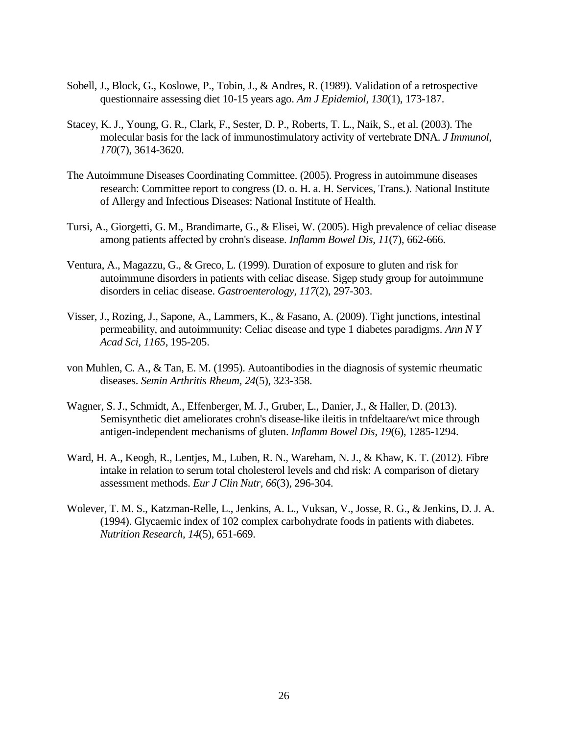Sobell, J., Block, G., Koslowe, P., Tobin, J., & Andres, R. (1989). Validation of a retrospective questionnaire assessing diet 10-15 years ago. *Am J Epidemiol, 130*(1), 173-187.

Stacey, K. J., Young, G. R., Clark, F., Sester, D. P., Roberts, T. L., Naik, S., et al. (2003). The molecular basis for the lack of immunostimulatory activity of vertebrate DNA. *J Immunol, 170*(7), 3614-3620.

The Autoimmune Diseases Coordinating Committee. (2005). Progress in autoimmune diseases research: Committee report to congress (D. o. H. a. H. Services, Trans.). National Institute of Allergy and Infectious Diseases: National Institute of Health.

Tursi, A., Giorgetti, G. M., Brandimarte, G., & Elisei, W. (2005). High prevalence of celiac disease among patients affected by crohn's disease. *Inflamm Bowel Dis, 11*(7), 662-666.

Ventura, A., Magazzu, G., & Greco, L. (1999). Duration of exposure to gluten and risk for autoimmune disorders in patients with celiac disease. Sigep study group for autoimmune disorders in celiac disease. *Gastroenterology, 117*(2), 297-303.

Visser, J., Rozing, J., Sapone, A., Lammers, K., & Fasano, A. (2009). Tight junctions, intestinal permeability, and autoimmunity: Celiac disease and type 1 diabetes paradigms. *Ann N Y Acad Sci, 1165*, 195-205.

von Muhlen, C. A., & Tan, E. M. (1995). Autoantibodies in the diagnosis of systemic rheumatic diseases. *Semin Arthritis Rheum, 24*(5), 323-358.

Wagner, S. J., Schmidt, A., Effenberger, M. J., Gruber, L., Danier, J., & Haller, D. (2013). Semisynthetic diet ameliorates crohn's disease-like ileitis in tnfdeltaare/wt mice through antigen-independent mechanisms of gluten. *Inflamm Bowel Dis, 19*(6), 1285-1294.

Ward, H. A., Keogh, R., Lentjes, M., Luben, R. N., Wareham, N. J., & Khaw, K. T. (2012). Fibre intake in relation to serum total cholesterol levels and chd risk: A comparison of dietary assessment methods. *Eur J Clin Nutr, 66*(3), 296-304.

Wolever, T. M. S., Katzman-Relle, L., Jenkins, A. L., Vuksan, V., Josse, R. G., & Jenkins, D. J. A. (1994). Glycaemic index of 102 complex carbohydrate foods in patients with diabetes. *Nutrition Research, 14*(5), 651-669.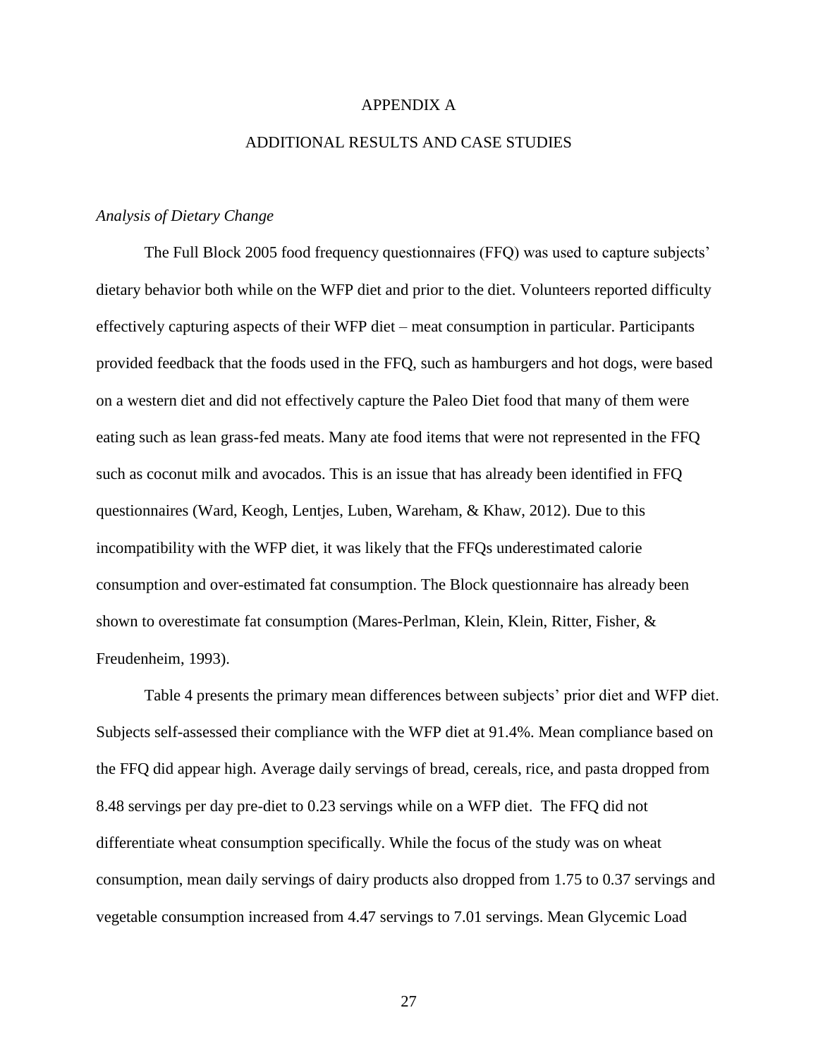# APPENDIX A

## ADDITIONAL RESULTS AND CASE STUDIES

### *Analysis of Dietary Change*

The Full Block 2005 food frequency questionnaires (FFQ) was used to capture subjects' dietary behavior both while on the WFP diet and prior to the diet. Volunteers reported difficulty effectively capturing aspects of their WFP diet – meat consumption in particular. Participants provided feedback that the foods used in the FFQ, such as hamburgers and hot dogs, were based on a western diet and did not effectively capture the Paleo Diet food that many of them were eating such as lean grass-fed meats. Many ate food items that were not represented in the FFQ such as coconut milk and avocados. This is an issue that has already been identified in FFQ questionnaires (Ward, Keogh, Lentjes, Luben, Wareham, & Khaw, 2012). Due to this incompatibility with the WFP diet, it was likely that the FFQs underestimated calorie consumption and over-estimated fat consumption. The Block questionnaire has already been shown to overestimate fat consumption (Mares-Perlman, Klein, Klein, Ritter, Fisher, & Freudenheim, 1993).

Table 4 presents the primary mean differences between subjects' prior diet and WFP diet. Subjects self-assessed their compliance with the WFP diet at 91.4%. Mean compliance based on the FFQ did appear high. Average daily servings of bread, cereals, rice, and pasta dropped from 8.48 servings per day pre-diet to 0.23 servings while on a WFP diet. The FFQ did not differentiate wheat consumption specifically. While the focus of the study was on wheat consumption, mean daily servings of dairy products also dropped from 1.75 to 0.37 servings and vegetable consumption increased from 4.47 servings to 7.01 servings. Mean Glycemic Load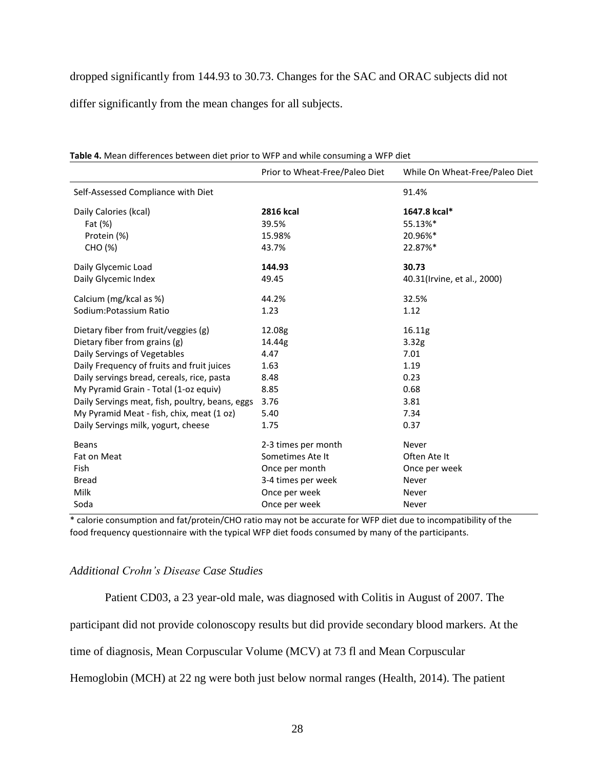dropped significantly from 144.93 to 30.73. Changes for the SAC and ORAC subjects did not differ significantly from the mean changes for all subjects.

**Table 4.** Mean differences between diet prior to WFP and while consuming a WFP diet

| | Prior to Wheat-Free/Paleo Diet | While On Wheat-Free/Paleo Diet |
|---|---|---|
| Self-Assessed Compliance with Diet | | 91.4% |
| Daily Calories (kcal) | **2816 kcal** | **1647.8 kcal*** |
| Fat (%) | 39.5% | 55.13%* |
| Protein (%) | 15.98% | 20.96%* |
| CHO (%) | 43.7% | 22.87%* |
| Daily Glycemic Load | **144.93** | **30.73** |
| Daily Glycemic Index | 49.45 | 40.31(Irvine, et al., 2000) |
| Calcium (mg/kcal as %) | 44.2% | 32.5% |
| Sodium:Potassium Ratio | 1.23 | 1.12 |
| Dietary fiber from fruit/veggies (g) | 12.08g | 16.11g |
| Dietary fiber from grains (g) | 14.44g | 3.32g |
| Daily Servings of Vegetables | 4.47 | 7.01 |
| Daily Frequency of fruits and fruit juices | 1.63 | 1.19 |
| Daily servings bread, cereals, rice, pasta | 8.48 | 0.23 |
| My Pyramid Grain - Total (1-oz equiv) | 8.85 | 0.68 |
| Daily Servings meat, fish, poultry, beans, eggs | 3.76 | 3.81 |
| My Pyramid Meat - fish, chix, meat (1 oz) | 5.40 | 7.34 |
| Daily Servings milk, yogurt, cheese | 1.75 | 0.37 |
| Beans | 2-3 times per month | Never |
| Fat on Meat | Sometimes Ate It | Often Ate It |
| Fish | Once per month | Once per week |
| Bread | 3-4 times per week | Never |
| Milk | Once per week | Never |
| Soda | Once per week | Never |

* calorie consumption and fat/protein/CHO ratio may not be accurate for WFP diet due to incompatibility of the food frequency questionnaire with the typical WFP diet foods consumed by many of the participants.

### *Additional Crohn's Disease Case Studies*

Patient CD03, a 23 year-old male, was diagnosed with Colitis in August of 2007. The participant did not provide colonoscopy results but did provide secondary blood markers. At the time of diagnosis, Mean Corpuscular Volume (MCV) at 73 fl and Mean Corpuscular Hemoglobin (MCH) at 22 ng were both just below normal ranges (Health, 2014). The patient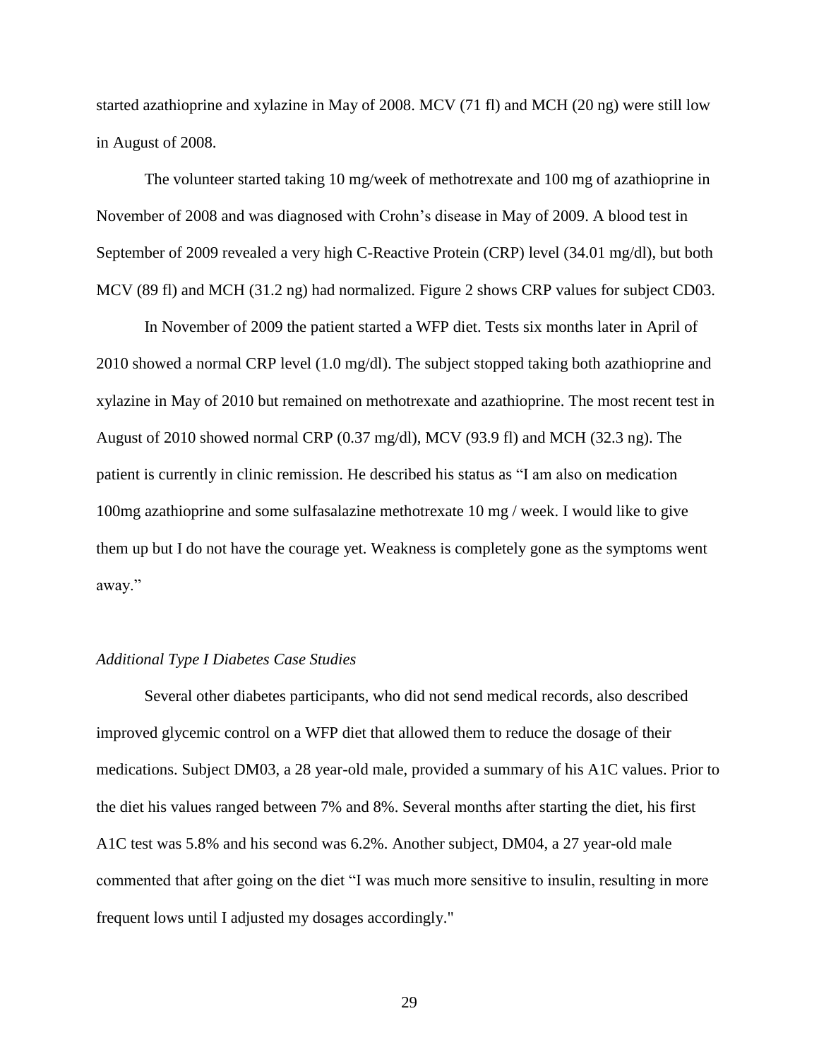started azathioprine and xylazine in May of 2008. MCV (71 fl) and MCH (20 ng) were still low in August of 2008.

The volunteer started taking 10 mg/week of methotrexate and 100 mg of azathioprine in November of 2008 and was diagnosed with Crohn's disease in May of 2009. A blood test in September of 2009 revealed a very high C-Reactive Protein (CRP) level (34.01 mg/dl), but both MCV (89 fl) and MCH (31.2 ng) had normalized. Figure 2 shows CRP values for subject CD03.

In November of 2009 the patient started a WFP diet. Tests six months later in April of 2010 showed a normal CRP level (1.0 mg/dl). The subject stopped taking both azathioprine and xylazine in May of 2010 but remained on methotrexate and azathioprine. The most recent test in August of 2010 showed normal CRP (0.37 mg/dl), MCV (93.9 fl) and MCH (32.3 ng). The patient is currently in clinic remission. He described his status as "I am also on medication 100mg azathioprine and some sulfasalazine methotrexate 10 mg / week. I would like to give them up but I do not have the courage yet. Weakness is completely gone as the symptoms went away."

*Additional Type I Diabetes Case Studies*

Several other diabetes participants, who did not send medical records, also described improved glycemic control on a WFP diet that allowed them to reduce the dosage of their medications. Subject DM03, a 28 year-old male, provided a summary of his A1C values. Prior to the diet his values ranged between 7% and 8%. Several months after starting the diet, his first A1C test was 5.8% and his second was 6.2%. Another subject, DM04, a 27 year-old male commented that after going on the diet "I was much more sensitive to insulin, resulting in more frequent lows until I adjusted my dosages accordingly."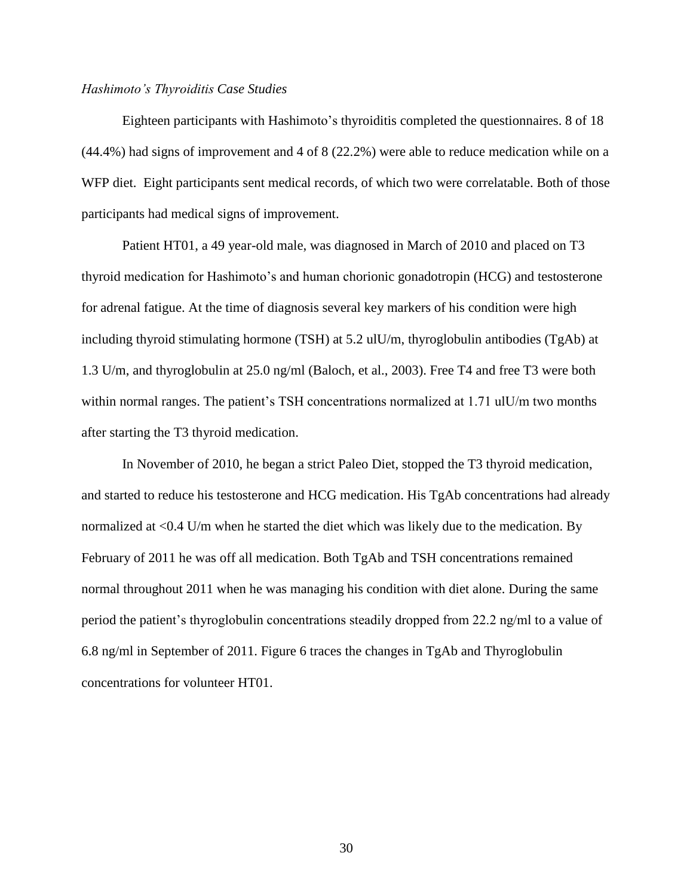*Hashimoto's Thyroiditis Case Studies*

Eighteen participants with Hashimoto's thyroiditis completed the questionnaires. 8 of 18 (44.4%) had signs of improvement and 4 of 8 (22.2%) were able to reduce medication while on a WFP diet. Eight participants sent medical records, of which two were correlatable. Both of those participants had medical signs of improvement.

Patient HT01, a 49 year-old male, was diagnosed in March of 2010 and placed on T3 thyroid medication for Hashimoto's and human chorionic gonadotropin (HCG) and testosterone for adrenal fatigue. At the time of diagnosis several key markers of his condition were high including thyroid stimulating hormone (TSH) at 5.2 ulU/m, thyroglobulin antibodies (TgAb) at 1.3 U/m, and thyroglobulin at 25.0 ng/ml (Baloch, et al., 2003). Free T4 and free T3 were both within normal ranges. The patient's TSH concentrations normalized at 1.71 ulU/m two months after starting the T3 thyroid medication.

In November of 2010, he began a strict Paleo Diet, stopped the T3 thyroid medication, and started to reduce his testosterone and HCG medication. His TgAb concentrations had already normalized at <0.4 U/m when he started the diet which was likely due to the medication. By February of 2011 he was off all medication. Both TgAb and TSH concentrations remained normal throughout 2011 when he was managing his condition with diet alone. During the same period the patient's thyroglobulin concentrations steadily dropped from 22.2 ng/ml to a value of 6.8 ng/ml in September of 2011. Figure 6 traces the changes in TgAb and Thyroglobulin concentrations for volunteer HT01.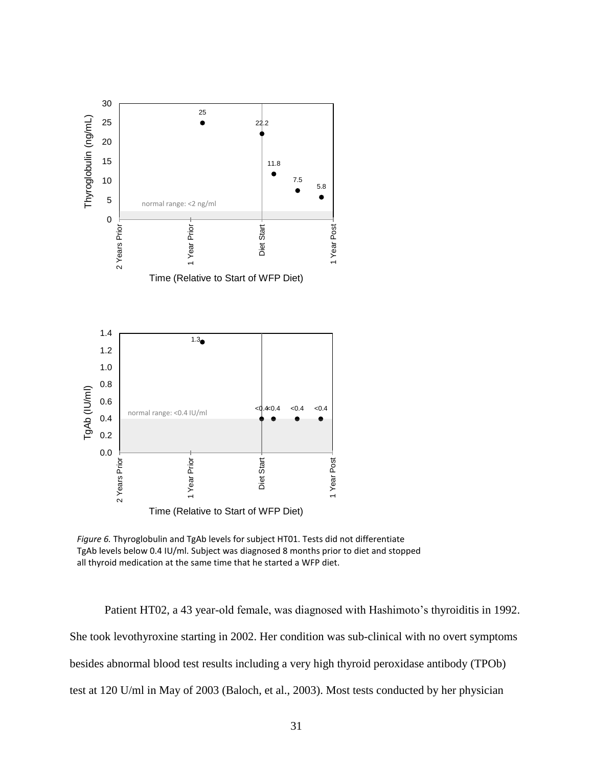*Figure 6.* Thyroglobulin and TgAb levels for subject HT01. Tests did not differentiate TgAb levels below 0.4 IU/ml. Subject was diagnosed 8 months prior to diet and stopped all thyroid medication at the same time that he started a WFP diet.

Patient HT02, a 43 year-old female, was diagnosed with Hashimoto's thyroiditis in 1992. She took levothyroxine starting in 2002. Her condition was sub-clinical with no overt symptoms besides abnormal blood test results including a very high thyroid peroxidase antibody (TPOb) test at 120 U/ml in May of 2003 (Baloch, et al., 2003). Most tests conducted by her physician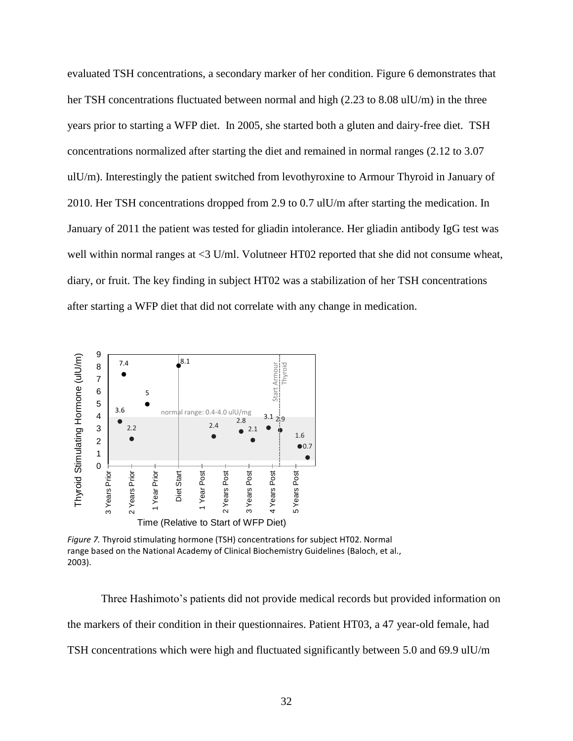evaluated TSH concentrations, a secondary marker of her condition. Figure 6 demonstrates that her TSH concentrations fluctuated between normal and high (2.23 to 8.08 ulU/m) in the three years prior to starting a WFP diet. In 2005, she started both a gluten and dairy-free diet. TSH concentrations normalized after starting the diet and remained in normal ranges (2.12 to 3.07 ulU/m). Interestingly the patient switched from levothyroxine to Armour Thyroid in January of 2010. Her TSH concentrations dropped from 2.9 to 0.7 ulU/m after starting the medication. In January of 2011 the patient was tested for gliadin intolerance. Her gliadin antibody IgG test was well within normal ranges at <3 U/ml. Volutneer HT02 reported that she did not consume wheat, diary, or fruit. The key finding in subject HT02 was a stabilization of her TSH concentrations after starting a WFP diet that did not correlate with any change in medication.

*Figure 7.* Thyroid stimulating hormone (TSH) concentrations for subject HT02. Normal range based on the National Academy of Clinical Biochemistry Guidelines (Baloch, et al., 2003).

Three Hashimoto's patients did not provide medical records but provided information on the markers of their condition in their questionnaires. Patient HT03, a 47 year-old female, had TSH concentrations which were high and fluctuated significantly between 5.0 and 69.9 ulU/m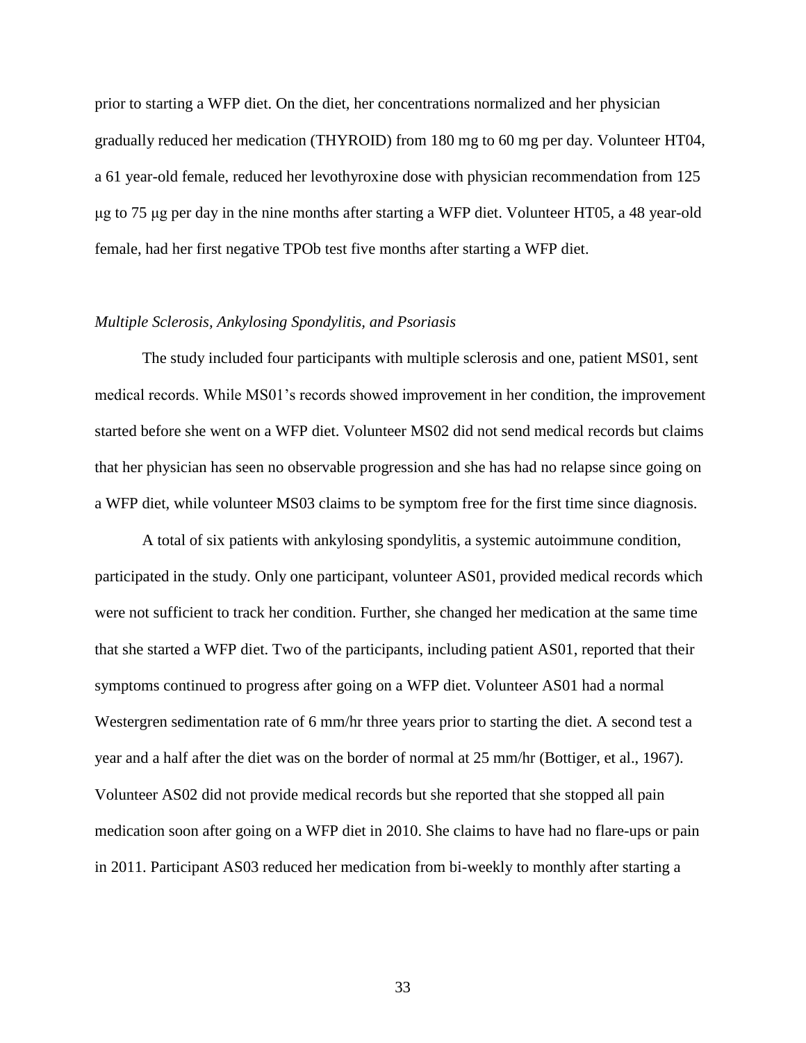prior to starting a WFP diet. On the diet, her concentrations normalized and her physician gradually reduced her medication (THYROID) from 180 mg to 60 mg per day. Volunteer HT04, a 61 year-old female, reduced her levothyroxine dose with physician recommendation from 125 μg to 75 μg per day in the nine months after starting a WFP diet. Volunteer HT05, a 48 year-old female, had her first negative TPOb test five months after starting a WFP diet.

### *Multiple Sclerosis, Ankylosing Spondylitis, and Psoriasis*

The study included four participants with multiple sclerosis and one, patient MS01, sent medical records. While MS01's records showed improvement in her condition, the improvement started before she went on a WFP diet. Volunteer MS02 did not send medical records but claims that her physician has seen no observable progression and she has had no relapse since going on a WFP diet, while volunteer MS03 claims to be symptom free for the first time since diagnosis.

A total of six patients with ankylosing spondylitis, a systemic autoimmune condition, participated in the study. Only one participant, volunteer AS01, provided medical records which were not sufficient to track her condition. Further, she changed her medication at the same time that she started a WFP diet. Two of the participants, including patient AS01, reported that their symptoms continued to progress after going on a WFP diet. Volunteer AS01 had a normal Westergren sedimentation rate of 6 mm/hr three years prior to starting the diet. A second test a year and a half after the diet was on the border of normal at 25 mm/hr (Bottiger, et al., 1967). Volunteer AS02 did not provide medical records but she reported that she stopped all pain medication soon after going on a WFP diet in 2010. She claims to have had no flare-ups or pain in 2011. Participant AS03 reduced her medication from bi-weekly to monthly after starting a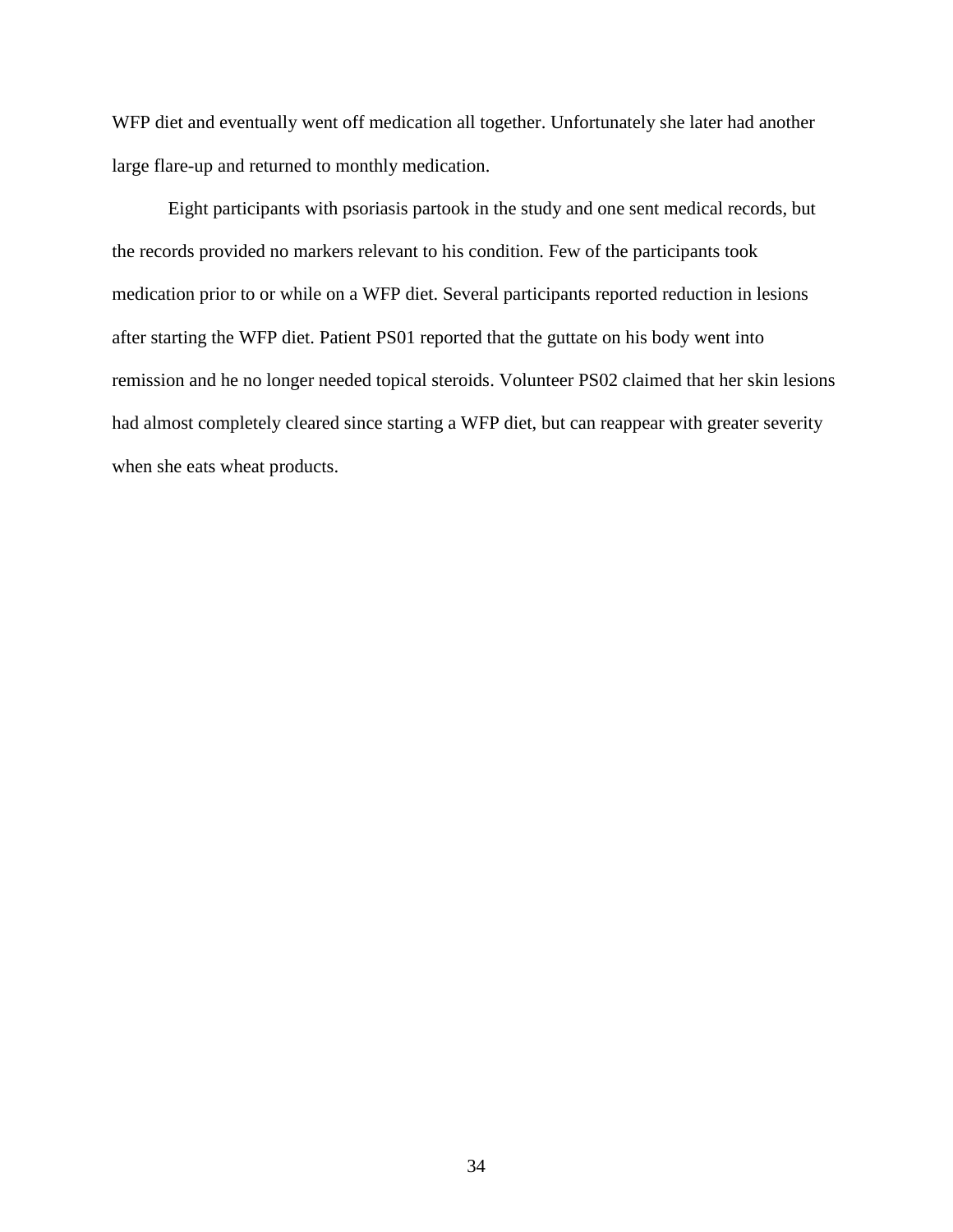WFP diet and eventually went off medication all together. Unfortunately she later had another large flare-up and returned to monthly medication.

Eight participants with psoriasis partook in the study and one sent medical records, but the records provided no markers relevant to his condition. Few of the participants took medication prior to or while on a WFP diet. Several participants reported reduction in lesions after starting the WFP diet. Patient PS01 reported that the guttate on his body went into remission and he no longer needed topical steroids. Volunteer PS02 claimed that her skin lesions had almost completely cleared since starting a WFP diet, but can reappear with greater severity when she eats wheat products.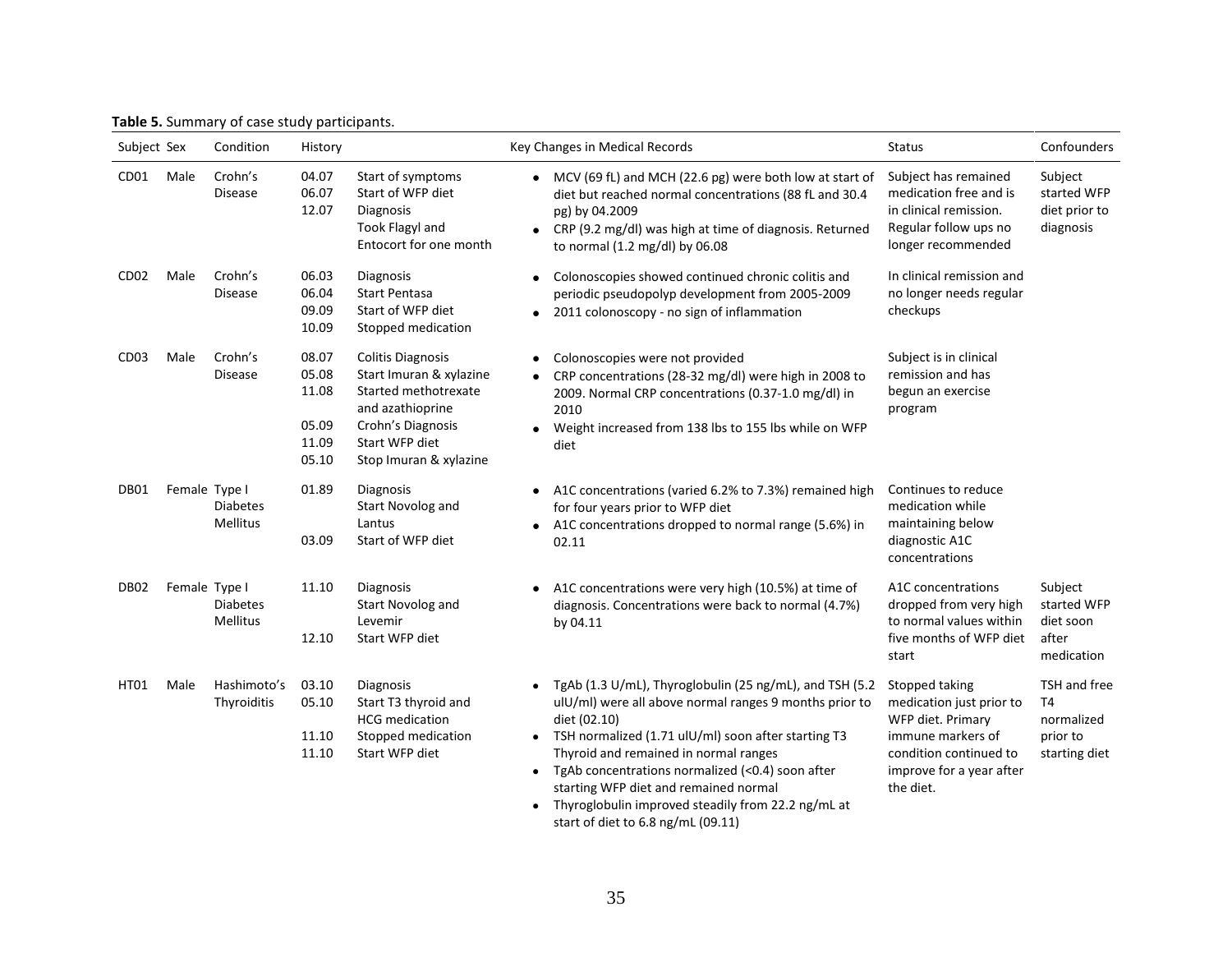**Table 5.** Summary of case study participants.

| Subject | Sex | Condition | History | | Key Changes in Medical Records | Status | Confounders |
|---|---|---|---|---|---|---|---|
| CD01 | Male | Crohn's Disease | 04.07<br>06.07<br>12.07 | Start of symptoms<br>Start of WFP diet<br>Diagnosis<br>Took Flagyl and Entocort for one month | • MCV (69 fL) and MCH (22.6 pg) were both low at start of diet but reached normal concentrations (88 fL and 30.4 pg) by 04.2009<br>• CRP (9.2 mg/dl) was high at time of diagnosis. Returned to normal (1.2 mg/dl) by 06.08 | Subject has remained medication free and is in clinical remission. Regular follow ups no longer recommended | Subject started WFP diet prior to diagnosis |
| CD02 | Male | Crohn's Disease | 06.03<br>06.04<br>09.09<br>10.09 | Diagnosis<br>Start Pentasa<br>Start of WFP diet<br>Stopped medication | • Colonoscopies showed continued chronic colitis and periodic pseudopolyp development from 2005-2009<br>• 2011 colonoscopy - no sign of inflammation | In clinical remission and no longer needs regular checkups | |
| CD03 | Male | Crohn's Disease | 08.07<br>05.08<br>11.08<br><br>05.09<br>11.09<br>05.10 | Colitis Diagnosis<br>Start Imuran & xylazine<br>Started methotrexate and azathioprine<br>Crohn's Diagnosis<br>Start WFP diet<br>Stop Imuran & xylazine | • Colonoscopies were not provided<br>• CRP concentrations (28-32 mg/dl) were high in 2008 to 2009. Normal CRP concentrations (0.37-1.0 mg/dl) in 2010<br>• Weight increased from 138 lbs to 155 lbs while on WFP diet | Subject is in clinical remission and has begun an exercise program | |
| DB01 | Female | Type I Diabetes Mellitus | 01.89<br><br>03.09 | Diagnosis<br>Start Novolog and Lantus<br>Start of WFP diet | • A1C concentrations (varied 6.2% to 7.3%) remained high for four years prior to WFP diet<br>• A1C concentrations dropped to normal range (5.6%) in 02.11 | Continues to reduce medication while maintaining below diagnostic A1C concentrations | |
| DB02 | Female | Type I Diabetes Mellitus | 11.10<br><br>12.10 | Diagnosis<br>Start Novolog and Levemir<br>Start WFP diet | • A1C concentrations were very high (10.5%) at time of diagnosis. Concentrations were back to normal (4.7%) by 04.11 | A1C concentrations dropped from very high to normal values within five months of WFP diet start | Subject started WFP diet soon after medication |
| HT01 | Male | Hashimoto's Thyroiditis | 03.10<br>05.10<br><br>11.10<br>11.10 | Diagnosis<br>Start T3 thyroid and HCG medication<br>Stopped medication<br>Start WFP diet | • TgAb (1.3 U/mL), Thyroglobulin (25 ng/mL), and TSH (5.2 ulU/ml) were all above normal ranges 9 months prior to diet (02.10)<br>• TSH normalized (1.71 ulU/ml) soon after starting T3 Thyroid and remained in normal ranges<br>• TgAb concentrations normalized (<0.4) soon after starting WFP diet and remained normal<br>• Thyroglobulin improved steadily from 22.2 ng/mL at start of diet to 6.8 ng/mL (09.11) | Stopped taking medication just prior to WFP diet. Primary immune markers of condition continued to improve for a year after the diet. | TSH and free T4 normalized prior to starting diet |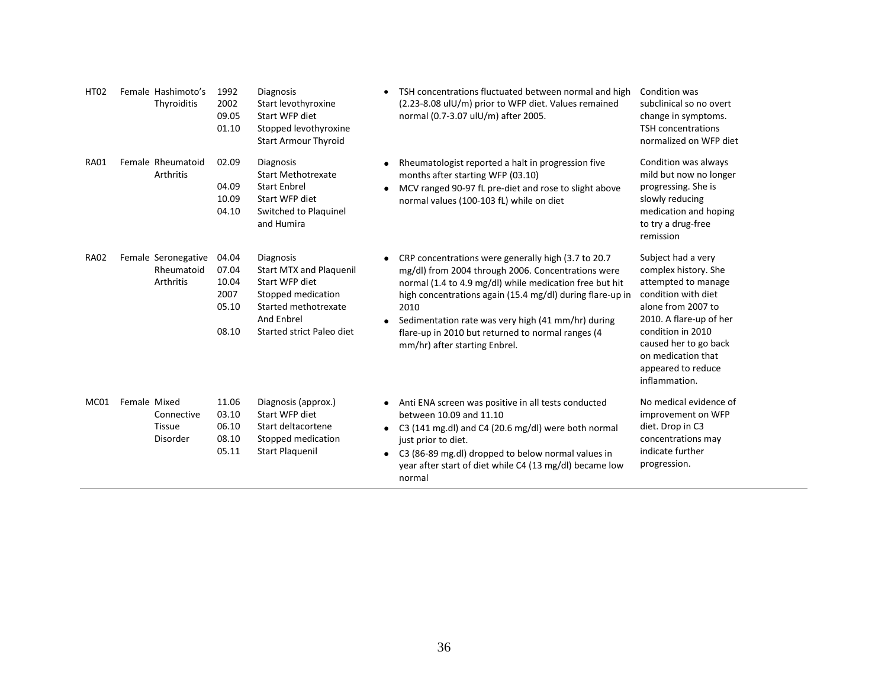| | | | | | | |
|---|---|---|---|---|---|---|
| HT02 | Female | Hashimoto's Thyroiditis | 1992<br>2002<br>09.05<br>01.10 | Diagnosis<br>Start levothyroxine<br>Start WFP diet<br>Stopped levothyroxine<br>Start Armour Thyroid | • TSH concentrations fluctuated between normal and high (2.23-8.08 ulU/m) prior to WFP diet. Values remained normal (0.7-3.07 ulU/m) after 2005. | Condition was subclinical so no overt change in symptoms. TSH concentrations normalized on WFP diet |
| RA01 | Female | Rheumatoid Arthritis | 02.09<br><br>04.09<br>10.09<br>04.10 | Diagnosis<br>Start Methotrexate<br>Start Enbrel<br>Start WFP diet<br>Switched to Plaquinel and Humira | • Rheumatologist reported a halt in progression five months after starting WFP (03.10)<br>• MCV ranged 90-97 fL pre-diet and rose to slight above normal values (100-103 fL) while on diet | Condition was always mild but now no longer progressing. She is slowly reducing medication and hoping to try a drug-free remission |
| RA02 | Female | Seronegative Rheumatoid Arthritis | 04.04<br>07.04<br>10.04<br>2007<br>05.10<br><br>08.10 | Diagnosis<br>Start MTX and Plaquenil<br>Start WFP diet<br>Stopped medication<br>Started methotrexate And Enbrel<br>Started strict Paleo diet | • CRP concentrations were generally high (3.7 to 20.7 mg/dl) from 2004 through 2006. Concentrations were normal (1.4 to 4.9 mg/dl) while medication free but hit high concentrations again (15.4 mg/dl) during flare-up in 2010<br>• Sedimentation rate was very high (41 mm/hr) during flare-up in 2010 but returned to normal ranges (4 mm/hr) after starting Enbrel. | Subject had a very complex history. She attempted to manage condition with diet alone from 2007 to 2010. A flare-up of her condition in 2010 caused her to go back on medication that appeared to reduce inflammation. |
| MC01 | Female | Mixed Connective Tissue Disorder | 11.06<br>03.10<br>06.10<br>08.10<br>05.11 | Diagnosis (approx.)<br>Start WFP diet<br>Start deltacortene<br>Stopped medication<br>Start Plaquenil | • Anti ENA screen was positive in all tests conducted between 10.09 and 11.10<br>• C3 (141 mg.dl) and C4 (20.6 mg/dl) were both normal just prior to diet.<br>• C3 (86-89 mg.dl) dropped to below normal values in year after start of diet while C4 (13 mg/dl) became low normal | No medical evidence of improvement on WFP diet. Drop in C3 concentrations may indicate further progression. |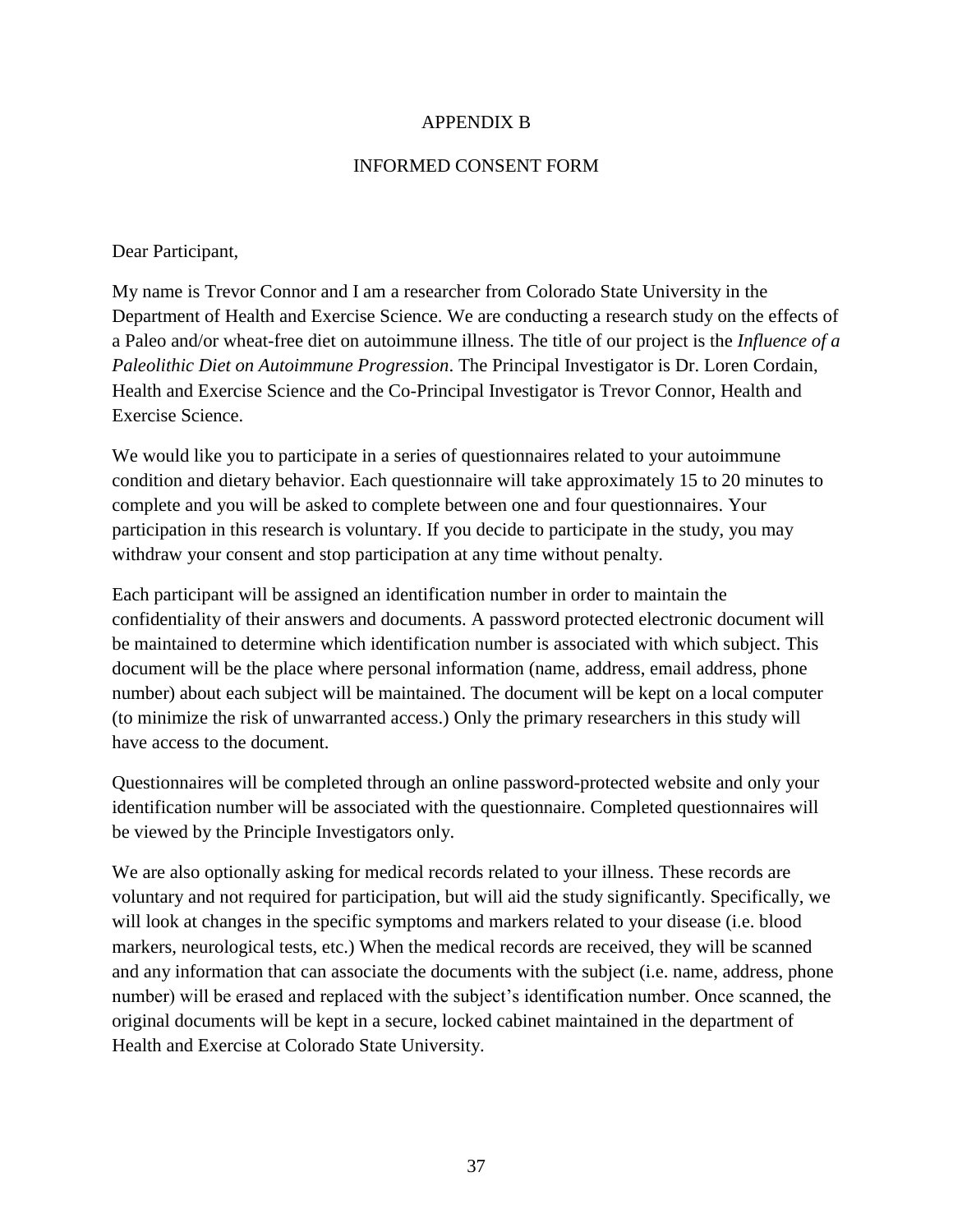# APPENDIX B

## INFORMED CONSENT FORM

Dear Participant,

My name is Trevor Connor and I am a researcher from Colorado State University in the Department of Health and Exercise Science. We are conducting a research study on the effects of a Paleo and/or wheat-free diet on autoimmune illness. The title of our project is the *Influence of a Paleolithic Diet on Autoimmune Progression*. The Principal Investigator is Dr. Loren Cordain, Health and Exercise Science and the Co-Principal Investigator is Trevor Connor, Health and Exercise Science.

We would like you to participate in a series of questionnaires related to your autoimmune condition and dietary behavior. Each questionnaire will take approximately 15 to 20 minutes to complete and you will be asked to complete between one and four questionnaires. Your participation in this research is voluntary. If you decide to participate in the study, you may withdraw your consent and stop participation at any time without penalty.

Each participant will be assigned an identification number in order to maintain the confidentiality of their answers and documents. A password protected electronic document will be maintained to determine which identification number is associated with which subject. This document will be the place where personal information (name, address, email address, phone number) about each subject will be maintained. The document will be kept on a local computer (to minimize the risk of unwarranted access.) Only the primary researchers in this study will have access to the document.

Questionnaires will be completed through an online password-protected website and only your identification number will be associated with the questionnaire. Completed questionnaires will be viewed by the Principle Investigators only.

We are also optionally asking for medical records related to your illness. These records are voluntary and not required for participation, but will aid the study significantly. Specifically, we will look at changes in the specific symptoms and markers related to your disease (i.e. blood markers, neurological tests, etc.) When the medical records are received, they will be scanned and any information that can associate the documents with the subject (i.e. name, address, phone number) will be erased and replaced with the subject's identification number. Once scanned, the original documents will be kept in a secure, locked cabinet maintained in the department of Health and Exercise at Colorado State University.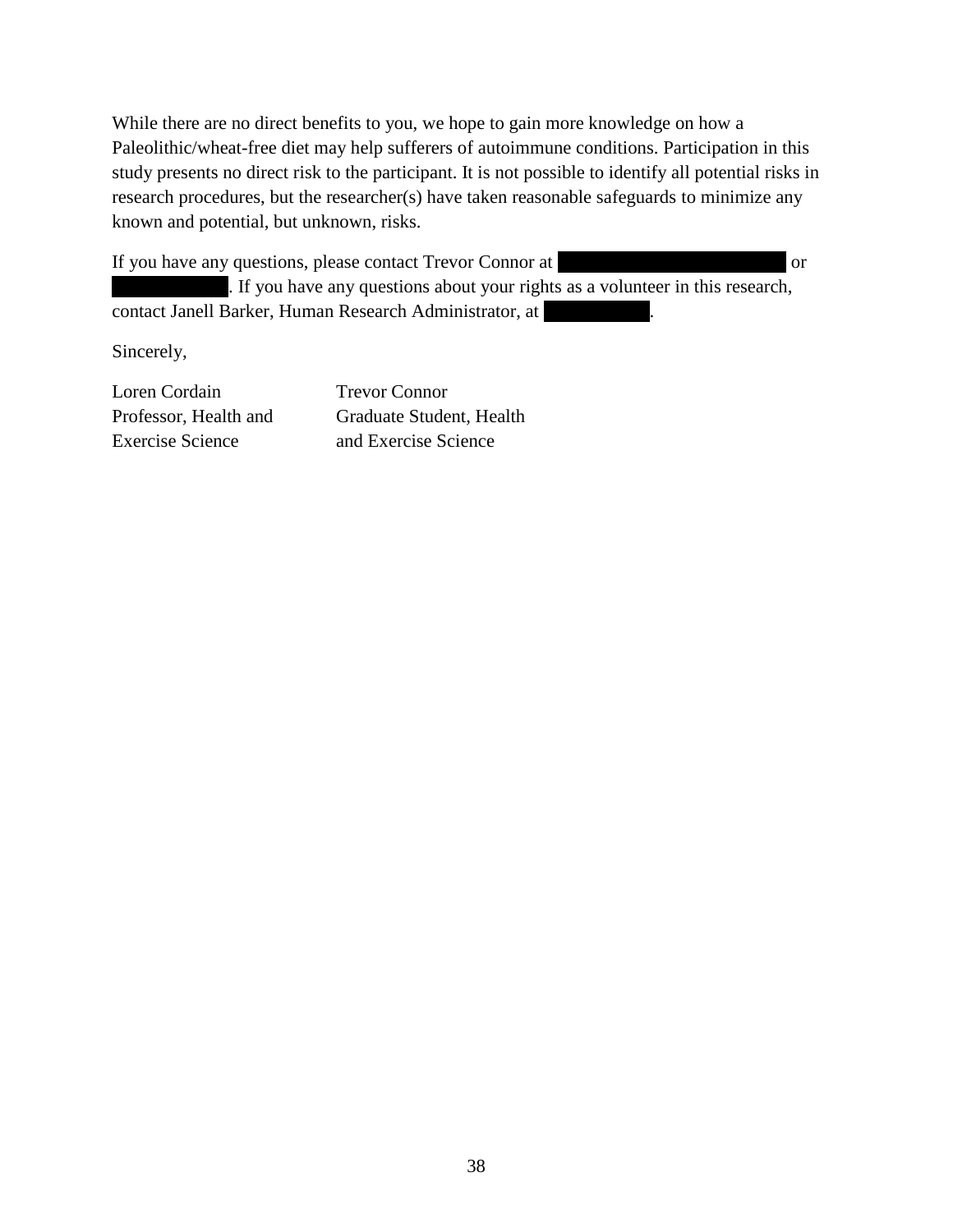While there are no direct benefits to you, we hope to gain more knowledge on how a Paleolithic/wheat-free diet may help sufferers of autoimmune conditions. Participation in this study presents no direct risk to the participant. It is not possible to identify all potential risks in research procedures, but the researcher(s) have taken reasonable safeguards to minimize any known and potential, but unknown, risks.

If you have any questions, please contact Trevor Connor at ██████████ or ██████████. If you have any questions about your rights as a volunteer in this research, contact Janell Barker, Human Research Administrator, at ██████████.

Sincerely,

| Loren Cordain | Trevor Connor |
|---|---|
| Professor, Health and Exercise Science | Graduate Student, Health and Exercise Science |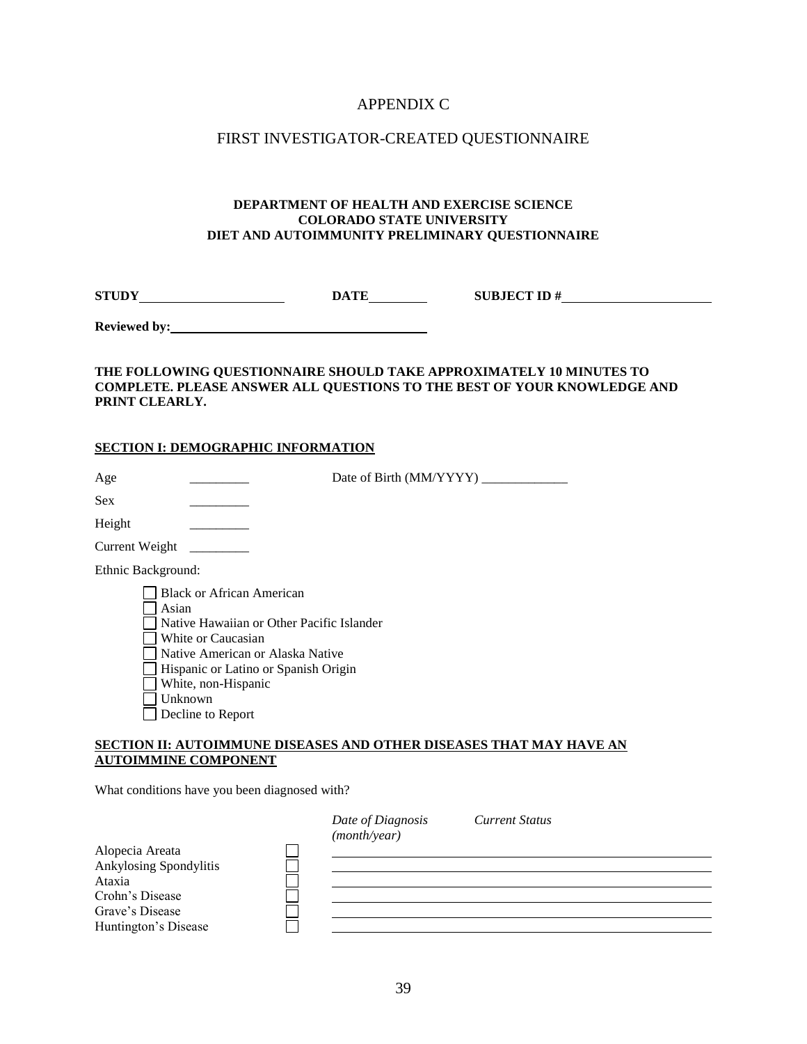# APPENDIX C

## FIRST INVESTIGATOR-CREATED QUESTIONNAIRE

**DEPARTMENT OF HEALTH AND EXERCISE SCIENCE**
**COLORADO STATE UNIVERSITY**
**DIET AND AUTOIMMUNITY PRELIMINARY QUESTIONNAIRE**

**STUDY**\_\_\_\_\_\_\_\_\_\_\_\_\_\_\_\_\_\_\_\_ **DATE**\_\_\_\_\_\_\_\_ **SUBJECT ID #**\_\_\_\_\_\_\_\_\_\_\_\_\_\_\_\_\_\_\_\_

**Reviewed by:**\_\_\_\_\_\_\_\_\_\_\_\_\_\_\_\_\_\_\_\_\_\_\_\_\_\_\_\_\_\_\_\_\_\_\_\_

**THE FOLLOWING QUESTIONNAIRE SHOULD TAKE APPROXIMATELY 10 MINUTES TO COMPLETE. PLEASE ANSWER ALL QUESTIONS TO THE BEST OF YOUR KNOWLEDGE AND PRINT CLEARLY.**

**SECTION I: DEMOGRAPHIC INFORMATION**

Age \_\_\_\_\_\_\_\_\_ Date of Birth (MM/YYYY) \_\_\_\_\_\_\_\_\_\_\_\_\_

Sex \_\_\_\_\_\_\_\_\_

Height \_\_\_\_\_\_\_\_\_

Current Weight \_\_\_\_\_\_\_\_\_

Ethnic Background:

- ☐ Black or African American
- ☐ Asian
- ☐ Native Hawaiian or Other Pacific Islander
- ☐ White or Caucasian
- ☐ Native American or Alaska Native
- ☐ Hispanic or Latino or Spanish Origin
- ☐ White, non-Hispanic
- ☐ Unknown
- ☐ Decline to Report

**SECTION II: AUTOIMMUNE DISEASES AND OTHER DISEASES THAT MAY HAVE AN AUTOIMMINE COMPONENT**

What conditions have you been diagnosed with?

| | | *Date of Diagnosis (month/year)* | *Current Status* |
|---|---|---|---|
| Alopecia Areata | ☐ | | |
| Ankylosing Spondylitis | ☐ | | |
| Ataxia | ☐ | | |
| Crohn's Disease | ☐ | | |
| Grave's Disease | ☐ | | |
| Huntington's Disease | ☐ | | |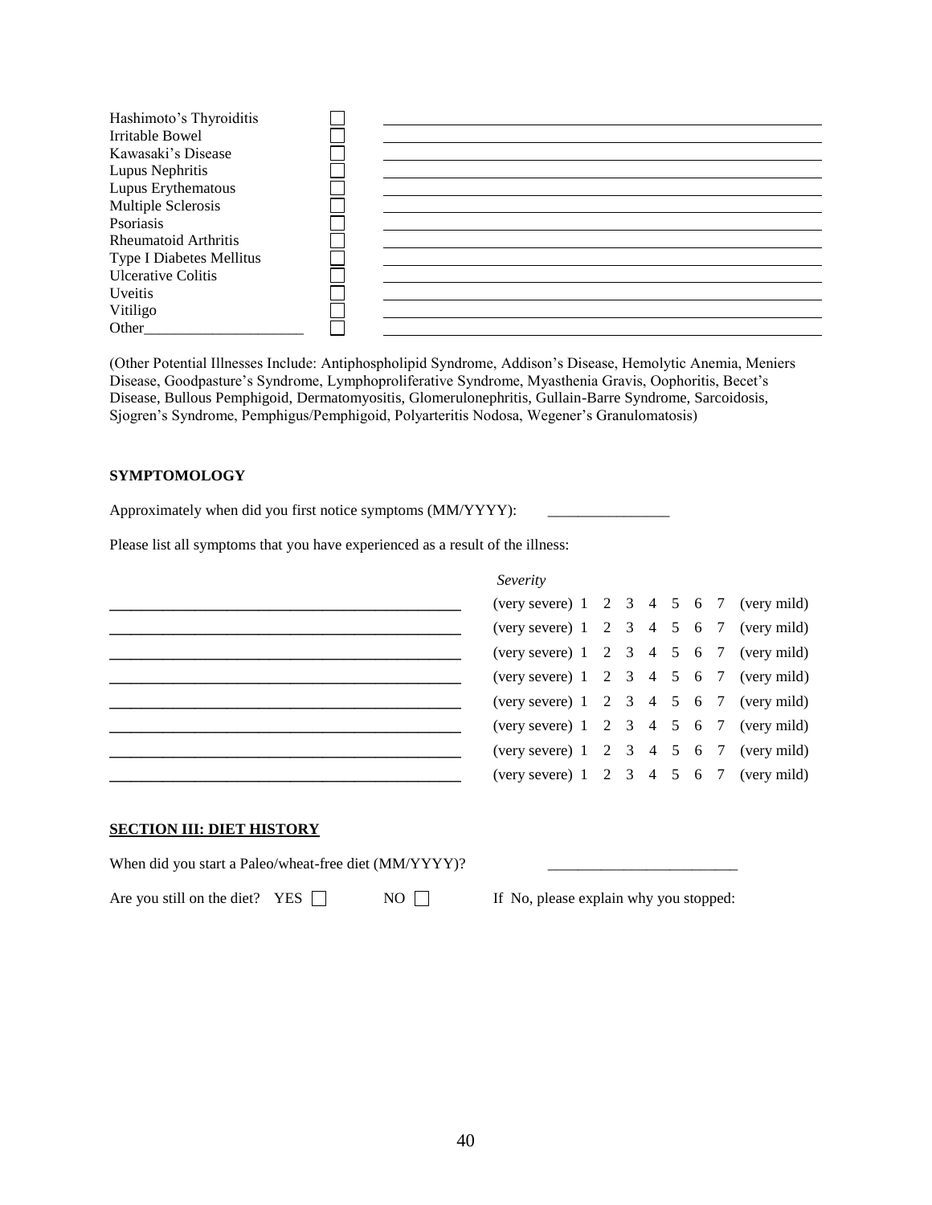| | | |
|---|---|---|
| Hashimoto's Thyroiditis | ☐ | ______________________________ |
| Irritable Bowel | ☐ | ______________________________ |
| Kawasaki's Disease | ☐ | ______________________________ |
| Lupus Nephritis | ☐ | ______________________________ |
| Lupus Erythematous | ☐ | ______________________________ |
| Multiple Sclerosis | ☐ | ______________________________ |
| Psoriasis | ☐ | ______________________________ |
| Rheumatoid Arthritis | ☐ | ______________________________ |
| Type I Diabetes Mellitus | ☐ | ______________________________ |
| Ulcerative Colitis | ☐ | ______________________________ |
| Uveitis | ☐ | ______________________________ |
| Vitiligo | ☐ | ______________________________ |
| Other_____________________ | ☐ | ______________________________ |

(Other Potential Illnesses Include: Antiphospholipid Syndrome, Addison's Disease, Hemolytic Anemia, Meniers Disease, Goodpasture's Syndrome, Lymphoproliferative Syndrome, Myasthenia Gravis, Oophoritis, Becet's Disease, Bullous Pemphigoid, Dermatomyositis, Glomerulonephritis, Gullain-Barre Syndrome, Sarcoidosis, Sjogren's Syndrome, Pemphigus/Pemphigoid, Polyarteritis Nodosa, Wegener's Granulomatosis)

**SYMPTOMOLOGY**

Approximately when did you first notice symptoms (MM/YYYY): ________________

Please list all symptoms that you have experienced as a result of the illness:

| | *Severity* |
|---|---|
| ______________________________________ | (very severe) 1 2 3 4 5 6 7 (very mild) |
| ______________________________________ | (very severe) 1 2 3 4 5 6 7 (very mild) |
| ______________________________________ | (very severe) 1 2 3 4 5 6 7 (very mild) |
| ______________________________________ | (very severe) 1 2 3 4 5 6 7 (very mild) |
| ______________________________________ | (very severe) 1 2 3 4 5 6 7 (very mild) |
| ______________________________________ | (very severe) 1 2 3 4 5 6 7 (very mild) |
| ______________________________________ | (very severe) 1 2 3 4 5 6 7 (very mild) |
| ______________________________________ | (very severe) 1 2 3 4 5 6 7 (very mild) |

**SECTION III: DIET HISTORY**

When did you start a Paleo/wheat-free diet (MM/YYYY)? ________________________

Are you still on the diet? YES ☐ NO ☐ If No, please explain why you stopped: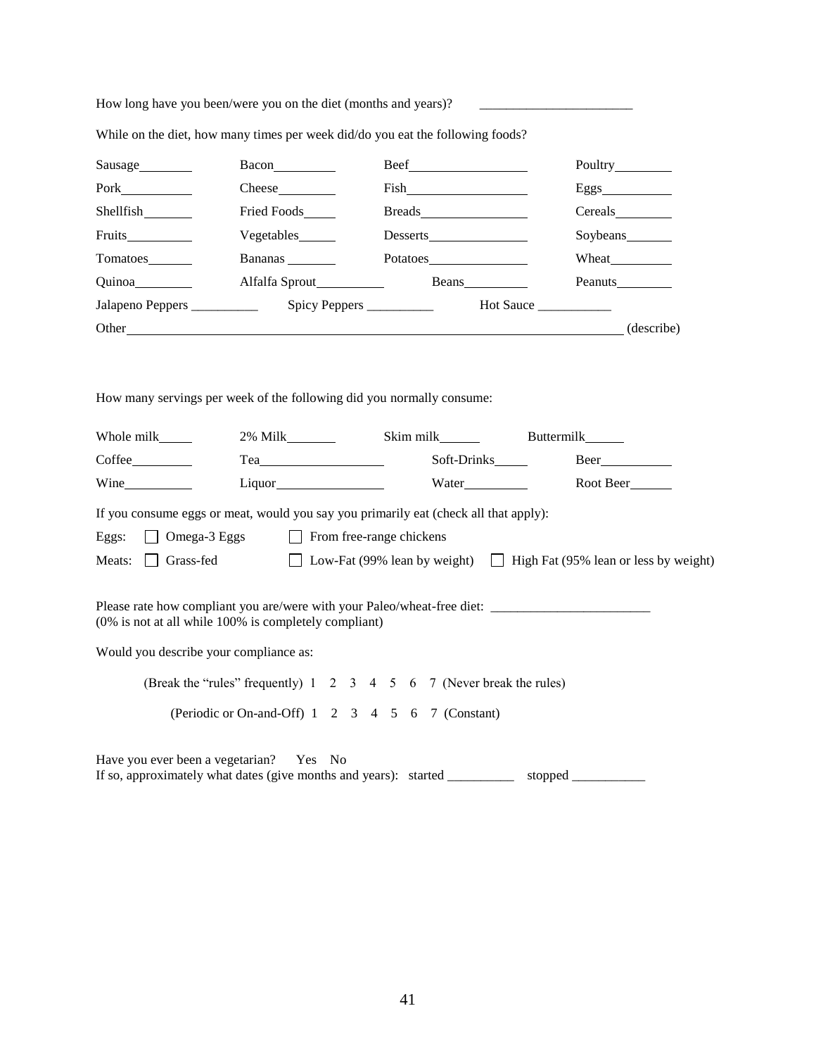How long have you been/were you on the diet (months and years)? _______________________

While on the diet, how many times per week did/do you eat the following foods?

| | | | |
|---|---|---|---|
| Sausage________ | Bacon_________ | Beef_________________ | Poultry________ |
| Pork__________ | Cheese________ | Fish_________________ | Eggs__________ |
| Shellfish_______ | Fried Foods_____ | Breads________________ | Cereals________ |
| Fruits_________ | Vegetables______ | Desserts_______________ | Soybeans_______ |
| Tomatoes_______ | Bananas _______ | Potatoes_______________ | Wheat_________ |
| Quinoa________ | Alfalfa Sprout__________ | Beans_________ | Peanuts________ |
| Jalapeno Peppers __________ | Spicy Peppers __________ | Hot Sauce ___________ | |

Other_________________________________________________________________________ (describe)

How many servings per week of the following did you normally consume:

| | | | |
|---|---|---|---|
| Whole milk_____ | 2% Milk_______ | Skim milk______ | Buttermilk______ |
| Coffee_________ | Tea___________________ | Soft-Drinks_____ | Beer__________ |
| Wine__________ | Liquor________________ | Water_________ | Root Beer______ |

If you consume eggs or meat, would you say you primarily eat (check all that apply):

Eggs: ☐ Omega-3 Eggs ☐ From free-range chickens

Meats: ☐ Grass-fed ☐ Low-Fat (99% lean by weight) ☐ High Fat (95% lean or less by weight)

Please rate how compliant you are/were with your Paleo/wheat-free diet: ________________________
(0% is not at all while 100% is completely compliant)

Would you describe your compliance as:

(Break the "rules" frequently) 1 2 3 4 5 6 7 (Never break the rules)

(Periodic or On-and-Off) 1 2 3 4 5 6 7 (Constant)

Have you ever been a vegetarian? Yes No
If so, approximately what dates (give months and years): started __________ stopped ___________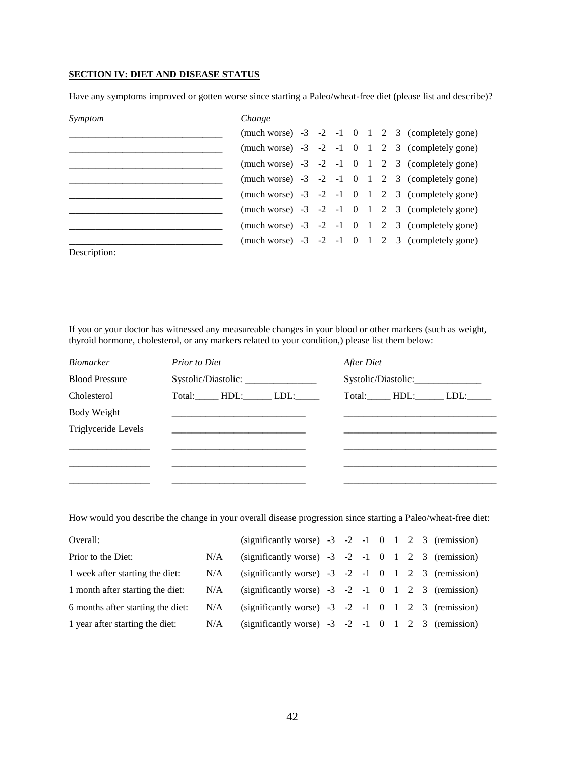**SECTION IV: DIET AND DISEASE STATUS**

Have any symptoms improved or gotten worse since starting a Paleo/wheat-free diet (please list and describe)?

| *Symptom* | *Change* |
|---|---|
| ______________________________ | (much worse) -3 -2 -1 0 1 2 3 (completely gone) |
| ______________________________ | (much worse) -3 -2 -1 0 1 2 3 (completely gone) |
| ______________________________ | (much worse) -3 -2 -1 0 1 2 3 (completely gone) |
| ______________________________ | (much worse) -3 -2 -1 0 1 2 3 (completely gone) |
| ______________________________ | (much worse) -3 -2 -1 0 1 2 3 (completely gone) |
| ______________________________ | (much worse) -3 -2 -1 0 1 2 3 (completely gone) |
| ______________________________ | (much worse) -3 -2 -1 0 1 2 3 (completely gone) |
| ______________________________ | (much worse) -3 -2 -1 0 1 2 3 (completely gone) |

Description:

If you or your doctor has witnessed any measureable changes in your blood or other markers (such as weight, thyroid hormone, cholesterol, or any markers related to your condition,) please list them below:

| *Biomarker* | *Prior to Diet* | *After Diet* |
|---|---|---|
| Blood Pressure | Systolic/Diastolic: _______________ | Systolic/Diastolic: ______________ |
| Cholesterol | Total:_____ HDL:______ LDL:_____ | Total:_____ HDL:______ LDL:_____ |
| Body Weight | ___________________________ | ________________________________ |
| Triglyceride Levels | ___________________________ | ________________________________ |
| ________________ | ___________________________ | ________________________________ |
| ________________ | ___________________________ | ________________________________ |
| ________________ | ___________________________ | ________________________________ |

How would you describe the change in your overall disease progression since starting a Paleo/wheat-free diet:

| | | |
|---|---|---|
| Overall: | | (significantly worse) -3 -2 -1 0 1 2 3 (remission) |
| Prior to the Diet: | N/A | (significantly worse) -3 -2 -1 0 1 2 3 (remission) |
| 1 week after starting the diet: | N/A | (significantly worse) -3 -2 -1 0 1 2 3 (remission) |
| 1 month after starting the diet: | N/A | (significantly worse) -3 -2 -1 0 1 2 3 (remission) |
| 6 months after starting the diet: | N/A | (significantly worse) -3 -2 -1 0 1 2 3 (remission) |
| 1 year after starting the diet: | N/A | (significantly worse) -3 -2 -1 0 1 2 3 (remission) |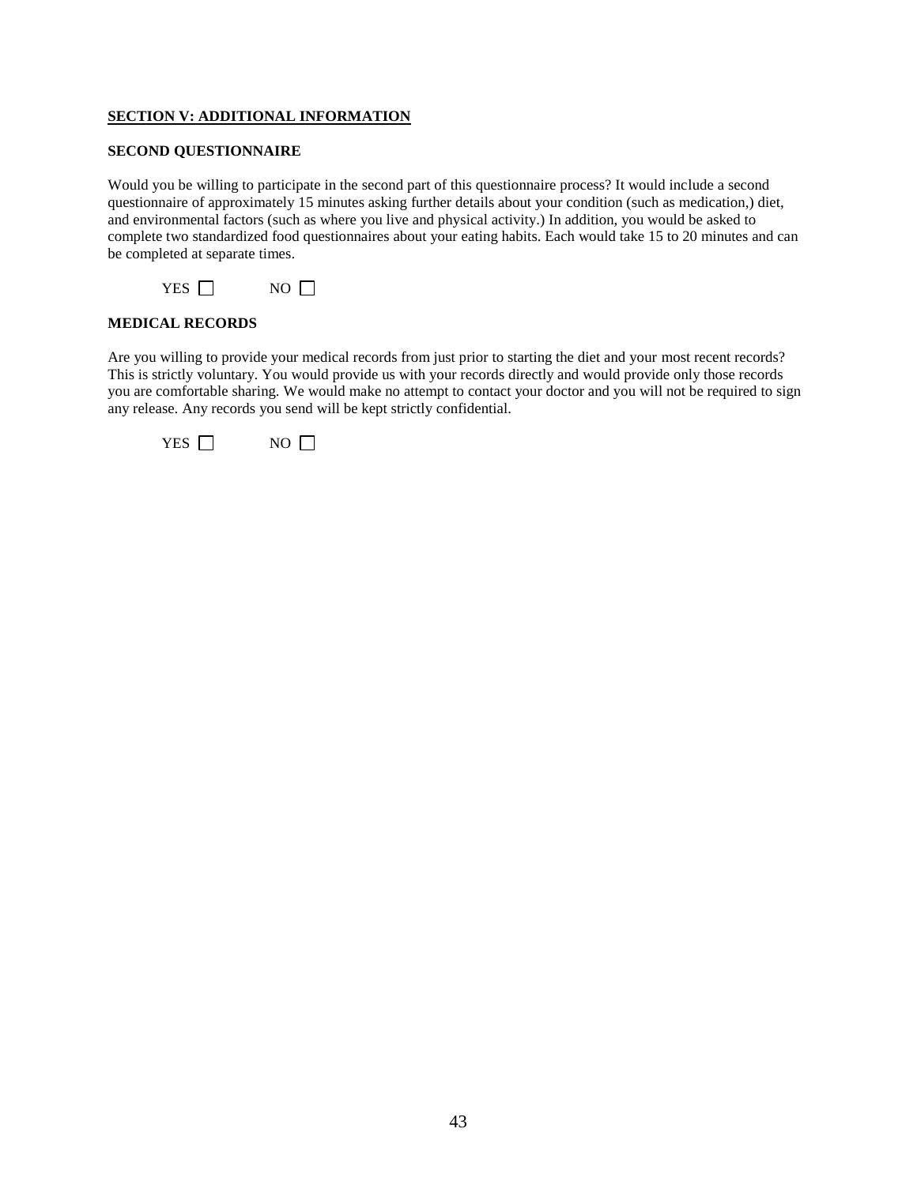## **SECTION V: ADDITIONAL INFORMATION**

### **SECOND QUESTIONNAIRE**

Would you be willing to participate in the second part of this questionnaire process? It would include a second questionnaire of approximately 15 minutes asking further details about your condition (such as medication,) diet, and environmental factors (such as where you live and physical activity.) In addition, you would be asked to complete two standardized food questionnaires about your eating habits. Each would take 15 to 20 minutes and can be completed at separate times.

YES ☐ NO ☐

### **MEDICAL RECORDS**

Are you willing to provide your medical records from just prior to starting the diet and your most recent records? This is strictly voluntary. You would provide us with your records directly and would provide only those records you are comfortable sharing. We would make no attempt to contact your doctor and you will not be required to sign any release. Any records you send will be kept strictly confidential.

YES ☐ NO ☐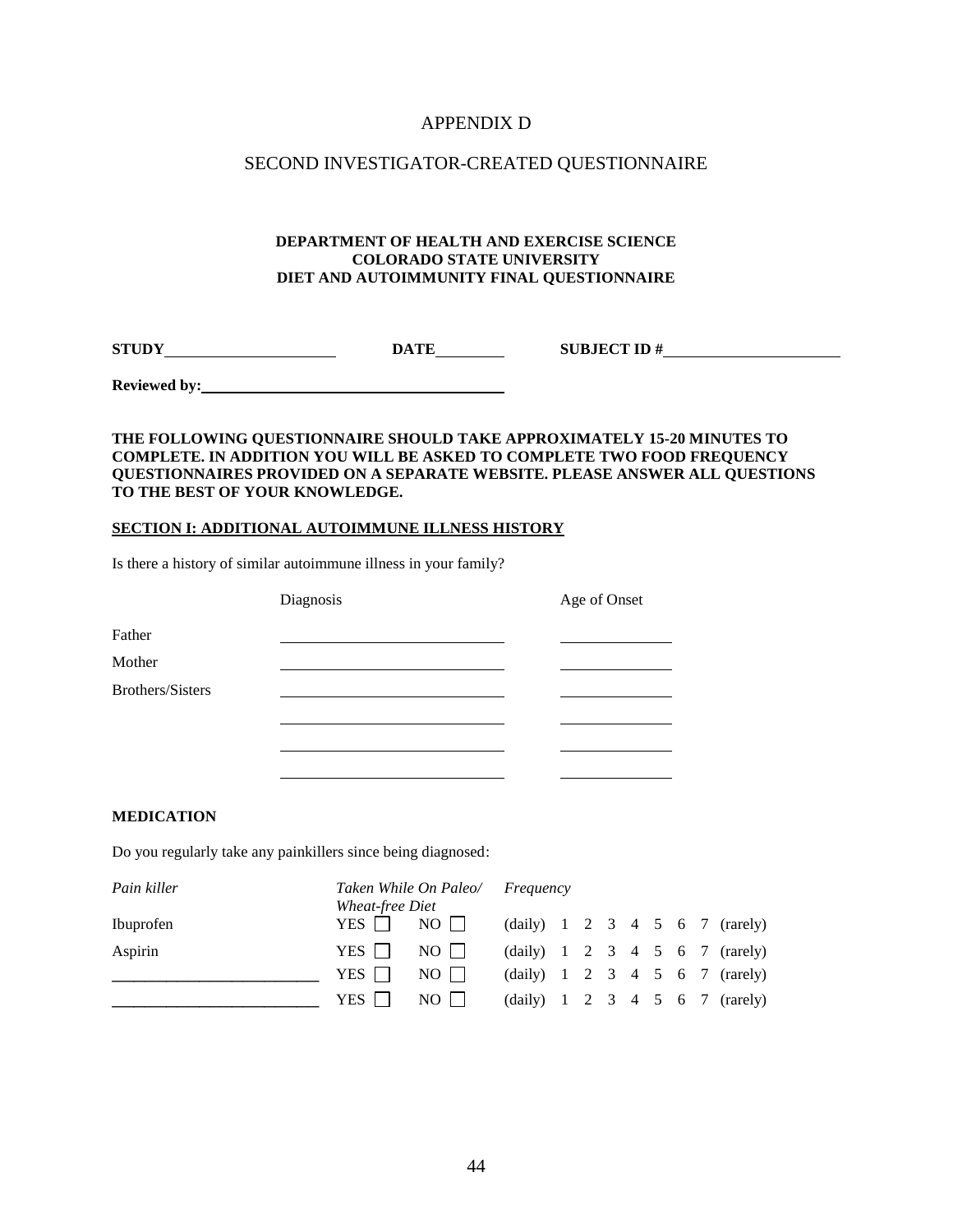# APPENDIX D

## SECOND INVESTIGATOR-CREATED QUESTIONNAIRE

**DEPARTMENT OF HEALTH AND EXERCISE SCIENCE**
**COLORADO STATE UNIVERSITY**
**DIET AND AUTOIMMUNITY FINAL QUESTIONNAIRE**

**STUDY** ____________________ **DATE** ________ **SUBJECT ID #** ____________________

**Reviewed by:** ____________________________________

**THE FOLLOWING QUESTIONNAIRE SHOULD TAKE APPROXIMATELY 15-20 MINUTES TO COMPLETE. IN ADDITION YOU WILL BE ASKED TO COMPLETE TWO FOOD FREQUENCY QUESTIONNAIRES PROVIDED ON A SEPARATE WEBSITE. PLEASE ANSWER ALL QUESTIONS TO THE BEST OF YOUR KNOWLEDGE.**

**<u>SECTION I: ADDITIONAL AUTOIMMUNE ILLNESS HISTORY</u>**

Is there a history of similar autoimmune illness in your family?

| | Diagnosis | Age of Onset |
|---|---|---|
| Father | ____________________ | __________ |
| Mother | ____________________ | __________ |
| Brothers/Sisters | ____________________ | __________ |
| | ____________________ | __________ |
| | ____________________ | __________ |
| | ____________________ | __________ |

**MEDICATION**

Do you regularly take any painkillers since being diagnosed:

| *Pain killer* | *Taken While On Paleo/ Wheat-free Diet* | | *Frequency* |
|---|---|---|---|
| Ibuprofen | YES ☐ | NO ☐ | (daily) 1 2 3 4 5 6 7 (rarely) |
| Aspirin | YES ☐ | NO ☐ | (daily) 1 2 3 4 5 6 7 (rarely) |
| ____________________ | YES ☐ | NO ☐ | (daily) 1 2 3 4 5 6 7 (rarely) |
| ____________________ | YES ☐ | NO ☐ | (daily) 1 2 3 4 5 6 7 (rarely) |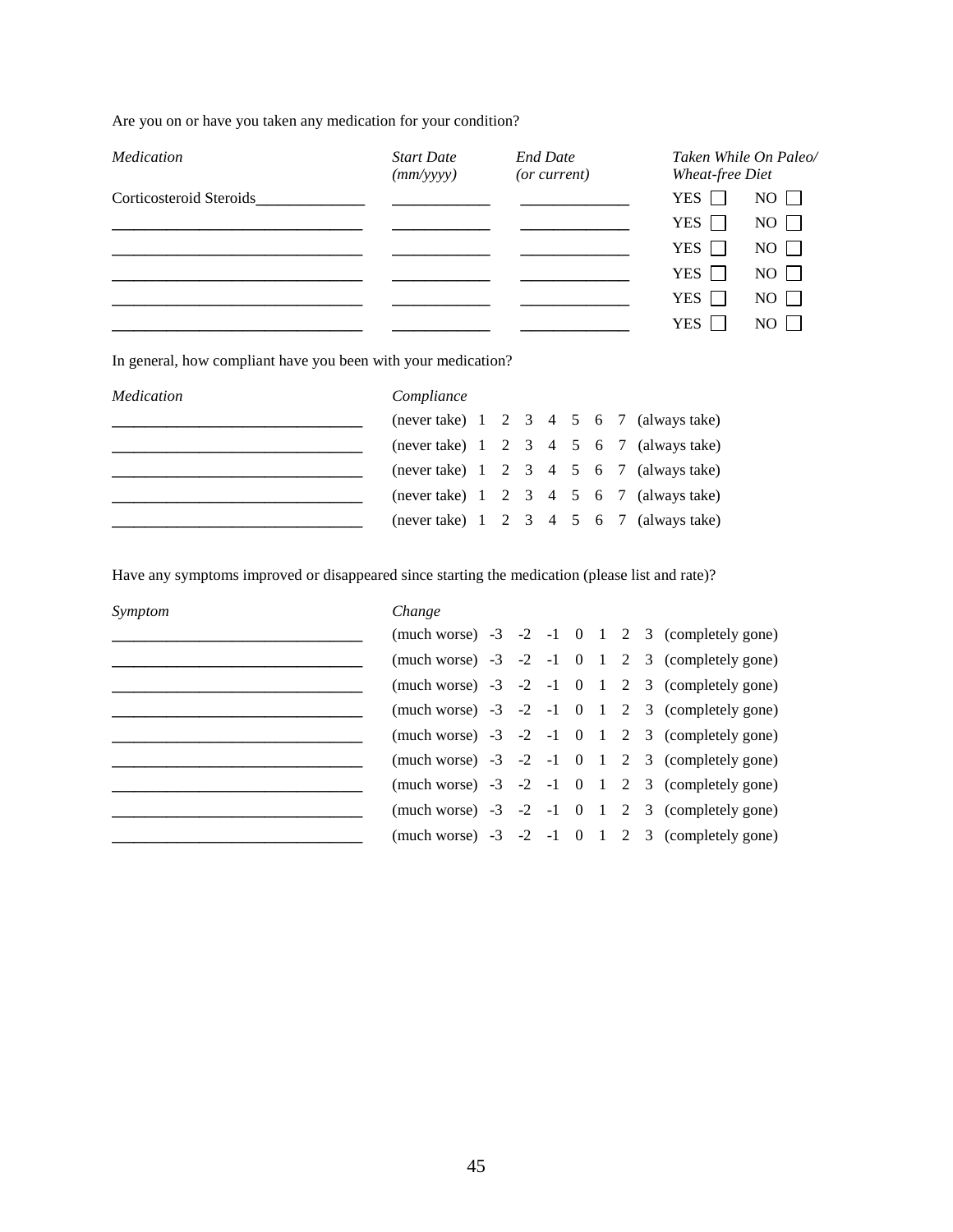Are you on or have you taken any medication for your condition?

| *Medication* | *Start Date (mm/yyyy)* | *End Date (or current)* | *Taken While On Paleo/ Wheat-free Diet* | |
|---|---|---|---|---|
| Corticosteroid Steroids______________ | ____________ | ______________ | YES ☐ | NO ☐ |
| ________________________________ | ____________ | ______________ | YES ☐ | NO ☐ |
| ________________________________ | ____________ | ______________ | YES ☐ | NO ☐ |
| ________________________________ | ____________ | ______________ | YES ☐ | NO ☐ |
| ________________________________ | ____________ | ______________ | YES ☐ | NO ☐ |
| ________________________________ | ____________ | ______________ | YES ☐ | NO ☐ |

In general, how compliant have you been with your medication?

| *Medication* | *Compliance* |
|---|---|
| ________________________________ | (never take) 1 2 3 4 5 6 7 (always take) |
| ________________________________ | (never take) 1 2 3 4 5 6 7 (always take) |
| ________________________________ | (never take) 1 2 3 4 5 6 7 (always take) |
| ________________________________ | (never take) 1 2 3 4 5 6 7 (always take) |
| ________________________________ | (never take) 1 2 3 4 5 6 7 (always take) |

Have any symptoms improved or disappeared since starting the medication (please list and rate)?

| *Symptom* | *Change* |
|---|---|
| ________________________________ | (much worse) -3 -2 -1 0 1 2 3 (completely gone) |
| ________________________________ | (much worse) -3 -2 -1 0 1 2 3 (completely gone) |
| ________________________________ | (much worse) -3 -2 -1 0 1 2 3 (completely gone) |
| ________________________________ | (much worse) -3 -2 -1 0 1 2 3 (completely gone) |
| ________________________________ | (much worse) -3 -2 -1 0 1 2 3 (completely gone) |
| ________________________________ | (much worse) -3 -2 -1 0 1 2 3 (completely gone) |
| ________________________________ | (much worse) -3 -2 -1 0 1 2 3 (completely gone) |
| ________________________________ | (much worse) -3 -2 -1 0 1 2 3 (completely gone) |
| ________________________________ | (much worse) -3 -2 -1 0 1 2 3 (completely gone) |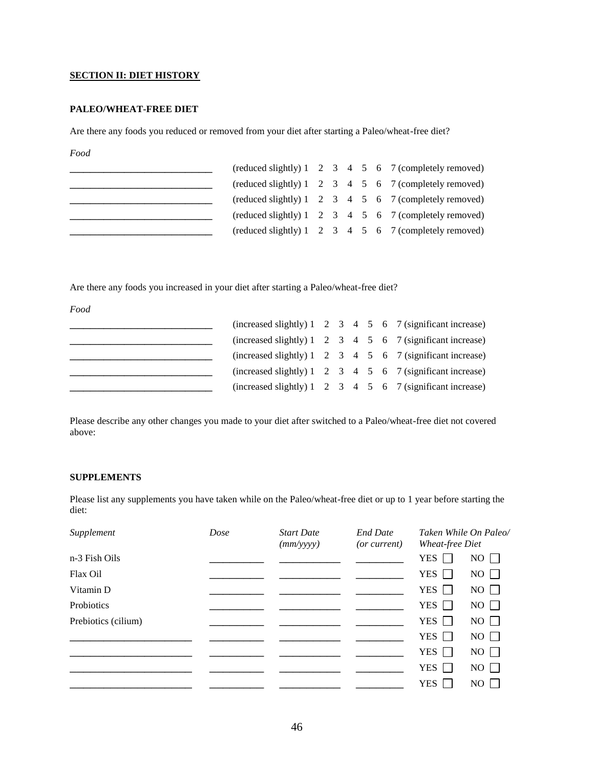## SECTION II: DIET HISTORY

### PALEO/WHEAT-FREE DIET

Are there any foods you reduced or removed from your diet after starting a Paleo/wheat-free diet?

| *Food* | |
|---|---|
| ____________________________ | (reduced slightly) 1 2 3 4 5 6 7 (completely removed) |
| ____________________________ | (reduced slightly) 1 2 3 4 5 6 7 (completely removed) |
| ____________________________ | (reduced slightly) 1 2 3 4 5 6 7 (completely removed) |
| ____________________________ | (reduced slightly) 1 2 3 4 5 6 7 (completely removed) |
| ____________________________ | (reduced slightly) 1 2 3 4 5 6 7 (completely removed) |

Are there any foods you increased in your diet after starting a Paleo/wheat-free diet?

| *Food* | |
|---|---|
| ____________________________ | (increased slightly) 1 2 3 4 5 6 7 (significant increase) |
| ____________________________ | (increased slightly) 1 2 3 4 5 6 7 (significant increase) |
| ____________________________ | (increased slightly) 1 2 3 4 5 6 7 (significant increase) |
| ____________________________ | (increased slightly) 1 2 3 4 5 6 7 (significant increase) |
| ____________________________ | (increased slightly) 1 2 3 4 5 6 7 (significant increase) |

Please describe any other changes you made to your diet after switched to a Paleo/wheat-free diet not covered above:

### SUPPLEMENTS

Please list any supplements you have taken while on the Paleo/wheat-free diet or up to 1 year before starting the diet:

| *Supplement* | *Dose* | *Start Date (mm/yyyy)* | *End Date (or current)* | *Taken While On Paleo/ Wheat-free Diet* | |
|---|---|---|---|---|---|
| n-3 Fish Oils | __________ | ___________ | _________ | YES ☐ | NO ☐ |
| Flax Oil | __________ | ___________ | _________ | YES ☐ | NO ☐ |
| Vitamin D | __________ | ___________ | _________ | YES ☐ | NO ☐ |
| Probiotics | __________ | ___________ | _________ | YES ☐ | NO ☐ |
| Prebiotics (cilium) | __________ | ___________ | _________ | YES ☐ | NO ☐ |
| ______________________ | __________ | ___________ | _________ | YES ☐ | NO ☐ |
| ______________________ | __________ | ___________ | _________ | YES ☐ | NO ☐ |
| ______________________ | __________ | ___________ | _________ | YES ☐ | NO ☐ |
| ______________________ | __________ | ___________ | _________ | YES ☐ | NO ☐ |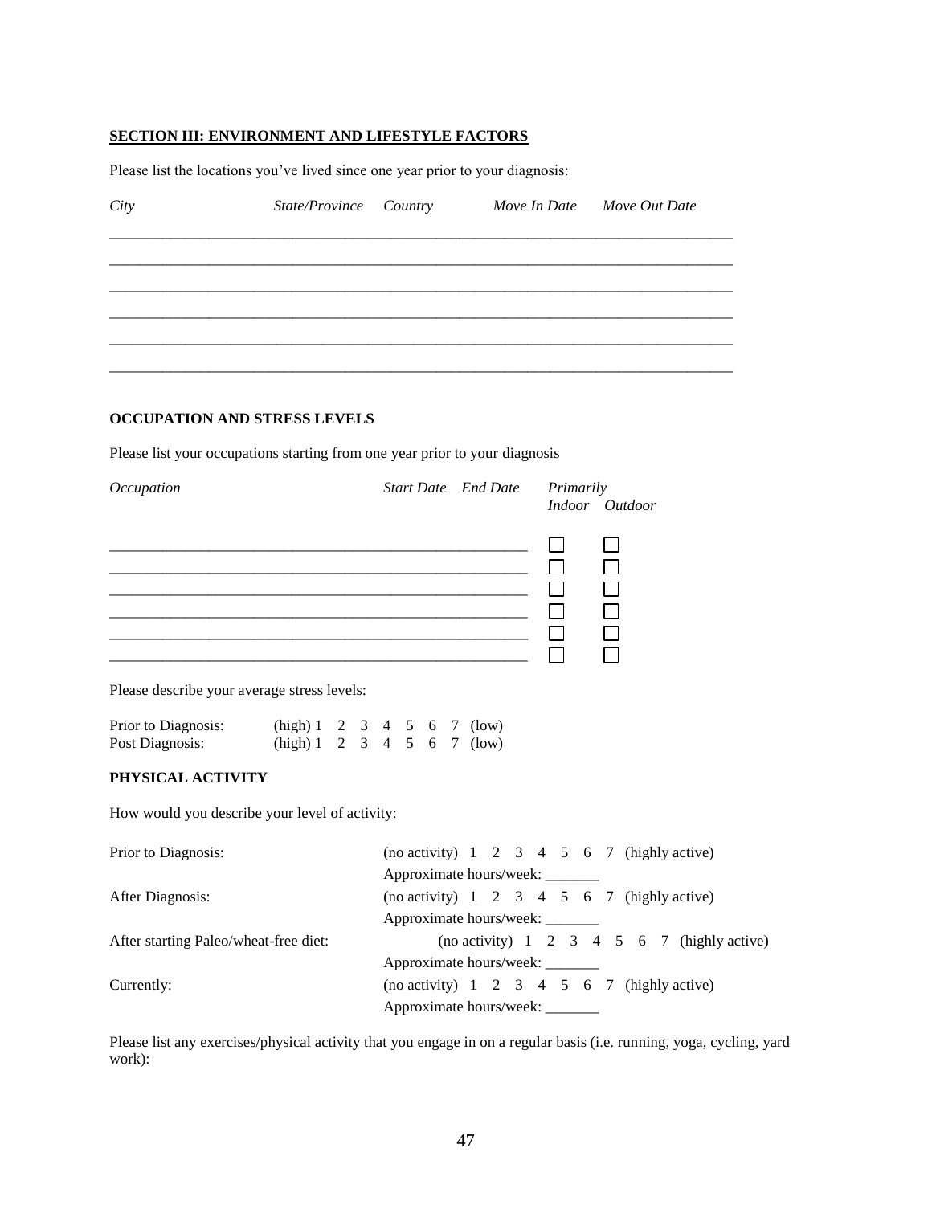## SECTION III: ENVIRONMENT AND LIFESTYLE FACTORS

Please list the locations you've lived since one year prior to your diagnosis:

| *City* | *State/Province* | *Country* | *Move In Date* | *Move Out Date* |
|---|---|---|---|---|
| | | | | |
| | | | | |
| | | | | |
| | | | | |
| | | | | |
| | | | | |

### OCCUPATION AND STRESS LEVELS

Please list your occupations starting from one year prior to your diagnosis

| *Occupation* | *Start Date* | *End Date* | *Primarily Indoor* | *Primarily Outdoor* |
|---|---|---|---|---|
| | | | ☐ | ☐ |
| | | | ☐ | ☐ |
| | | | ☐ | ☐ |
| | | | ☐ | ☐ |
| | | | ☐ | ☐ |
| | | | ☐ | ☐ |

Please describe your average stress levels:

Prior to Diagnosis: (high) 1 2 3 4 5 6 7 (low)

Post Diagnosis: (high) 1 2 3 4 5 6 7 (low)

### PHYSICAL ACTIVITY

How would you describe your level of activity:

Prior to Diagnosis: (no activity) 1 2 3 4 5 6 7 (highly active)
Approximate hours/week: _______

After Diagnosis: (no activity) 1 2 3 4 5 6 7 (highly active)
Approximate hours/week: _______

After starting Paleo/wheat-free diet: (no activity) 1 2 3 4 5 6 7 (highly active)
Approximate hours/week: _______

Currently: (no activity) 1 2 3 4 5 6 7 (highly active)
Approximate hours/week: _______

Please list any exercises/physical activity that you engage in on a regular basis (i.e. running, yoga, cycling, yard work):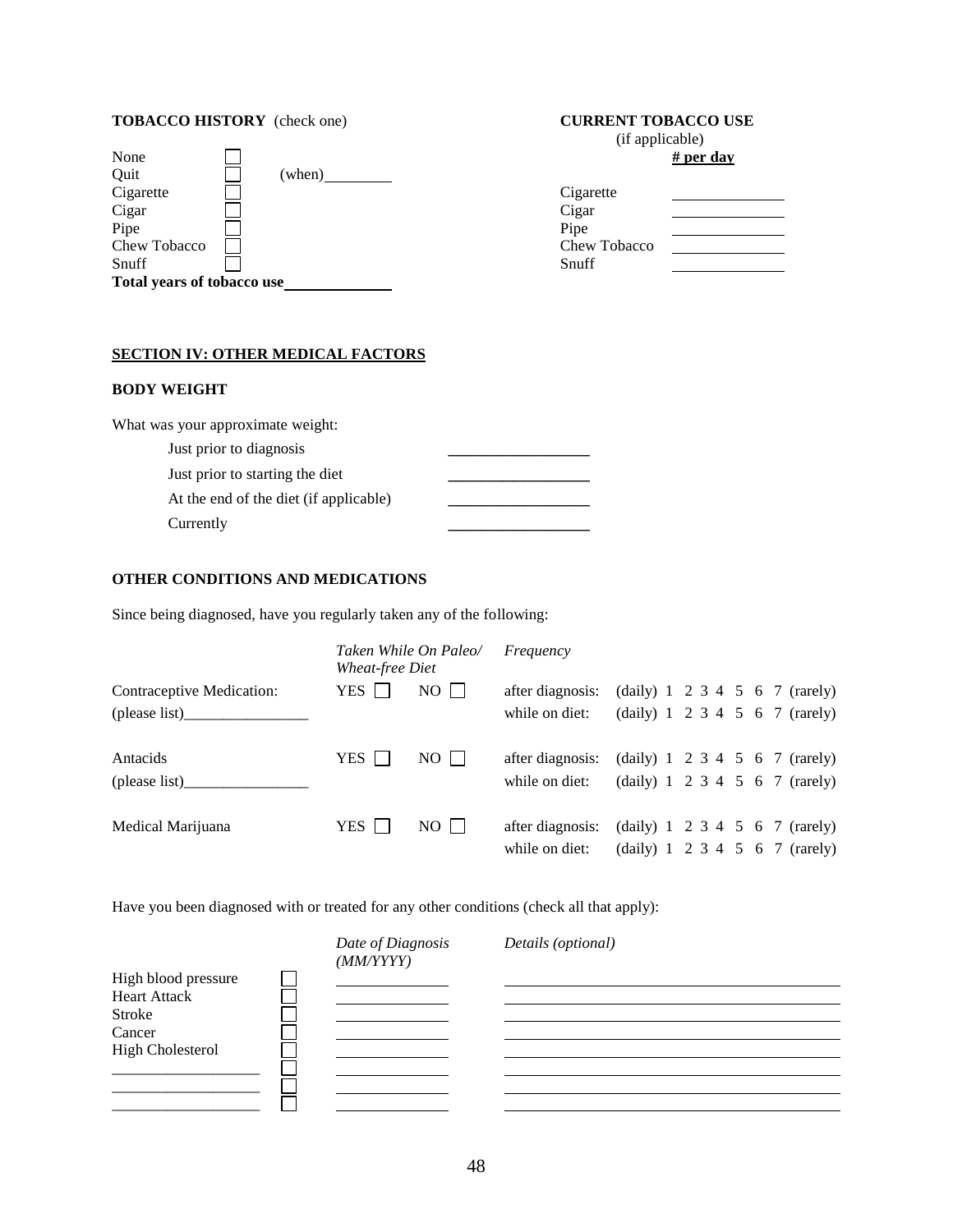**TOBACCO HISTORY** (check one)

| | | |
|---|---|---|
| None | ☐ | |
| Quit | ☐ | (when)________ |
| Cigarette | ☐ | |
| Cigar | ☐ | |
| Pipe | ☐ | |
| Chew Tobacco | ☐ | |
| Snuff | ☐ | |

**Total years of tobacco use**____________

**CURRENT TOBACCO USE**
(if applicable)

| | **# per day** |
|---|---|
| Cigarette | ____________ |
| Cigar | ____________ |
| Pipe | ____________ |
| Chew Tobacco | ____________ |
| Snuff | ____________ |

## SECTION IV: OTHER MEDICAL FACTORS

### BODY WEIGHT

What was your approximate weight:

| | |
|---|---|
| Just prior to diagnosis | ________________ |
| Just prior to starting the diet | ________________ |
| At the end of the diet (if applicable) | ________________ |
| Currently | ________________ |

### OTHER CONDITIONS AND MEDICATIONS

Since being diagnosed, have you regularly taken any of the following:

| | *Taken While On Paleo/ Wheat-free Diet* | | *Frequency* | |
|---|---|---|---|---|
| Contraceptive Medication: | YES ☐ | NO ☐ | after diagnosis: | (daily) 1 2 3 4 5 6 7 (rarely) |
| (please list)________________ | | | while on diet: | (daily) 1 2 3 4 5 6 7 (rarely) |
| Antacids | YES ☐ | NO ☐ | after diagnosis: | (daily) 1 2 3 4 5 6 7 (rarely) |
| (please list)________________ | | | while on diet: | (daily) 1 2 3 4 5 6 7 (rarely) |
| Medical Marijuana | YES ☐ | NO ☐ | after diagnosis: | (daily) 1 2 3 4 5 6 7 (rarely) |
| | | | while on diet: | (daily) 1 2 3 4 5 6 7 (rarely) |

Have you been diagnosed with or treated for any other conditions (check all that apply):

| | | *Date of Diagnosis (MM/YYYY)* | *Details (optional)* |
|---|---|---|---|
| High blood pressure | ☐ | ____________ | ________________________________ |
| Heart Attack | ☐ | ____________ | ________________________________ |
| Stroke | ☐ | ____________ | ________________________________ |
| Cancer | ☐ | ____________ | ________________________________ |
| High Cholesterol | ☐ | ____________ | ________________________________ |
| ________________ | ☐ | ____________ | ________________________________ |
| ________________ | ☐ | ____________ | ________________________________ |
| ________________ | ☐ | ____________ | ________________________________ |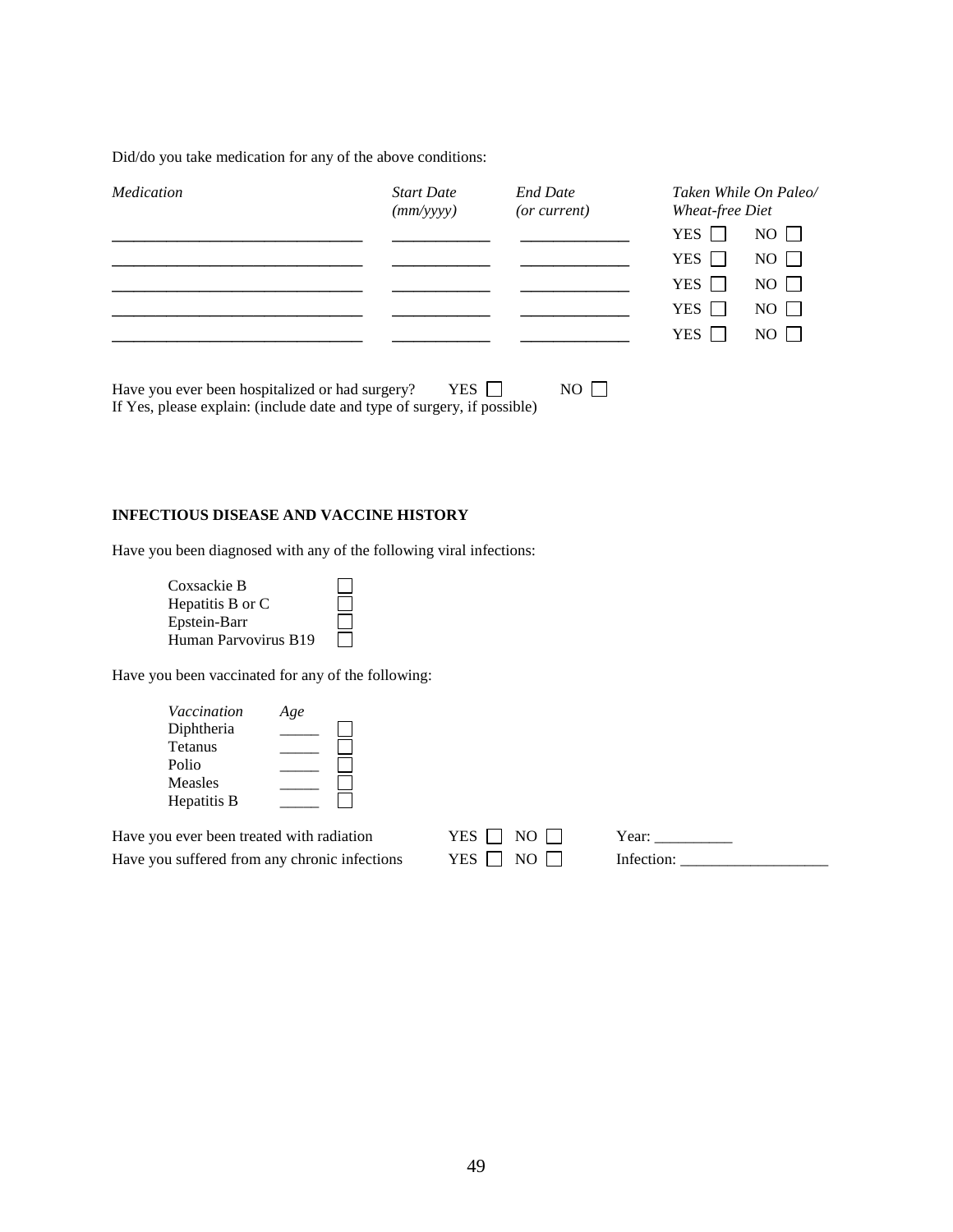Did/do you take medication for any of the above conditions:

| *Medication* | *Start Date (mm/yyyy)* | *End Date (or current)* | *Taken While On Paleo/ Wheat-free Diet* | |
|---|---|---|---|---|
| ____________________________ | ___________ | ____________ | YES ☐ | NO ☐ |
| ____________________________ | ___________ | ____________ | YES ☐ | NO ☐ |
| ____________________________ | ___________ | ____________ | YES ☐ | NO ☐ |
| ____________________________ | ___________ | ____________ | YES ☐ | NO ☐ |
| ____________________________ | ___________ | ____________ | YES ☐ | NO ☐ |

Have you ever been hospitalized or had surgery? YES ☐ NO ☐
If Yes, please explain: (include date and type of surgery, if possible)

**INFECTIOUS DISEASE AND VACCINE HISTORY**

Have you been diagnosed with any of the following viral infections:

- Coxsackie B ☐
- Hepatitis B or C ☐
- Epstein-Barr ☐
- Human Parvovirus B19 ☐

Have you been vaccinated for any of the following:

| *Vaccination* | *Age* | |
|---|---|---|
| Diphtheria | _____ | ☐ |
| Tetanus | _____ | ☐ |
| Polio | _____ | ☐ |
| Measles | _____ | ☐ |
| Hepatitis B | _____ | ☐ |

Have you ever been treated with radiation YES ☐ NO ☐ Year: __________

Have you suffered from any chronic infections YES ☐ NO ☐ Infection: ___________________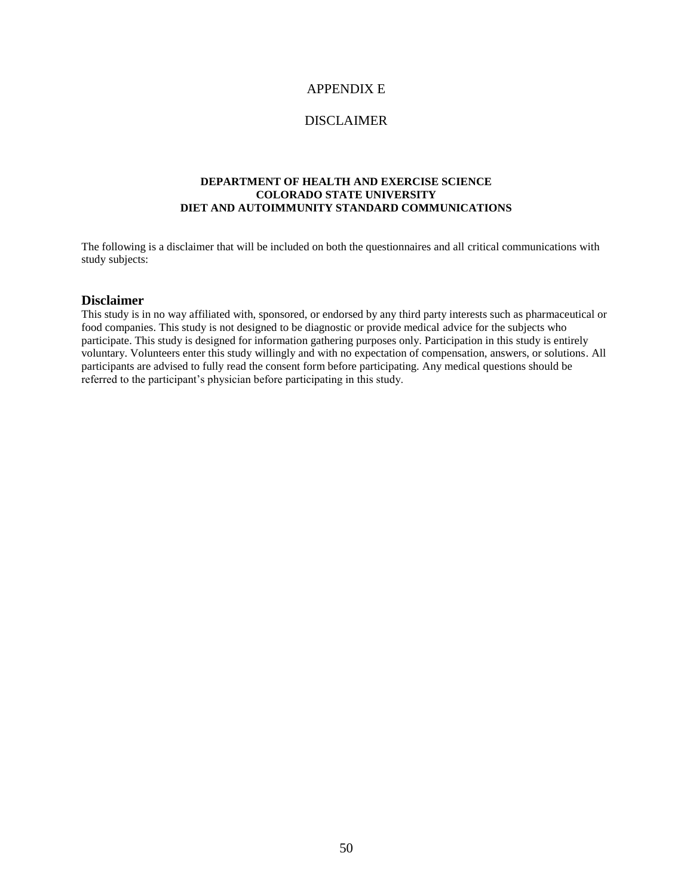# APPENDIX E

# DISCLAIMER

**DEPARTMENT OF HEALTH AND EXERCISE SCIENCE**
**COLORADO STATE UNIVERSITY**
**DIET AND AUTOIMMUNITY STANDARD COMMUNICATIONS**

The following is a disclaimer that will be included on both the questionnaires and all critical communications with study subjects:

## Disclaimer

This study is in no way affiliated with, sponsored, or endorsed by any third party interests such as pharmaceutical or food companies. This study is not designed to be diagnostic or provide medical advice for the subjects who participate. This study is designed for information gathering purposes only. Participation in this study is entirely voluntary. Volunteers enter this study willingly and with no expectation of compensation, answers, or solutions. All participants are advised to fully read the consent form before participating. Any medical questions should be referred to the participant's physician before participating in this study.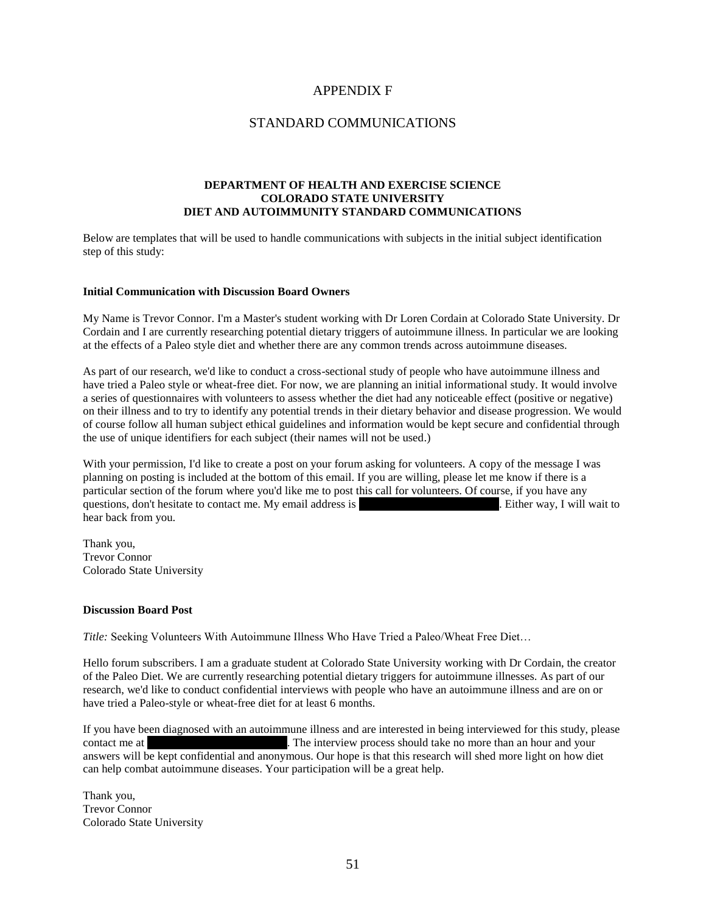# APPENDIX F

# STANDARD COMMUNICATIONS

**DEPARTMENT OF HEALTH AND EXERCISE SCIENCE**
**COLORADO STATE UNIVERSITY**
**DIET AND AUTOIMMUNITY STANDARD COMMUNICATIONS**

Below are templates that will be used to handle communications with subjects in the initial subject identification step of this study:

**Initial Communication with Discussion Board Owners**

My Name is Trevor Connor. I'm a Master's student working with Dr Loren Cordain at Colorado State University. Dr Cordain and I are currently researching potential dietary triggers of autoimmune illness. In particular we are looking at the effects of a Paleo style diet and whether there are any common trends across autoimmune diseases.

As part of our research, we'd like to conduct a cross-sectional study of people who have autoimmune illness and have tried a Paleo style or wheat-free diet. For now, we are planning an initial informational study. It would involve a series of questionnaires with volunteers to assess whether the diet had any noticeable effect (positive or negative) on their illness and to try to identify any potential trends in their dietary behavior and disease progression. We would of course follow all human subject ethical guidelines and information would be kept secure and confidential through the use of unique identifiers for each subject (their names will not be used.)

With your permission, I'd like to create a post on your forum asking for volunteers. A copy of the message I was planning on posting is included at the bottom of this email. If you are willing, please let me know if there is a particular section of the forum where you'd like me to post this call for volunteers. Of course, if you have any questions, don't hesitate to contact me. My email address is [REDACTED]. Either way, I will wait to hear back from you.

Thank you,
Trevor Connor
Colorado State University

**Discussion Board Post**

*Title:* Seeking Volunteers With Autoimmune Illness Who Have Tried a Paleo/Wheat Free Diet…

Hello forum subscribers. I am a graduate student at Colorado State University working with Dr Cordain, the creator of the Paleo Diet. We are currently researching potential dietary triggers for autoimmune illnesses. As part of our research, we'd like to conduct confidential interviews with people who have an autoimmune illness and are on or have tried a Paleo-style or wheat-free diet for at least 6 months.

If you have been diagnosed with an autoimmune illness and are interested in being interviewed for this study, please contact me at [REDACTED]. The interview process should take no more than an hour and your answers will be kept confidential and anonymous. Our hope is that this research will shed more light on how diet can help combat autoimmune diseases. Your participation will be a great help.

Thank you,
Trevor Connor
Colorado State University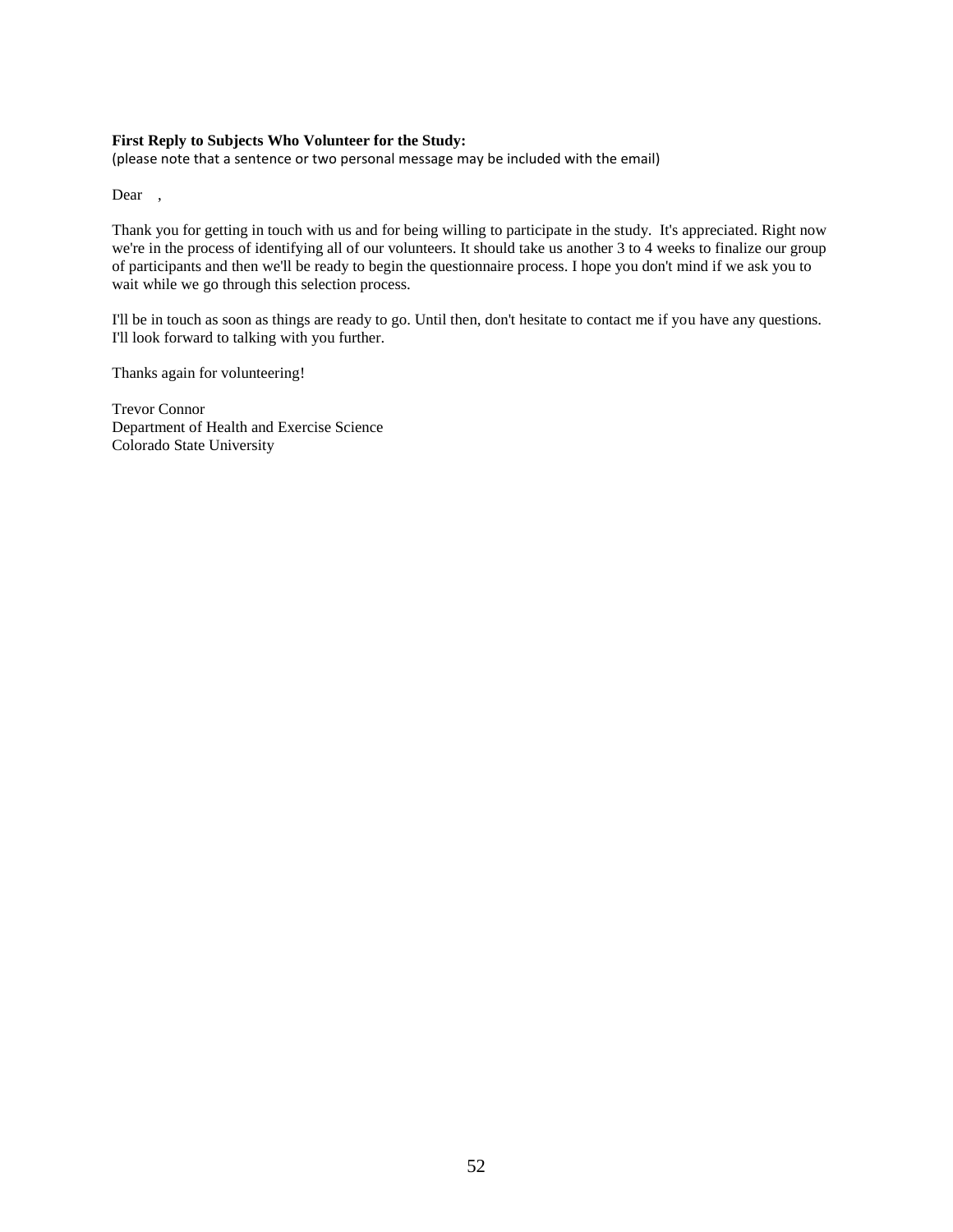**First Reply to Subjects Who Volunteer for the Study:**
(please note that a sentence or two personal message may be included with the email)

Dear ,

Thank you for getting in touch with us and for being willing to participate in the study. It's appreciated. Right now we're in the process of identifying all of our volunteers. It should take us another 3 to 4 weeks to finalize our group of participants and then we'll be ready to begin the questionnaire process. I hope you don't mind if we ask you to wait while we go through this selection process.

I'll be in touch as soon as things are ready to go. Until then, don't hesitate to contact me if you have any questions. I'll look forward to talking with you further.

Thanks again for volunteering!

Trevor Connor
Department of Health and Exercise Science
Colorado State University